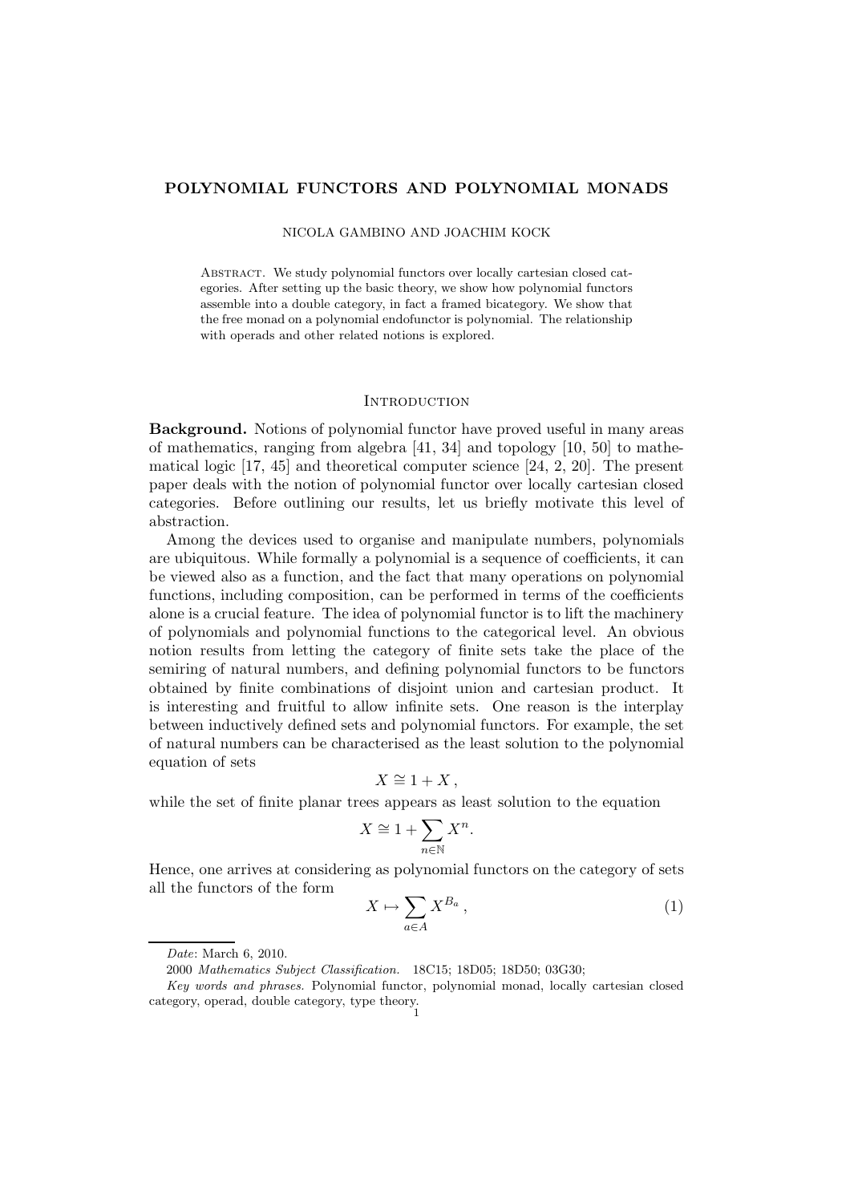# POLYNOMIAL FUNCTORS AND POLYNOMIAL MONADS

NICOLA GAMBINO AND JOACHIM KOCK

Abstract. We study polynomial functors over locally cartesian closed categories. After setting up the basic theory, we show how polynomial functors assemble into a double category, in fact a framed bicategory. We show that the free monad on a polynomial endofunctor is polynomial. The relationship with operads and other related notions is explored.

## Introduction

**Background.** Notions of polynomial functor have proved useful in many areas of mathematics, ranging from algebra [41, 34] and topology [10, 50] to mathematical logic [17, 45] and theoretical computer science [24, 2, 20]. The present paper deals with the notion of polynomial functor over locally cartesian closed categories. Before outlining our results, let us briefly motivate this level of abstraction.

Among the devices used to organise and manipulate numbers, polynomials are ubiquitous. While formally a polynomial is a sequence of coefficients, it can be viewed also as a function, and the fact that many operations on polynomial functions, including composition, can be performed in terms of the coefficients alone is a crucial feature. The idea of polynomial functor is to lift the machinery of polynomials and polynomial functions to the categorical level. An obvious notion results from letting the category of finite sets take the place of the semiring of natural numbers, and defining polynomial functors to be functors obtained by finite combinations of disjoint union and cartesian product. It is interesting and fruitful to allow infinite sets. One reason is the interplay between inductively defined sets and polynomial functors. For example, the set of natural numbers can be characterised as the least solution to the polynomial equation of sets

$$X \cong 1 + X \,,$$

while the set of finite planar trees appears as least solution to the equation

$$X \cong 1 + \sum_{n \in \mathbb{N}} X^n.$$

Hence, one arrives at considering as polynomial functors on the category of sets all the functors of the form

$$X \mapsto \sum_{a \in A} X^{B_a} \,, \tag{1}$$

*Date*: March 6, 2010.

2000 *Mathematics Subject Classification.* 18C15; 18D05; 18D50; 03G30;

*Key words and phrases.* Polynomial functor, polynomial monad, locally cartesian closed category, operad, double category, type theory.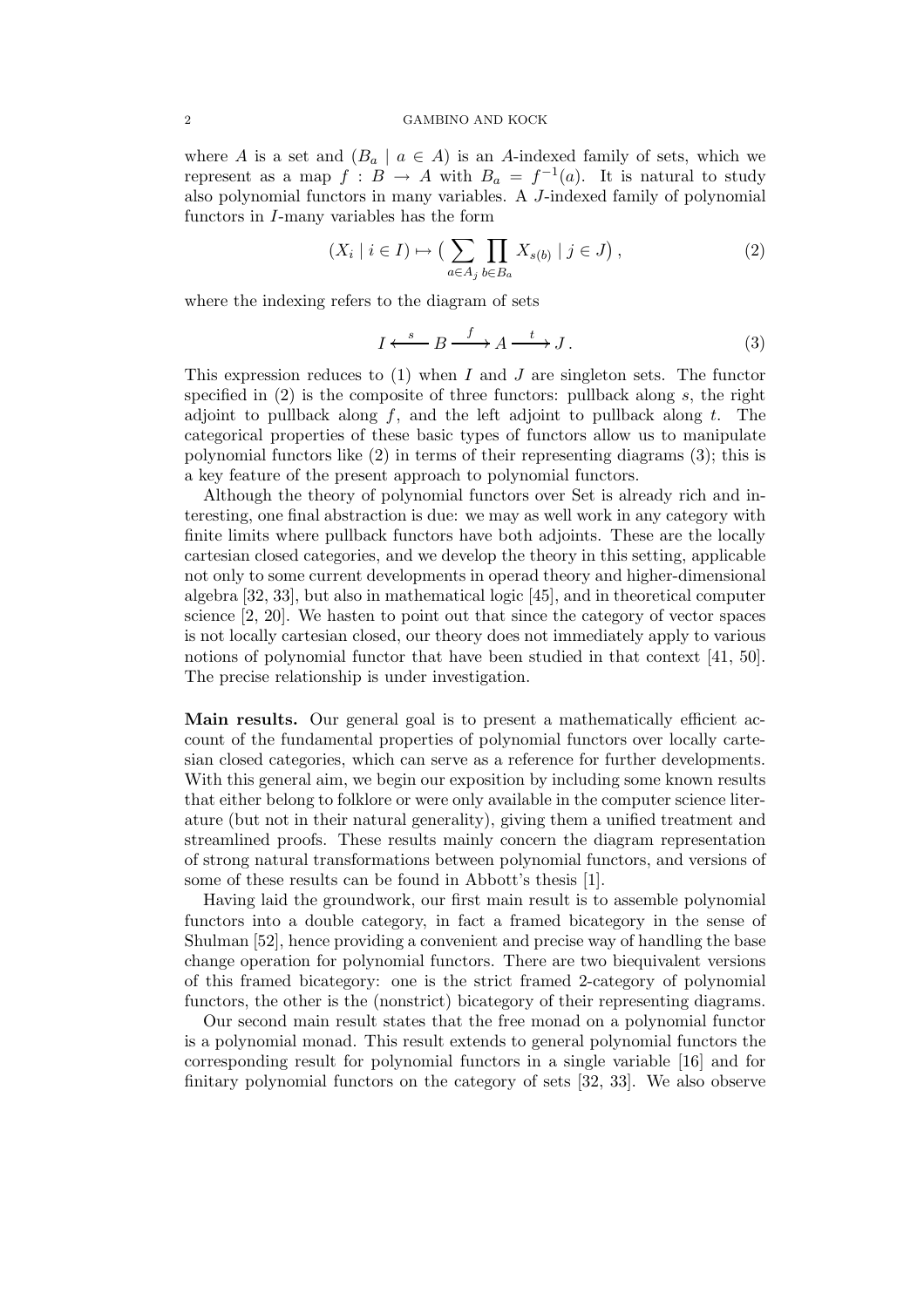where $A$ is a set and $(B_a \mid a \in A)$ is an $A$-indexed family of sets, which we represent as a map $f : B \to A$ with $B_a = f^{-1}(a)$. It is natural to study also polynomial functors in many variables. A $J$-indexed family of polynomial functors in $I$-many variables has the form

$$(X_i \mid i \in I) \mapsto \big( \sum_{a \in A_j} \prod_{b \in B_a} X_{s(b)} \mid j \in J \big) , \tag{2}$$

where the indexing refers to the diagram of sets

$$I \xleftarrow{\;s\;} B \xrightarrow{\;f\;} A \xrightarrow{\;t\;} J . \tag{3}$$

This expression reduces to (1) when $I$ and $J$ are singleton sets. The functor specified in (2) is the composite of three functors: pullback along $s$, the right adjoint to pullback along $f$, and the left adjoint to pullback along $t$. The categorical properties of these basic types of functors allow us to manipulate polynomial functors like (2) in terms of their representing diagrams (3); this is a key feature of the present approach to polynomial functors.

Although the theory of polynomial functors over Set is already rich and interesting, one final abstraction is due: we may as well work in any category with finite limits where pullback functors have both adjoints. These are the locally cartesian closed categories, and we develop the theory in this setting, applicable not only to some current developments in operad theory and higher-dimensional algebra [32, 33], but also in mathematical logic [45], and in theoretical computer science [2, 20]. We hasten to point out that since the category of vector spaces is not locally cartesian closed, our theory does not immediately apply to various notions of polynomial functor that have been studied in that context [41, 50]. The precise relationship is under investigation.

**Main results.** Our general goal is to present a mathematically efficient account of the fundamental properties of polynomial functors over locally cartesian closed categories, which can serve as a reference for further developments. With this general aim, we begin our exposition by including some known results that either belong to folklore or were only available in the computer science literature (but not in their natural generality), giving them a unified treatment and streamlined proofs. These results mainly concern the diagram representation of strong natural transformations between polynomial functors, and versions of some of these results can be found in Abbott's thesis [1].

Having laid the groundwork, our first main result is to assemble polynomial functors into a double category, in fact a framed bicategory in the sense of Shulman [52], hence providing a convenient and precise way of handling the base change operation for polynomial functors. There are two biequivalent versions of this framed bicategory: one is the strict framed 2-category of polynomial functors, the other is the (nonstrict) bicategory of their representing diagrams.

Our second main result states that the free monad on a polynomial functor is a polynomial monad. This result extends to general polynomial functors the corresponding result for polynomial functors in a single variable [16] and for finitary polynomial functors on the category of sets [32, 33]. We also observe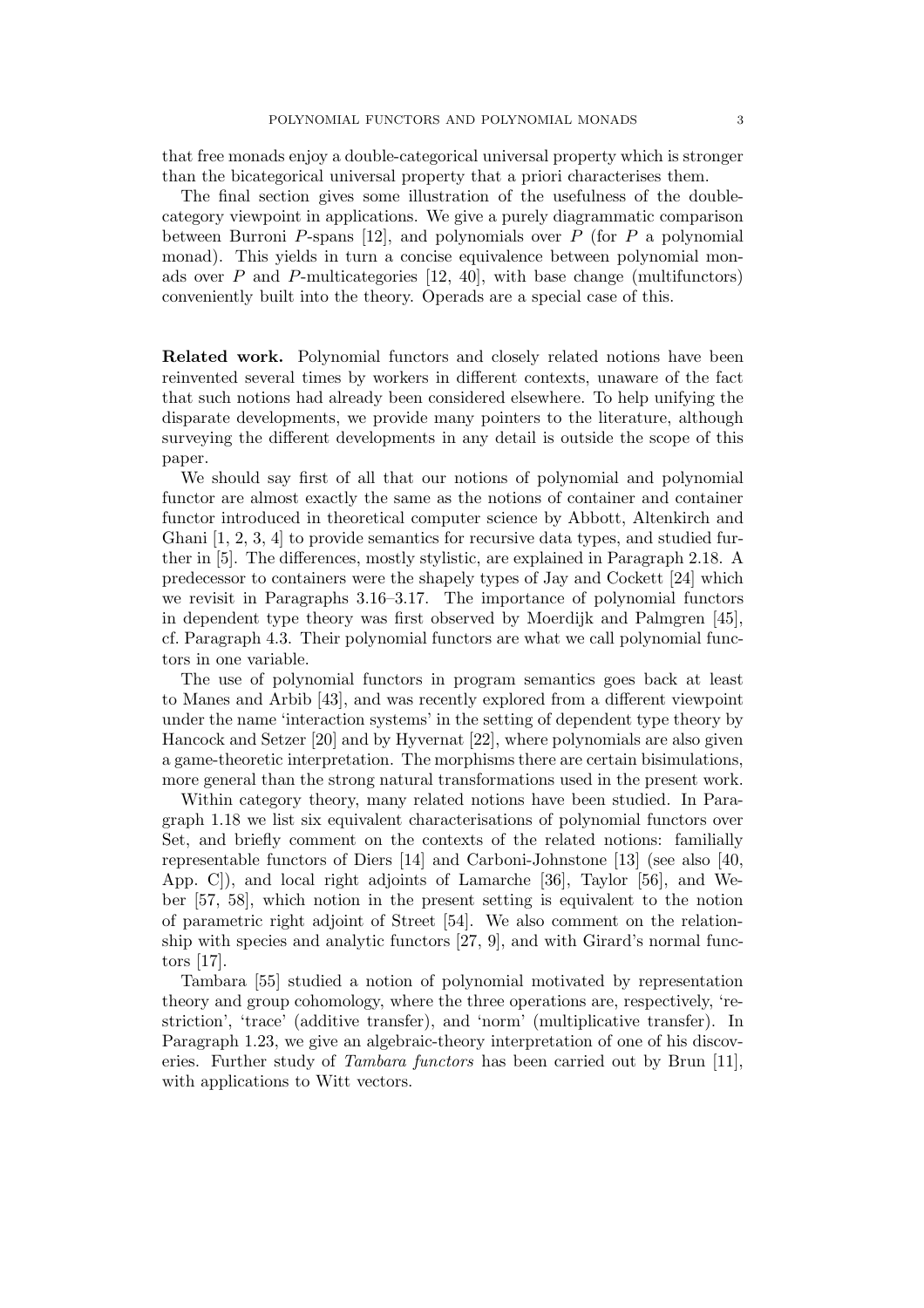that free monads enjoy a double-categorical universal property which is stronger than the bicategorical universal property that a priori characterises them.

The final section gives some illustration of the usefulness of the double-category viewpoint in applications. We give a purely diagrammatic comparison between Burroni $P$-spans [12], and polynomials over $P$ (for $P$ a polynomial monad). This yields in turn a concise equivalence between polynomial monads over $P$ and $P$-multicategories [12, 40], with base change (multifunctors) conveniently built into the theory. Operads are a special case of this.

**Related work.** Polynomial functors and closely related notions have been reinvented several times by workers in different contexts, unaware of the fact that such notions had already been considered elsewhere. To help unifying the disparate developments, we provide many pointers to the literature, although surveying the different developments in any detail is outside the scope of this paper.

We should say first of all that our notions of polynomial and polynomial functor are almost exactly the same as the notions of container and container functor introduced in theoretical computer science by Abbott, Altenkirch and Ghani [1, 2, 3, 4] to provide semantics for recursive data types, and studied further in [5]. The differences, mostly stylistic, are explained in Paragraph 2.18. A predecessor to containers were the shapely types of Jay and Cockett [24] which we revisit in Paragraphs 3.16–3.17. The importance of polynomial functors in dependent type theory was first observed by Moerdijk and Palmgren [45], cf. Paragraph 4.3. Their polynomial functors are what we call polynomial functors in one variable.

The use of polynomial functors in program semantics goes back at least to Manes and Arbib [43], and was recently explored from a different viewpoint under the name 'interaction systems' in the setting of dependent type theory by Hancock and Setzer [20] and by Hyvernat [22], where polynomials are also given a game-theoretic interpretation. The morphisms there are certain bisimulations, more general than the strong natural transformations used in the present work.

Within category theory, many related notions have been studied. In Paragraph 1.18 we list six equivalent characterisations of polynomial functors over Set, and briefly comment on the contexts of the related notions: familially representable functors of Diers [14] and Carboni-Johnstone [13] (see also [40, App. C]), and local right adjoints of Lamarche [36], Taylor [56], and Weber [57, 58], which notion in the present setting is equivalent to the notion of parametric right adjoint of Street [54]. We also comment on the relationship with species and analytic functors [27, 9], and with Girard's normal functors [17].

Tambara [55] studied a notion of polynomial motivated by representation theory and group cohomology, where the three operations are, respectively, 'restriction', 'trace' (additive transfer), and 'norm' (multiplicative transfer). In Paragraph 1.23, we give an algebraic-theory interpretation of one of his discoveries. Further study of *Tambara functors* has been carried out by Brun [11], with applications to Witt vectors.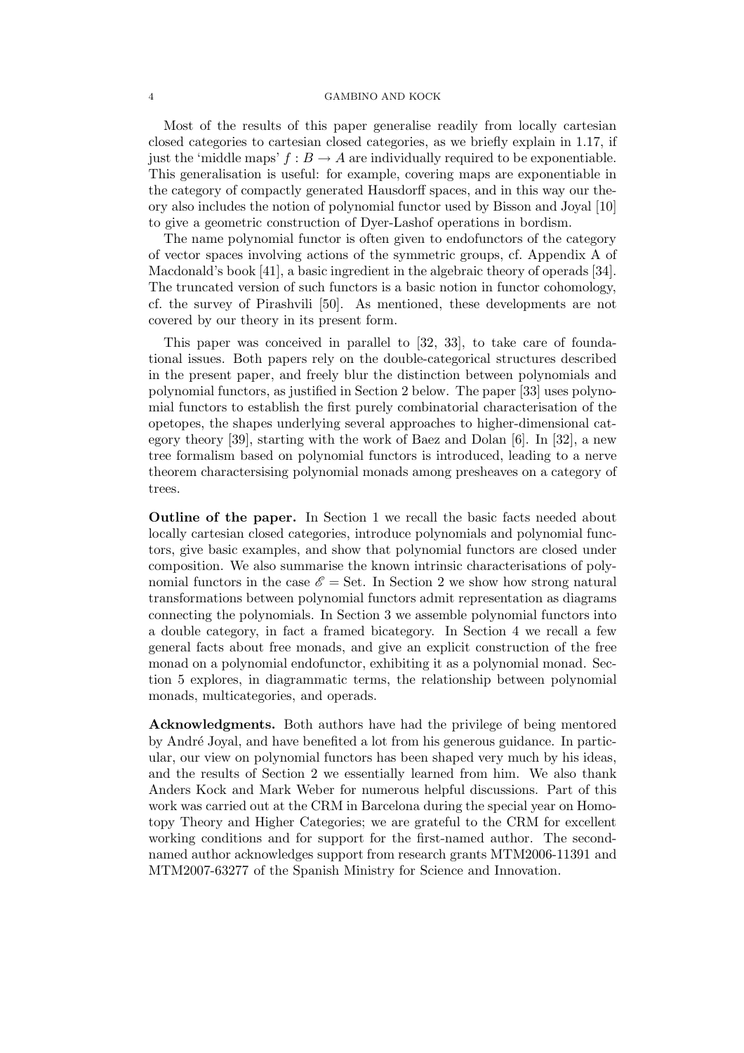Most of the results of this paper generalise readily from locally cartesian closed categories to cartesian closed categories, as we briefly explain in 1.17, if just the 'middle maps' $f : B \to A$ are individually required to be exponentiable. This generalisation is useful: for example, covering maps are exponentiable in the category of compactly generated Hausdorff spaces, and in this way our theory also includes the notion of polynomial functor used by Bisson and Joyal [10] to give a geometric construction of Dyer-Lashof operations in bordism.

The name polynomial functor is often given to endofunctors of the category of vector spaces involving actions of the symmetric groups, cf. Appendix A of Macdonald's book [41], a basic ingredient in the algebraic theory of operads [34]. The truncated version of such functors is a basic notion in functor cohomology, cf. the survey of Pirashvili [50]. As mentioned, these developments are not covered by our theory in its present form.

This paper was conceived in parallel to [32, 33], to take care of foundational issues. Both papers rely on the double-categorical structures described in the present paper, and freely blur the distinction between polynomials and polynomial functors, as justified in Section 2 below. The paper [33] uses polynomial functors to establish the first purely combinatorial characterisation of the opetopes, the shapes underlying several approaches to higher-dimensional category theory [39], starting with the work of Baez and Dolan [6]. In [32], a new tree formalism based on polynomial functors is introduced, leading to a nerve theorem charactersising polynomial monads among presheaves on a category of trees.

**Outline of the paper.** In Section 1 we recall the basic facts needed about locally cartesian closed categories, introduce polynomials and polynomial functors, give basic examples, and show that polynomial functors are closed under composition. We also summarise the known intrinsic characterisations of polynomial functors in the case $\mathscr{E} = \mathrm{Set}$. In Section 2 we show how strong natural transformations between polynomial functors admit representation as diagrams connecting the polynomials. In Section 3 we assemble polynomial functors into a double category, in fact a framed bicategory. In Section 4 we recall a few general facts about free monads, and give an explicit construction of the free monad on a polynomial endofunctor, exhibiting it as a polynomial monad. Section 5 explores, in diagrammatic terms, the relationship between polynomial monads, multicategories, and operads.

**Acknowledgments.** Both authors have had the privilege of being mentored by André Joyal, and have benefited a lot from his generous guidance. In particular, our view on polynomial functors has been shaped very much by his ideas, and the results of Section 2 we essentially learned from him. We also thank Anders Kock and Mark Weber for numerous helpful discussions. Part of this work was carried out at the CRM in Barcelona during the special year on Homotopy Theory and Higher Categories; we are grateful to the CRM for excellent working conditions and for support for the first-named author. The second-named author acknowledges support from research grants MTM2006-11391 and MTM2007-63277 of the Spanish Ministry for Science and Innovation.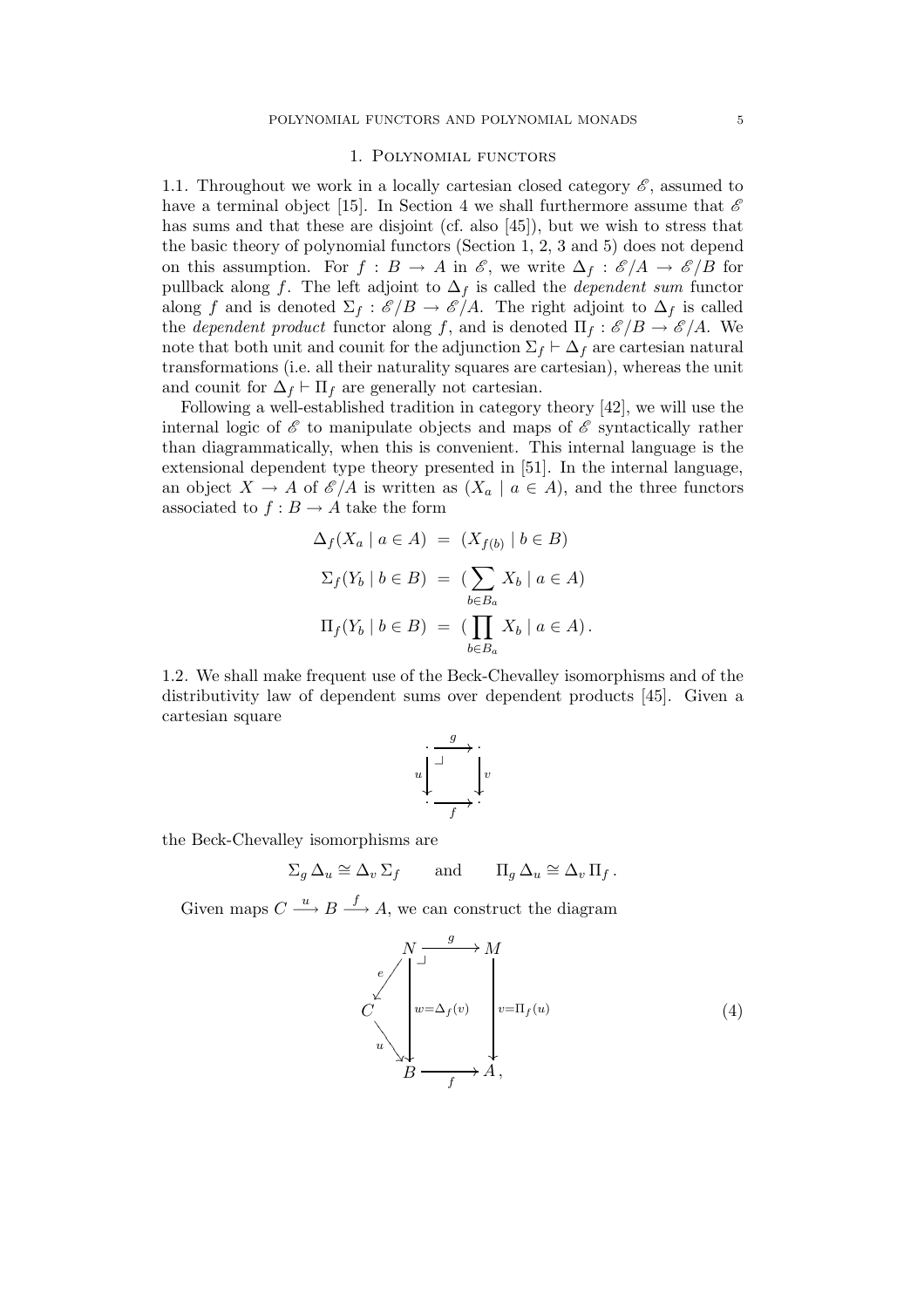## 1. Polynomial functors

1.1. Throughout we work in a locally cartesian closed category $\mathscr{E}$, assumed to have a terminal object [15]. In Section 4 we shall furthermore assume that $\mathscr{E}$ has sums and that these are disjoint (cf. also [45]), but we wish to stress that the basic theory of polynomial functors (Section 1, 2, 3 and 5) does not depend on this assumption. For $f : B \to A$ in $\mathscr{E}$, we write $\Delta_f : \mathscr{E}/A \to \mathscr{E}/B$ for pullback along $f$. The left adjoint to $\Delta_f$ is called the *dependent sum* functor along $f$ and is denoted $\Sigma_f : \mathscr{E}/B \to \mathscr{E}/A$. The right adjoint to $\Delta_f$ is called the *dependent product* functor along $f$, and is denoted $\Pi_f : \mathscr{E}/B \to \mathscr{E}/A$. We note that both unit and counit for the adjunction $\Sigma_f \dashv \Delta_f$ are cartesian natural transformations (i.e. all their naturality squares are cartesian), whereas the unit and counit for $\Delta_f \dashv \Pi_f$ are generally not cartesian.

Following a well-established tradition in category theory [42], we will use the internal logic of $\mathscr{E}$ to manipulate objects and maps of $\mathscr{E}$ syntactically rather than diagrammatically, when this is convenient. This internal language is the extensional dependent type theory presented in [51]. In the internal language, an object $X \to A$ of $\mathscr{E}/A$ is written as $(X_a \mid a \in A)$, and the three functors associated to $f : B \to A$ take the form

$$
\begin{aligned}
\Delta_f(X_a \mid a \in A) &= (X_{f(b)} \mid b \in B) \\
\Sigma_f(Y_b \mid b \in B) &= (\sum_{b \in B_a} X_b \mid a \in A) \\
\Pi_f(Y_b \mid b \in B) &= (\prod_{b \in B_a} X_b \mid a \in A)\,.
\end{aligned}
$$

1.2. We shall make frequent use of the Beck-Chevalley isomorphisms and of the distributivity law of dependent sums over dependent products [45]. Given a cartesian square

$$
\begin{array}{ccc}
\cdot & \xrightarrow{g} & \cdot \\
{\scriptstyle u}\downarrow & \lrcorner & \downarrow{\scriptstyle v} \\
\cdot & \xrightarrow[f]{} & \cdot
\end{array}
$$

the Beck-Chevalley isomorphisms are

$$
\Sigma_g \, \Delta_u \cong \Delta_v \, \Sigma_f \qquad \text{and} \qquad \Pi_g \, \Delta_u \cong \Delta_v \, \Pi_f \,.
$$

Given maps $C \xrightarrow{u} B \xrightarrow{f} A$, we can construct the diagram

$$
\begin{array}{ccccc}
 & N & \xrightarrow{g} & M & \\
{\scriptstyle e}\swarrow & \downarrow & \lrcorner & \downarrow & \\
C & {\scriptstyle w=\Delta_f(v)} & & {\scriptstyle v=\Pi_f(u)} & \qquad (4)\\
{\scriptstyle u}\searrow & \downarrow & & \downarrow & \\
 & B & \xrightarrow[f]{} & A\,, &
\end{array}
$$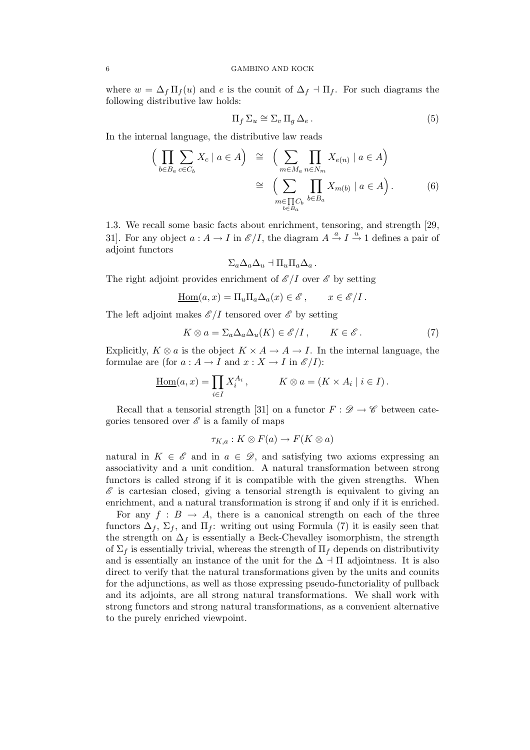where $w = \Delta_f \Pi_f(u)$ and $e$ is the counit of $\Delta_f \dashv \Pi_f$. For such diagrams the following distributive law holds:

$$\Pi_f \Sigma_u \cong \Sigma_v \Pi_g \Delta_e \,. \tag{5}$$

In the internal language, the distributive law reads

$$\begin{aligned}
\Big( \prod_{b \in B_a} \sum_{c \in C_b} X_c \mid a \in A \Big) \;&\cong\; \Big( \sum_{m \in M_a} \prod_{n \in N_m} X_{e(n)} \mid a \in A \Big) \\
&\cong\; \Big( \sum_{m \in \prod_{b \in B_a} C_b} \prod_{b \in B_a} X_{m(b)} \mid a \in A \Big) .
\end{aligned} \tag{6}$$

1.3. We recall some basic facts about enrichment, tensoring, and strength [29, 31]. For any object $a : A \to I$ in $\mathscr{E}/I$, the diagram $A \xrightarrow{a} I \xrightarrow{u} 1$ defines a pair of adjoint functors

$$\Sigma_a \Delta_a \Delta_u \dashv \Pi_u \Pi_a \Delta_a \,.$$

The right adjoint provides enrichment of $\mathscr{E}/I$ over $\mathscr{E}$ by setting

$$\underline{\mathrm{Hom}}(a, x) = \Pi_u \Pi_a \Delta_a(x) \in \mathscr{E} \,, \qquad x \in \mathscr{E}/I \,.$$

The left adjoint makes $\mathscr{E}/I$ tensored over $\mathscr{E}$ by setting

$$K \otimes a = \Sigma_a \Delta_a \Delta_u(K) \in \mathscr{E}/I \,, \qquad K \in \mathscr{E} \,. \tag{7}$$

Explicitly, $K \otimes a$ is the object $K \times A \to A \to I$. In the internal language, the formulae are (for $a : A \to I$ and $x : X \to I$ in $\mathscr{E}/I$):

$$\underline{\mathrm{Hom}}(a, x) = \prod_{i \in I} X_i^{A_i} \,, \qquad K \otimes a = (K \times A_i \mid i \in I) \,.$$

Recall that a tensorial strength [31] on a functor $F : \mathscr{D} \to \mathscr{C}$ between categories tensored over $\mathscr{E}$ is a family of maps

$$\tau_{K,a} : K \otimes F(a) \to F(K \otimes a)$$

natural in $K \in \mathscr{E}$ and in $a \in \mathscr{D}$, and satisfying two axioms expressing an associativity and a unit condition. A natural transformation between strong functors is called strong if it is compatible with the given strengths. When $\mathscr{E}$ is cartesian closed, giving a tensorial strength is equivalent to giving an enrichment, and a natural transformation is strong if and only if it is enriched.

For any $f : B \to A$, there is a canonical strength on each of the three functors $\Delta_f$, $\Sigma_f$, and $\Pi_f$: writing out using Formula (7) it is easily seen that the strength on $\Delta_f$ is essentially a Beck-Chevalley isomorphism, the strength of $\Sigma_f$ is essentially trivial, whereas the strength of $\Pi_f$ depends on distributivity and is essentially an instance of the unit for the $\Delta \dashv \Pi$ adjointness. It is also direct to verify that the natural transformations given by the units and counits for the adjunctions, as well as those expressing pseudo-functoriality of pullback and its adjoints, are all strong natural transformations. We shall work with strong functors and strong natural transformations, as a convenient alternative to the purely enriched viewpoint.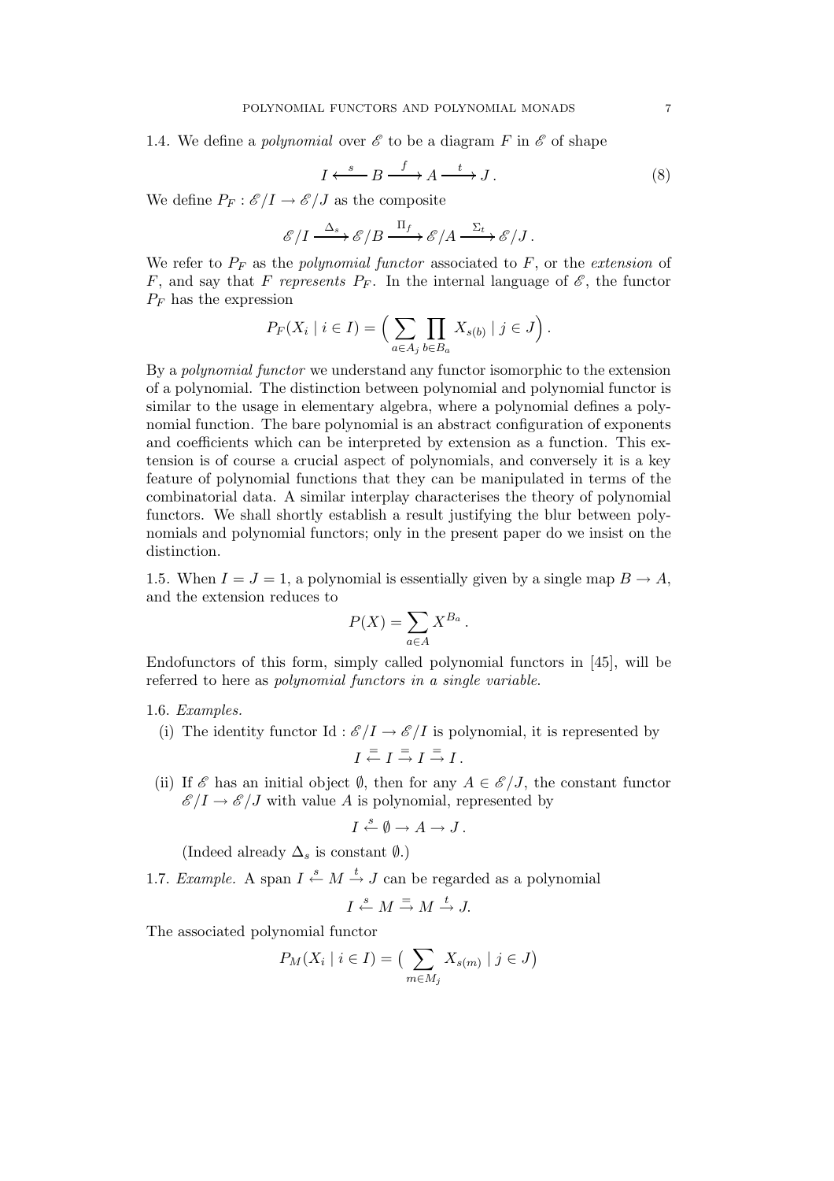1.4. We define a *polynomial* over $\mathscr{E}$ to be a diagram $F$ in $\mathscr{E}$ of shape

$$I \xleftarrow{\ s\ } B \xrightarrow{\ f\ } A \xrightarrow{\ t\ } J\,. \tag{8}$$

We define $P_F : \mathscr{E}/I \to \mathscr{E}/J$ as the composite

$$\mathscr{E}/I \xrightarrow{\ \Delta_s\ } \mathscr{E}/B \xrightarrow{\ \Pi_f\ } \mathscr{E}/A \xrightarrow{\ \Sigma_t\ } \mathscr{E}/J\,.$$

We refer to $P_F$ as the *polynomial functor* associated to $F$, or the *extension* of $F$, and say that $F$ *represents* $P_F$. In the internal language of $\mathscr{E}$, the functor $P_F$ has the expression

$$P_F(X_i \mid i \in I) = \Big( \sum_{a \in A_j} \prod_{b \in B_a} X_{s(b)} \mid j \in J \Big)\,.$$

By a *polynomial functor* we understand any functor isomorphic to the extension of a polynomial. The distinction between polynomial and polynomial functor is similar to the usage in elementary algebra, where a polynomial defines a polynomial function. The bare polynomial is an abstract configuration of exponents and coefficients which can be interpreted by extension as a function. This extension is of course a crucial aspect of polynomials, and conversely it is a key feature of polynomial functions that they can be manipulated in terms of the combinatorial data. A similar interplay characterises the theory of polynomial functors. We shall shortly establish a result justifying the blur between polynomials and polynomial functors; only in the present paper do we insist on the distinction.

1.5. When $I = J = 1$, a polynomial is essentially given by a single map $B \to A$, and the extension reduces to

$$P(X) = \sum_{a \in A} X^{B_a}\,.$$

Endofunctors of this form, simply called polynomial functors in [45], will be referred to here as *polynomial functors in a single variable*.

1.6. *Examples.*

(i) The identity functor $\mathrm{Id} : \mathscr{E}/I \to \mathscr{E}/I$ is polynomial, it is represented by

$$I \xleftarrow{=} I \xrightarrow{=} I \xrightarrow{=} I\,.$$

(ii) If $\mathscr{E}$ has an initial object $\emptyset$, then for any $A \in \mathscr{E}/J$, the constant functor $\mathscr{E}/I \to \mathscr{E}/J$ with value $A$ is polynomial, represented by

$$I \xleftarrow{s} \emptyset \to A \to J\,.$$

(Indeed already $\Delta_s$ is constant $\emptyset$.)

1.7. *Example.* A span $I \xleftarrow{s} M \xrightarrow{t} J$ can be regarded as a polynomial

$$I \xleftarrow{s} M \xrightarrow{=} M \xrightarrow{t} J.$$

The associated polynomial functor

$$P_M(X_i \mid i \in I) = \big( \sum_{m \in M_j} X_{s(m)} \mid j \in J \big)$$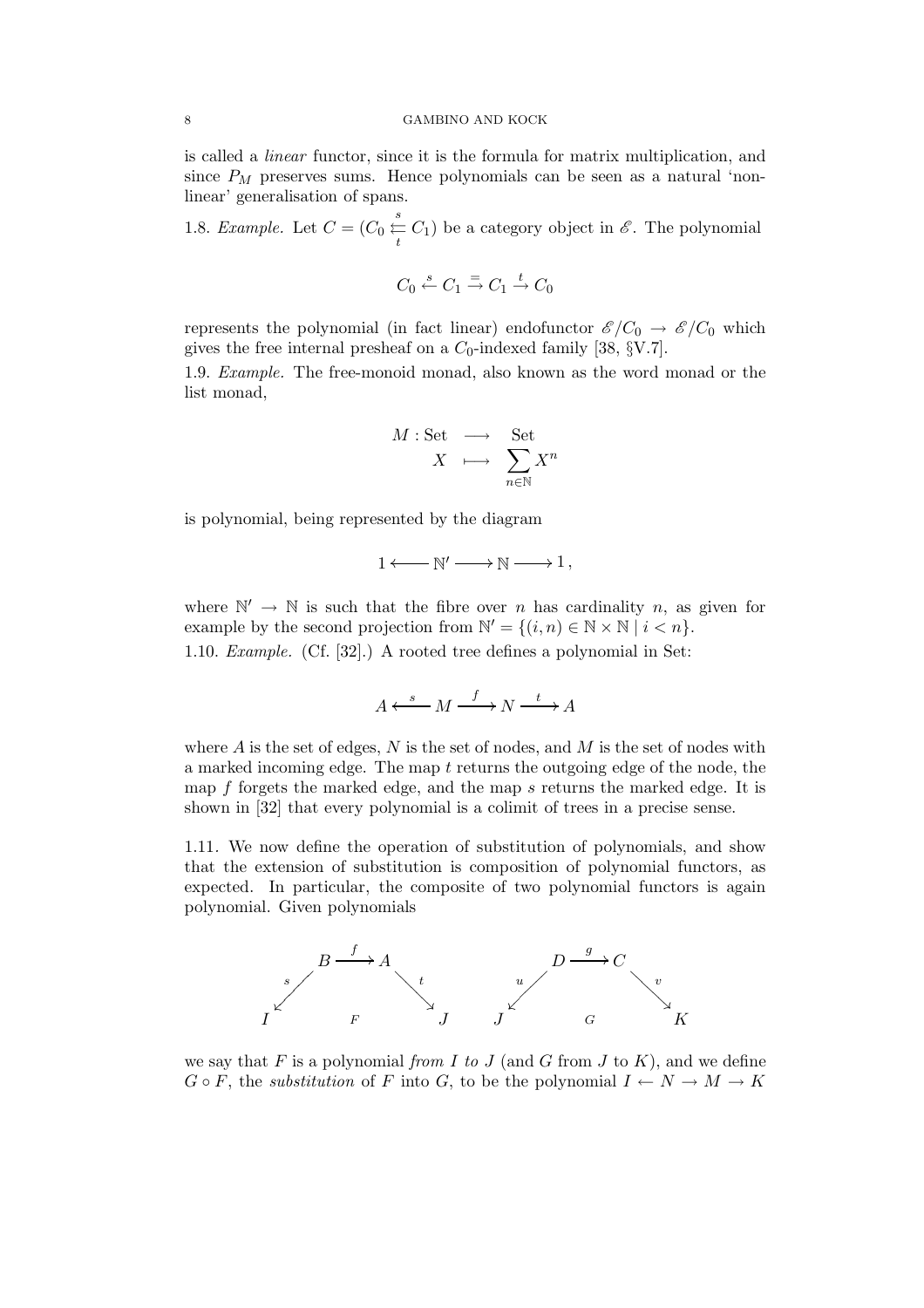is called a *linear* functor, since it is the formula for matrix multiplication, and since $P_M$ preserves sums. Hence polynomials can be seen as a natural 'non-linear' generalisation of spans.

1.8. *Example.* Let $C = (C_0 \overset{s}{\underset{t}{\leftleftarrows}} C_1)$ be a category object in $\mathscr{E}$. The polynomial

$$C_0 \xleftarrow{s} C_1 \xrightarrow{=} C_1 \xrightarrow{t} C_0$$

represents the polynomial (in fact linear) endofunctor $\mathscr{E}/C_0 \to \mathscr{E}/C_0$ which gives the free internal presheaf on a $C_0$-indexed family [38, §V.7].

1.9. *Example.* The free-monoid monad, also known as the word monad or the list monad,

$$\begin{array}{rcl} M : \mathrm{Set} & \longrightarrow & \mathrm{Set} \\ X & \longmapsto & \displaystyle\sum_{n \in \mathbb{N}} X^n \end{array}$$

is polynomial, being represented by the diagram

$$1 \longleftarrow \mathbb{N}' \longrightarrow \mathbb{N} \longrightarrow 1\,,$$

where $\mathbb{N}' \to \mathbb{N}$ is such that the fibre over $n$ has cardinality $n$, as given for example by the second projection from $\mathbb{N}' = \{(i, n) \in \mathbb{N} \times \mathbb{N} \mid i < n\}$.

1.10. *Example.* (Cf. [32].) A rooted tree defines a polynomial in Set:

$$A \xleftarrow{\;s\;} M \xrightarrow{\;f\;} N \xrightarrow{\;t\;} A$$

where $A$ is the set of edges, $N$ is the set of nodes, and $M$ is the set of nodes with a marked incoming edge. The map $t$ returns the outgoing edge of the node, the map $f$ forgets the marked edge, and the map $s$ returns the marked edge. It is shown in [32] that every polynomial is a colimit of trees in a precise sense.

1.11. We now define the operation of substitution of polynomials, and show that the extension of substitution is composition of polynomial functors, as expected. In particular, the composite of two polynomial functors is again polynomial. Given polynomials

$$I \xleftarrow{s} B \xrightarrow{f} A \xrightarrow{t} J \quad (F) \qquad\qquad J \xleftarrow{u} D \xrightarrow{g} C \xrightarrow{v} K \quad (G)$$

we say that $F$ is a polynomial *from $I$ to $J$* (and $G$ from $J$ to $K$), and we define $G \circ F$, the *substitution* of $F$ into $G$, to be the polynomial $I \leftarrow N \to M \to K$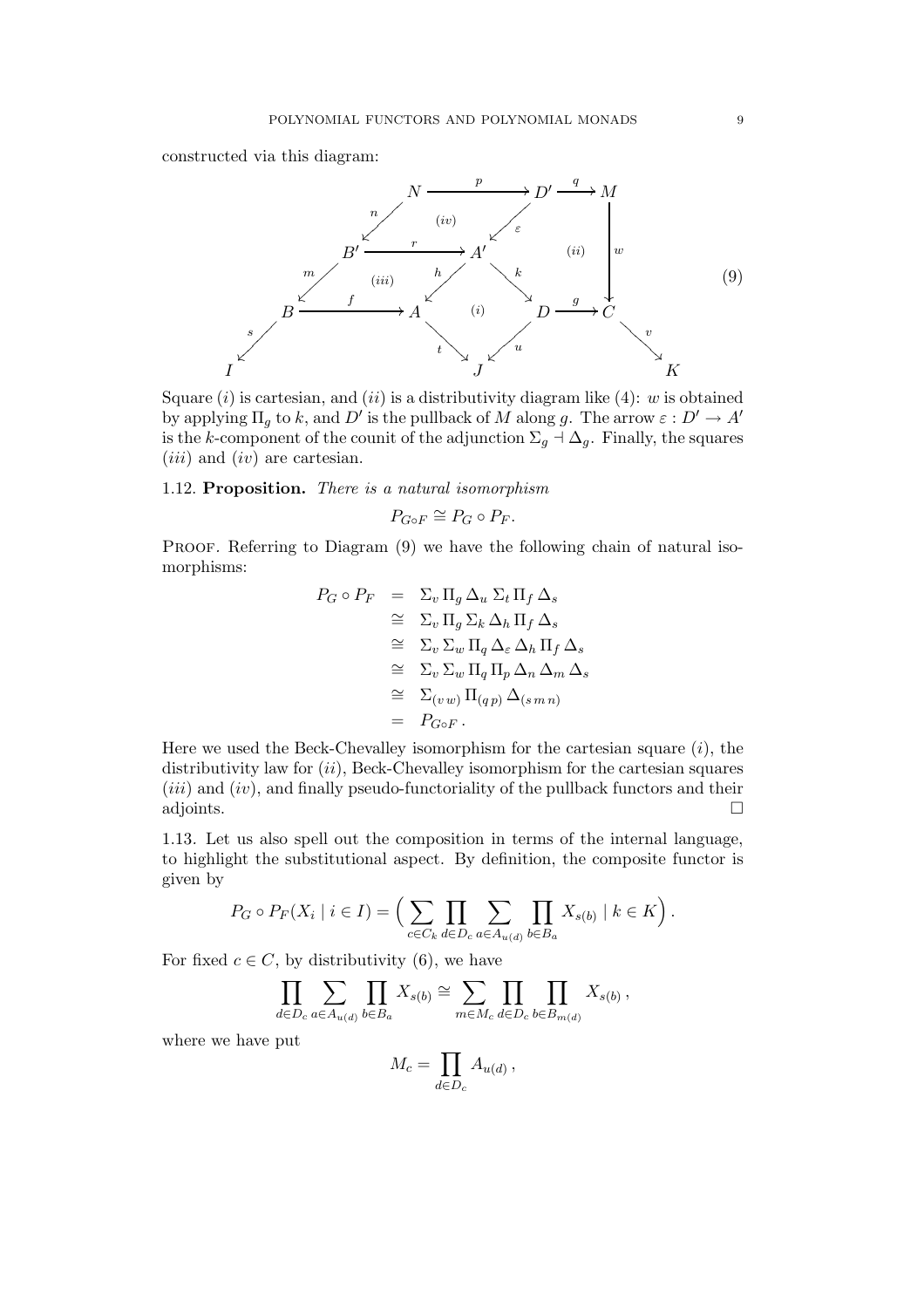constructed via this diagram:

$$
\begin{array}{ccccccccc}
 & & N & \xrightarrow{p} & D' & \xrightarrow{q} & M & & \\
 & \swarrow^{n} & & (iv) & \swarrow_{\varepsilon} & & \downarrow w & & \\
 & B' & \xrightarrow{r} & A' & & (ii) & & & \\
 \swarrow^{m} & (iii) & \swarrow^{h} & & \searrow^{k} & & & & \\
B & \xrightarrow{f} & A & (i) & D & \xrightarrow{g} & C & & \\
\swarrow^{s} & & \searrow_{t} & & \swarrow_{u} & & & \searrow^{v} & \\
I & & & J & & & & & K
\end{array}
\qquad (9)
$$

Square $(i)$ is cartesian, and $(ii)$ is a distributivity diagram like (4): $w$ is obtained by applying $\Pi_g$ to $k$, and $D'$ is the pullback of $M$ along $g$. The arrow $\varepsilon : D' \to A'$ is the $k$-component of the counit of the adjunction $\Sigma_g \dashv \Delta_g$. Finally, the squares $(iii)$ and $(iv)$ are cartesian.

1.12. **Proposition.** *There is a natural isomorphism*

$$P_{G\circ F} \cong P_G \circ P_F.$$

Proof. Referring to Diagram (9) we have the following chain of natural isomorphisms:

$$
\begin{aligned}
P_G \circ P_F &= \Sigma_v \, \Pi_g \, \Delta_u \, \Sigma_t \, \Pi_f \, \Delta_s \\
&\cong \Sigma_v \, \Pi_g \, \Sigma_k \, \Delta_h \, \Pi_f \, \Delta_s \\
&\cong \Sigma_v \, \Sigma_w \, \Pi_q \, \Delta_\varepsilon \, \Delta_h \, \Pi_f \, \Delta_s \\
&\cong \Sigma_v \, \Sigma_w \, \Pi_q \, \Pi_p \, \Delta_n \, \Delta_m \, \Delta_s \\
&\cong \Sigma_{(v\,w)} \, \Pi_{(q\,p)} \, \Delta_{(s\,m\,n)} \\
&= P_{G\circ F}\,.
\end{aligned}
$$

Here we used the Beck-Chevalley isomorphism for the cartesian square $(i)$, the distributivity law for $(ii)$, Beck-Chevalley isomorphism for the cartesian squares $(iii)$ and $(iv)$, and finally pseudo-functoriality of the pullback functors and their adjoints. $\square$

1.13. Let us also spell out the composition in terms of the internal language, to highlight the substitutional aspect. By definition, the composite functor is given by

$$P_G \circ P_F(X_i \mid i \in I) = \Big( \sum_{c \in C_k} \prod_{d \in D_c} \sum_{a \in A_{u(d)}} \prod_{b \in B_a} X_{s(b)} \mid k \in K \Big)\,.$$

For fixed $c \in C$, by distributivity (6), we have

$$\prod_{d \in D_c} \sum_{a \in A_{u(d)}} \prod_{b \in B_a} X_{s(b)} \cong \sum_{m \in M_c} \prod_{d \in D_c} \prod_{b \in B_{m(d)}} X_{s(b)}\,,$$

where we have put

$$M_c = \prod_{d \in D_c} A_{u(d)}\,,$$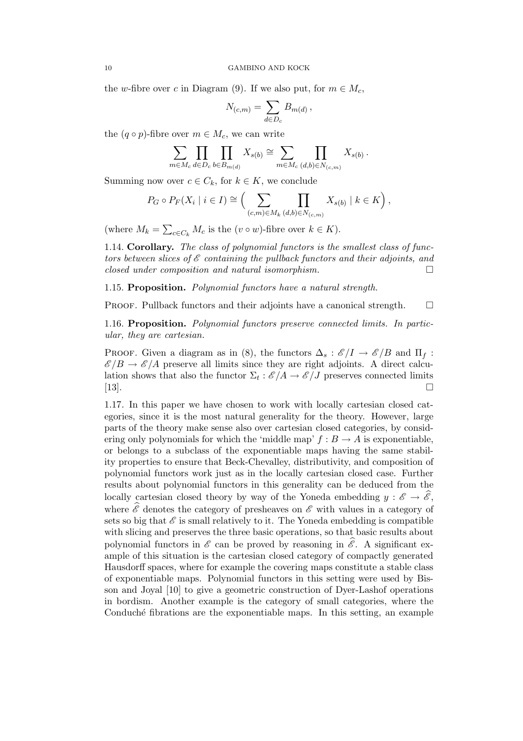the $w$-fibre over $c$ in Diagram (9). If we also put, for $m \in M_c$,

$$N_{(c,m)} = \sum_{d \in D_c} B_{m(d)}\,,$$

the $(q \circ p)$-fibre over $m \in M_c$, we can write

$$\sum_{m \in M_c} \prod_{d \in D_c} \prod_{b \in B_{m(d)}} X_{s(b)} \cong \sum_{m \in M_c} \prod_{(d,b) \in N_{(c,m)}} X_{s(b)}\,.$$

Summing now over $c \in C_k$, for $k \in K$, we conclude

$$P_G \circ P_F(X_i \mid i \in I) \cong \Big( \sum_{(c,m) \in M_k} \prod_{(d,b) \in N_{(c,m)}} X_{s(b)} \mid k \in K \Big)\,,$$

(where $M_k = \sum_{c \in C_k} M_c$ is the $(v \circ w)$-fibre over $k \in K$).

1.14. **Corollary.** *The class of polynomial functors is the smallest class of functors between slices of $\mathscr{E}$ containing the pullback functors and their adjoints, and closed under composition and natural isomorphism.* $\square$

1.15. **Proposition.** *Polynomial functors have a natural strength.*

Proof. Pullback functors and their adjoints have a canonical strength. $\square$

1.16. **Proposition.** *Polynomial functors preserve connected limits. In particular, they are cartesian.*

Proof. Given a diagram as in (8), the functors $\Delta_s : \mathscr{E}/I \to \mathscr{E}/B$ and $\Pi_f : \mathscr{E}/B \to \mathscr{E}/A$ preserve all limits since they are right adjoints. A direct calculation shows that also the functor $\Sigma_t : \mathscr{E}/A \to \mathscr{E}/J$ preserves connected limits [13]. $\square$

1.17. In this paper we have chosen to work with locally cartesian closed categories, since it is the most natural generality for the theory. However, large parts of the theory make sense also over cartesian closed categories, by considering only polynomials for which the 'middle map' $f : B \to A$ is exponentiable, or belongs to a subclass of the exponentiable maps having the same stability properties to ensure that Beck-Chevalley, distributivity, and composition of polynomial functors work just as in the locally cartesian closed case. Further results about polynomial functors in this generality can be deduced from the locally cartesian closed theory by way of the Yoneda embedding $y : \mathscr{E} \to \widehat{\mathscr{E}}$, where $\widehat{\mathscr{E}}$ denotes the category of presheaves on $\mathscr{E}$ with values in a category of sets so big that $\mathscr{E}$ is small relatively to it. The Yoneda embedding is compatible with slicing and preserves the three basic operations, so that basic results about polynomial functors in $\mathscr{E}$ can be proved by reasoning in $\widehat{\mathscr{E}}$. A significant example of this situation is the cartesian closed category of compactly generated Hausdorff spaces, where for example the covering maps constitute a stable class of exponentiable maps. Polynomial functors in this setting were used by Bisson and Joyal [10] to give a geometric construction of Dyer-Lashof operations in bordism. Another example is the category of small categories, where the Conduché fibrations are the exponentiable maps. In this setting, an example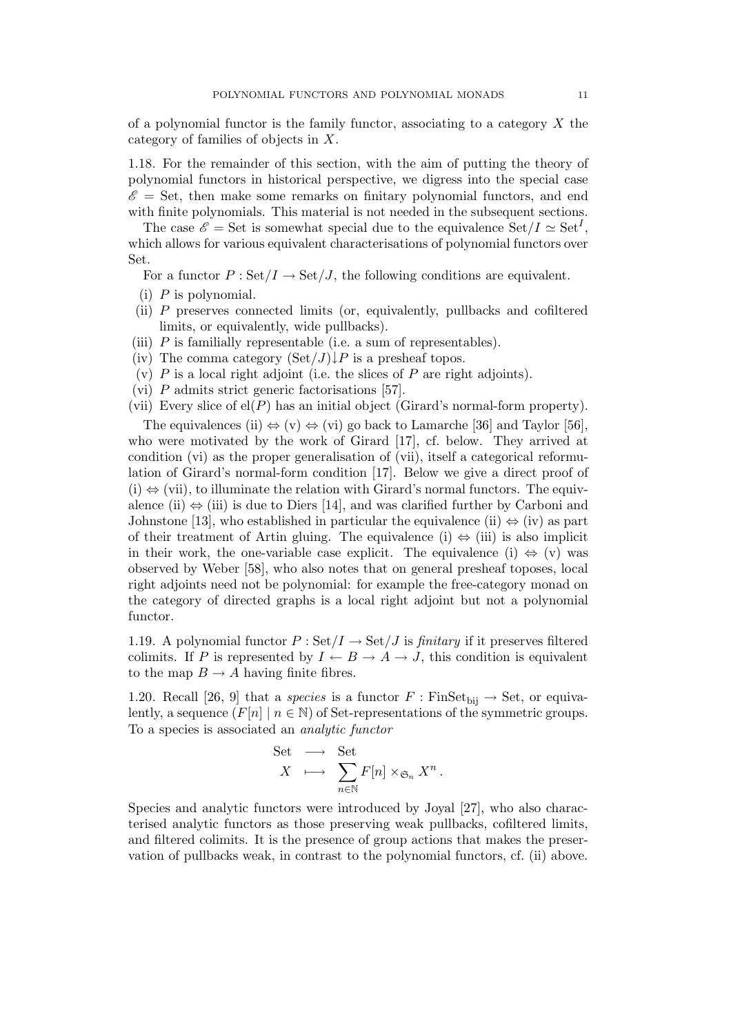of a polynomial functor is the family functor, associating to a category $X$ the category of families of objects in $X$.

1.18. For the remainder of this section, with the aim of putting the theory of polynomial functors in historical perspective, we digress into the special case $\mathscr{E} = \mathrm{Set}$, then make some remarks on finitary polynomial functors, and end with finite polynomials. This material is not needed in the subsequent sections.

The case $\mathscr{E} = \mathrm{Set}$ is somewhat special due to the equivalence $\mathrm{Set}/I \simeq \mathrm{Set}^I$, which allows for various equivalent characterisations of polynomial functors over Set.

For a functor $P : \mathrm{Set}/I \to \mathrm{Set}/J$, the following conditions are equivalent.

(i) $P$ is polynomial.
(ii) $P$ preserves connected limits (or, equivalently, pullbacks and cofiltered limits, or equivalently, wide pullbacks).
(iii) $P$ is familially representable (i.e. a sum of representables).
(iv) The comma category $(\mathrm{Set}/J){\downarrow}P$ is a presheaf topos.
(v) $P$ is a local right adjoint (i.e. the slices of $P$ are right adjoints).
(vi) $P$ admits strict generic factorisations [57].
(vii) Every slice of $\mathrm{el}(P)$ has an initial object (Girard's normal-form property).

The equivalences (ii) $\Leftrightarrow$ (v) $\Leftrightarrow$ (vi) go back to Lamarche [36] and Taylor [56], who were motivated by the work of Girard [17], cf. below. They arrived at condition (vi) as the proper generalisation of (vii), itself a categorical reformulation of Girard's normal-form condition [17]. Below we give a direct proof of (i) $\Leftrightarrow$ (vii), to illuminate the relation with Girard's normal functors. The equivalence (ii) $\Leftrightarrow$ (iii) is due to Diers [14], and was clarified further by Carboni and Johnstone [13], who established in particular the equivalence (ii) $\Leftrightarrow$ (iv) as part of their treatment of Artin gluing. The equivalence (i) $\Leftrightarrow$ (iii) is also implicit in their work, the one-variable case explicit. The equivalence (i) $\Leftrightarrow$ (v) was observed by Weber [58], who also notes that on general presheaf toposes, local right adjoints need not be polynomial: for example the free-category monad on the category of directed graphs is a local right adjoint but not a polynomial functor.

1.19. A polynomial functor $P : \mathrm{Set}/I \to \mathrm{Set}/J$ is *finitary* if it preserves filtered colimits. If $P$ is represented by $I \leftarrow B \to A \to J$, this condition is equivalent to the map $B \to A$ having finite fibres.

1.20. Recall [26, 9] that a *species* is a functor $F : \mathrm{FinSet}_{\mathrm{bij}} \to \mathrm{Set}$, or equivalently, a sequence $(F[n] \mid n \in \mathbb{N})$ of Set-representations of the symmetric groups. To a species is associated an *analytic functor*

$$\begin{array}{rcl} \mathrm{Set} & \longrightarrow & \mathrm{Set} \\ X & \longmapsto & \displaystyle\sum_{n\in\mathbb{N}} F[n] \times_{\mathfrak{S}_n} X^n \,. \end{array}$$

Species and analytic functors were introduced by Joyal [27], who also characterised analytic functors as those preserving weak pullbacks, cofiltered limits, and filtered colimits. It is the presence of group actions that makes the preservation of pullbacks weak, in contrast to the polynomial functors, cf. (ii) above.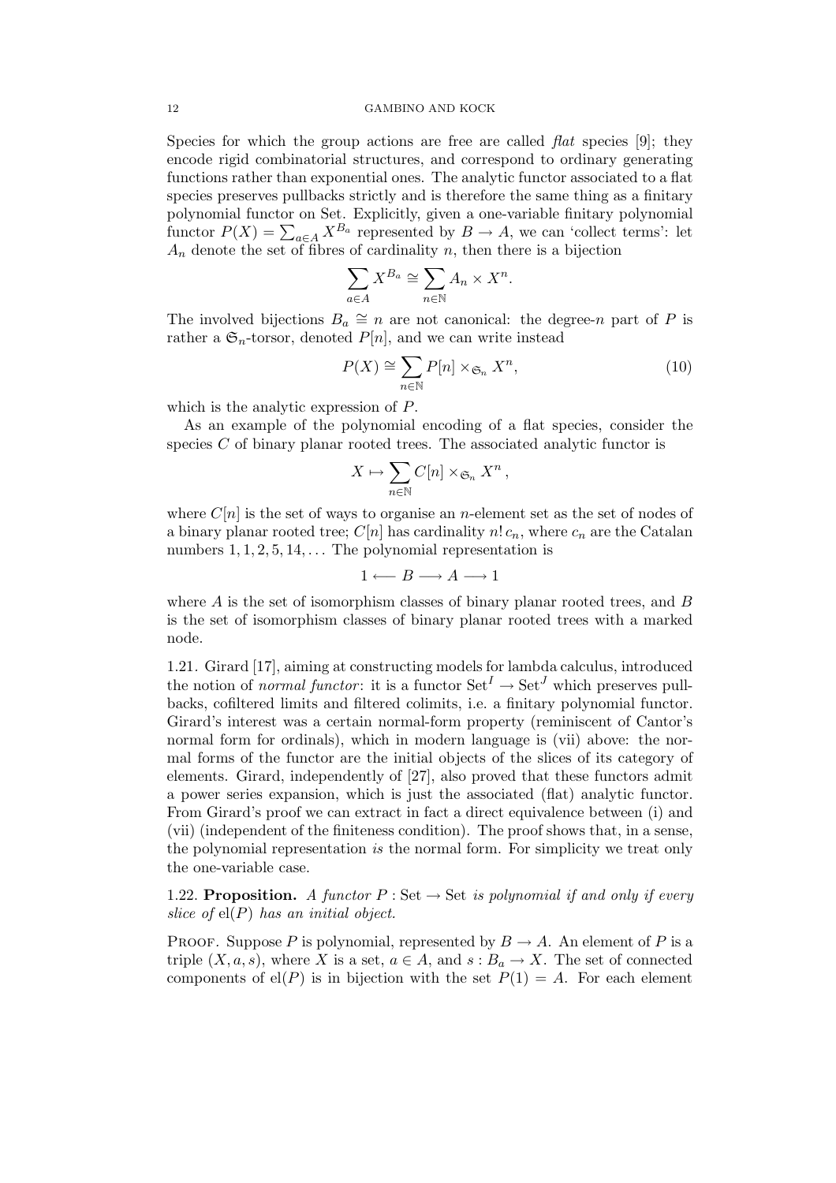Species for which the group actions are free are called *flat* species [9]; they encode rigid combinatorial structures, and correspond to ordinary generating functions rather than exponential ones. The analytic functor associated to a flat species preserves pullbacks strictly and is therefore the same thing as a finitary polynomial functor on Set. Explicitly, given a one-variable finitary polynomial functor $P(X) = \sum_{a\in A} X^{B_a}$ represented by $B \to A$, we can 'collect terms': let $A_n$ denote the set of fibres of cardinality $n$, then there is a bijection

$$\sum_{a\in A} X^{B_a} \cong \sum_{n\in\mathbb{N}} A_n \times X^n.$$

The involved bijections $B_a \cong n$ are not canonical: the degree-$n$ part of $P$ is rather a $\mathfrak{S}_n$-torsor, denoted $P[n]$, and we can write instead

$$P(X) \cong \sum_{n\in\mathbb{N}} P[n] \times_{\mathfrak{S}_n} X^n, \tag{10}$$

which is the analytic expression of $P$.

As an example of the polynomial encoding of a flat species, consider the species $C$ of binary planar rooted trees. The associated analytic functor is

$$X \mapsto \sum_{n\in\mathbb{N}} C[n] \times_{\mathfrak{S}_n} X^n\,,$$

where $C[n]$ is the set of ways to organise an $n$-element set as the set of nodes of a binary planar rooted tree; $C[n]$ has cardinality $n!\,c_n$, where $c_n$ are the Catalan numbers $1, 1, 2, 5, 14, \ldots$ The polynomial representation is

$$1 \longleftarrow B \longrightarrow A \longrightarrow 1$$

where $A$ is the set of isomorphism classes of binary planar rooted trees, and $B$ is the set of isomorphism classes of binary planar rooted trees with a marked node.

1.21. Girard [17], aiming at constructing models for lambda calculus, introduced the notion of *normal functor*: it is a functor $\mathrm{Set}^I \to \mathrm{Set}^J$ which preserves pullbacks, cofiltered limits and filtered colimits, i.e. a finitary polynomial functor. Girard's interest was a certain normal-form property (reminiscent of Cantor's normal form for ordinals), which in modern language is (vii) above: the normal forms of the functor are the initial objects of the slices of its category of elements. Girard, independently of [27], also proved that these functors admit a power series expansion, which is just the associated (flat) analytic functor. From Girard's proof we can extract in fact a direct equivalence between (i) and (vii) (independent of the finiteness condition). The proof shows that, in a sense, the polynomial representation *is* the normal form. For simplicity we treat only the one-variable case.

1.22. **Proposition.** *A functor $P : \mathrm{Set} \to \mathrm{Set}$ is polynomial if and only if every slice of $\mathrm{el}(P)$ has an initial object.*

Proof. Suppose $P$ is polynomial, represented by $B \to A$. An element of $P$ is a triple $(X, a, s)$, where $X$ is a set, $a \in A$, and $s : B_a \to X$. The set of connected components of $\mathrm{el}(P)$ is in bijection with the set $P(1) = A$. For each element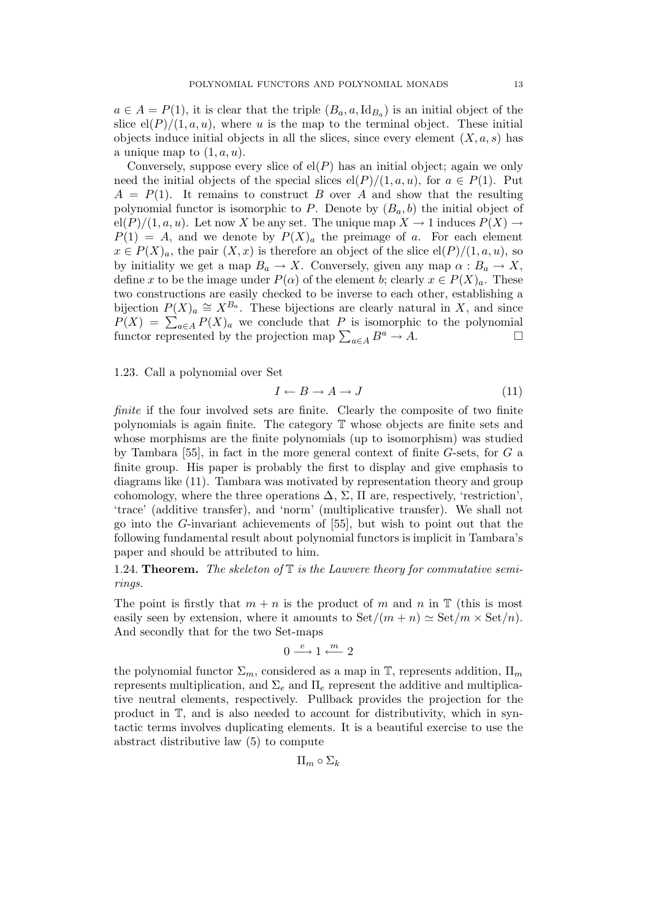$a \in A = P(1)$, it is clear that the triple $(B_a, a, \mathrm{Id}_{B_a})$ is an initial object of the slice $\mathrm{el}(P)/(1, a, u)$, where $u$ is the map to the terminal object. These initial objects induce initial objects in all the slices, since every element $(X, a, s)$ has a unique map to $(1, a, u)$.

Conversely, suppose every slice of $\mathrm{el}(P)$ has an initial object; again we only need the initial objects of the special slices $\mathrm{el}(P)/(1, a, u)$, for $a \in P(1)$. Put $A = P(1)$. It remains to construct $B$ over $A$ and show that the resulting polynomial functor is isomorphic to $P$. Denote by $(B_a, b)$ the initial object of $\mathrm{el}(P)/(1, a, u)$. Let now $X$ be any set. The unique map $X \to 1$ induces $P(X) \to P(1) = A$, and we denote by $P(X)_a$ the preimage of $a$. For each element $x \in P(X)_a$, the pair $(X, x)$ is therefore an object of the slice $\mathrm{el}(P)/(1, a, u)$, so by initiality we get a map $B_a \to X$. Conversely, given any map $\alpha : B_a \to X$, define $x$ to be the image under $P(\alpha)$ of the element $b$; clearly $x \in P(X)_a$. These two constructions are easily checked to be inverse to each other, establishing a bijection $P(X)_a \cong X^{B_a}$. These bijections are clearly natural in $X$, and since $P(X) = \sum_{a \in A} P(X)_a$ we conclude that $P$ is isomorphic to the polynomial functor represented by the projection map $\sum_{a \in A} B^a \to A$. □

1.23. Call a polynomial over Set

$$I \leftarrow B \rightarrow A \rightarrow J \tag{11}$$

*finite* if the four involved sets are finite. Clearly the composite of two finite polynomials is again finite. The category $\mathbb{T}$ whose objects are finite sets and whose morphisms are the finite polynomials (up to isomorphism) was studied by Tambara [55], in fact in the more general context of finite $G$-sets, for $G$ a finite group. His paper is probably the first to display and give emphasis to diagrams like (11). Tambara was motivated by representation theory and group cohomology, where the three operations $\Delta$, $\Sigma$, $\Pi$ are, respectively, 'restriction', 'trace' (additive transfer), and 'norm' (multiplicative transfer). We shall not go into the $G$-invariant achievements of [55], but wish to point out that the following fundamental result about polynomial functors is implicit in Tambara's paper and should be attributed to him.

1.24. **Theorem.** *The skeleton of $\mathbb{T}$ is the Lawvere theory for commutative semirings.*

The point is firstly that $m + n$ is the product of $m$ and $n$ in $\mathbb{T}$ (this is most easily seen by extension, where it amounts to $\mathrm{Set}/(m + n) \simeq \mathrm{Set}/m \times \mathrm{Set}/n$). And secondly that for the two Set-maps

$$0 \xrightarrow{e} 1 \xleftarrow{m} 2$$

the polynomial functor $\Sigma_m$, considered as a map in $\mathbb{T}$, represents addition, $\Pi_m$ represents multiplication, and $\Sigma_e$ and $\Pi_e$ represent the additive and multiplicative neutral elements, respectively. Pullback provides the projection for the product in $\mathbb{T}$, and is also needed to account for distributivity, which in syntactic terms involves duplicating elements. It is a beautiful exercise to use the abstract distributive law (5) to compute

$$\Pi_m \circ \Sigma_k$$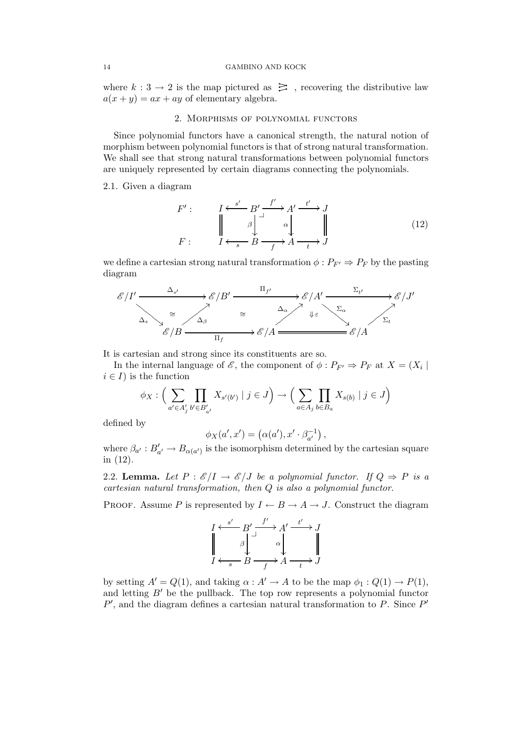where $k : 3 \to 2$ is the map pictured as $\gtrapprox$ , recovering the distributive law $a(x + y) = ax + ay$ of elementary algebra.

## 2. Morphisms of polynomial functors

Since polynomial functors have a canonical strength, the natural notion of morphism between polynomial functors is that of strong natural transformation. We shall see that strong natural transformations between polynomial functors are uniquely represented by certain diagrams connecting the polynomials.

2.1. Given a diagram

$$\begin{array}{lccccccc}
F': & I & \xleftarrow{s'} & B' & \xrightarrow{f'} & A' & \xrightarrow{t'} & J \\
 & \| & & \downarrow \beta & \lrcorner & \downarrow \alpha & & \| \\
F: & I & \xleftarrow{s} & B & \xrightarrow{f} & A & \xrightarrow{t} & J
\end{array} \tag{12}$$

we define a cartesian strong natural transformation $\phi : P_{F'} \Rightarrow P_F$ by the pasting diagram

$$\begin{array}{ccccccc}
\mathscr{E}/I' & \xrightarrow{\Delta_{s'}} & \mathscr{E}/B' & \xrightarrow{\Pi_{f'}} & \mathscr{E}/A' & \xrightarrow{\Sigma_{t'}} & \mathscr{E}/J' \\
 & {\scriptstyle \Delta_s} \searrow \;\cong\; \nearrow {\scriptstyle \Delta_\beta} & & \cong \quad {\scriptstyle \Delta_\alpha} \nearrow & \Downarrow \varepsilon & \searrow {\scriptstyle \Sigma_\alpha} & \nearrow {\scriptstyle \Sigma_t} \\
 & \mathscr{E}/B & \xrightarrow{\Pi_f} & \mathscr{E}/A & = & \mathscr{E}/A &
\end{array}$$

It is cartesian and strong since its constituents are so.

In the internal language of $\mathscr{E}$, the component of $\phi : P_{F'} \Rightarrow P_F$ at $X = (X_i \mid i \in I)$ is the function

$$\phi_X : \Big( \sum_{a' \in A'_j} \prod_{b' \in B'_{a'}} X_{s'(b')} \mid j \in J \Big) \to \Big( \sum_{a \in A_j} \prod_{b \in B_a} X_{s(b)} \mid j \in J \Big)$$

defined by

$$\phi_X(a', x') = \big( \alpha(a'), x' \cdot \beta_{a'}^{-1} \big) \, ,$$

where $\beta_{a'} : B'_{a'} \to B_{\alpha(a')}$ is the isomorphism determined by the cartesian square in (12).

2.2. **Lemma.** *Let $P : \mathscr{E}/I \to \mathscr{E}/J$ be a polynomial functor. If $Q \Rightarrow P$ is a cartesian natural transformation, then $Q$ is also a polynomial functor.*

Proof. Assume $P$ is represented by $I \leftarrow B \to A \to J$. Construct the diagram

$$\begin{array}{ccccccc}
I & \xleftarrow{s'} & B' & \xrightarrow{f'} & A' & \xrightarrow{t'} & J \\
\| & & \downarrow \beta & \lrcorner & \downarrow \alpha & & \| \\
I & \xleftarrow{s} & B & \xrightarrow{f} & A & \xrightarrow{t} & J
\end{array}$$

by setting $A' = Q(1)$, and taking $\alpha : A' \to A$ to be the map $\phi_1 : Q(1) \to P(1)$, and letting $B'$ be the pullback. The top row represents a polynomial functor $P'$, and the diagram defines a cartesian natural transformation to $P$. Since $P'$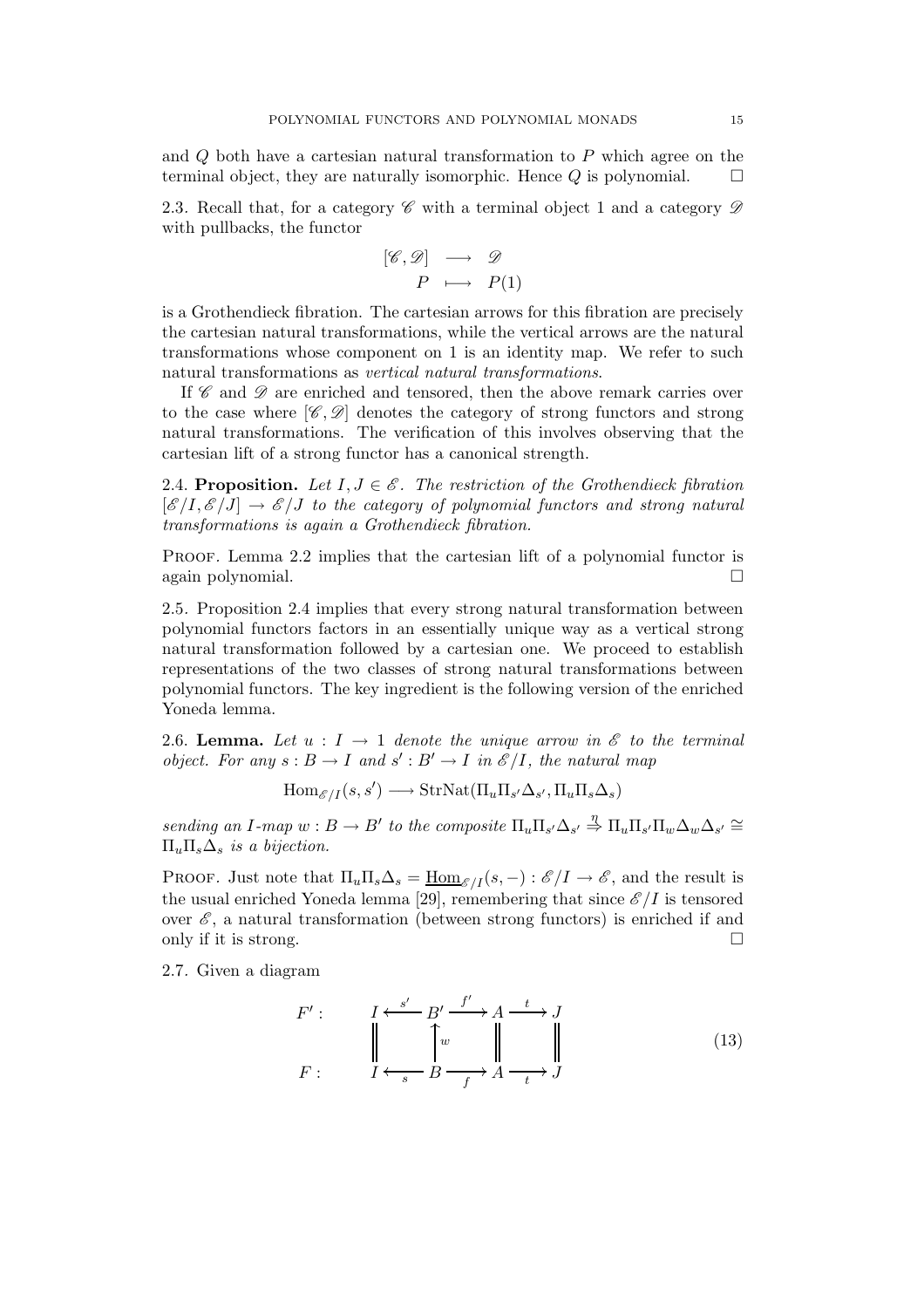and $Q$ both have a cartesian natural transformation to $P$ which agree on the terminal object, they are naturally isomorphic. Hence $Q$ is polynomial. $\square$

2.3. Recall that, for a category $\mathscr{C}$ with a terminal object 1 and a category $\mathscr{D}$ with pullbacks, the functor

$$\begin{array}{rcl} [\mathscr{C}, \mathscr{D}] & \longrightarrow & \mathscr{D} \\ P & \longmapsto & P(1) \end{array}$$

is a Grothendieck fibration. The cartesian arrows for this fibration are precisely the cartesian natural transformations, while the vertical arrows are the natural transformations whose component on 1 is an identity map. We refer to such natural transformations as *vertical natural transformations*.

If $\mathscr{C}$ and $\mathscr{D}$ are enriched and tensored, then the above remark carries over to the case where $[\mathscr{C}, \mathscr{D}]$ denotes the category of strong functors and strong natural transformations. The verification of this involves observing that the cartesian lift of a strong functor has a canonical strength.

2.4. **Proposition.** *Let $I, J \in \mathscr{E}$. The restriction of the Grothendieck fibration $[\mathscr{E}/I, \mathscr{E}/J] \to \mathscr{E}/J$ to the category of polynomial functors and strong natural transformations is again a Grothendieck fibration.*

Proof. Lemma 2.2 implies that the cartesian lift of a polynomial functor is again polynomial. $\square$

2.5. Proposition 2.4 implies that every strong natural transformation between polynomial functors factors in an essentially unique way as a vertical strong natural transformation followed by a cartesian one. We proceed to establish representations of the two classes of strong natural transformations between polynomial functors. The key ingredient is the following version of the enriched Yoneda lemma.

2.6. **Lemma.** *Let $u : I \to 1$ denote the unique arrow in $\mathscr{E}$ to the terminal object. For any $s : B \to I$ and $s' : B' \to I$ in $\mathscr{E}/I$, the natural map*

$$\mathrm{Hom}_{\mathscr{E}/I}(s, s') \longrightarrow \mathrm{StrNat}(\Pi_u \Pi_{s'} \Delta_{s'}, \Pi_u \Pi_s \Delta_s)$$

*sending an $I$-map $w : B \to B'$ to the composite $\Pi_u \Pi_{s'} \Delta_{s'} \overset{\eta}{\Rightarrow} \Pi_u \Pi_{s'} \Pi_w \Delta_w \Delta_{s'} \cong \Pi_u \Pi_s \Delta_s$ is a bijection.*

Proof. Just note that $\Pi_u \Pi_s \Delta_s = \underline{\mathrm{Hom}}_{\mathscr{E}/I}(s, -) : \mathscr{E}/I \to \mathscr{E}$, and the result is the usual enriched Yoneda lemma [29], remembering that since $\mathscr{E}/I$ is tensored over $\mathscr{E}$, a natural transformation (between strong functors) is enriched if and only if it is strong. $\square$

2.7. Given a diagram

$$\begin{array}{lccccccc} F': & I & \xleftarrow{s'} & B' & \xrightarrow{f'} & A & \xrightarrow{t} & J \\ & \| & & \uparrow{\scriptstyle w} & & \| & & \| \\ F: & I & \xleftarrow[s]{} & B & \xrightarrow[f]{} & A & \xrightarrow[t]{} & J \end{array} \tag{13}$$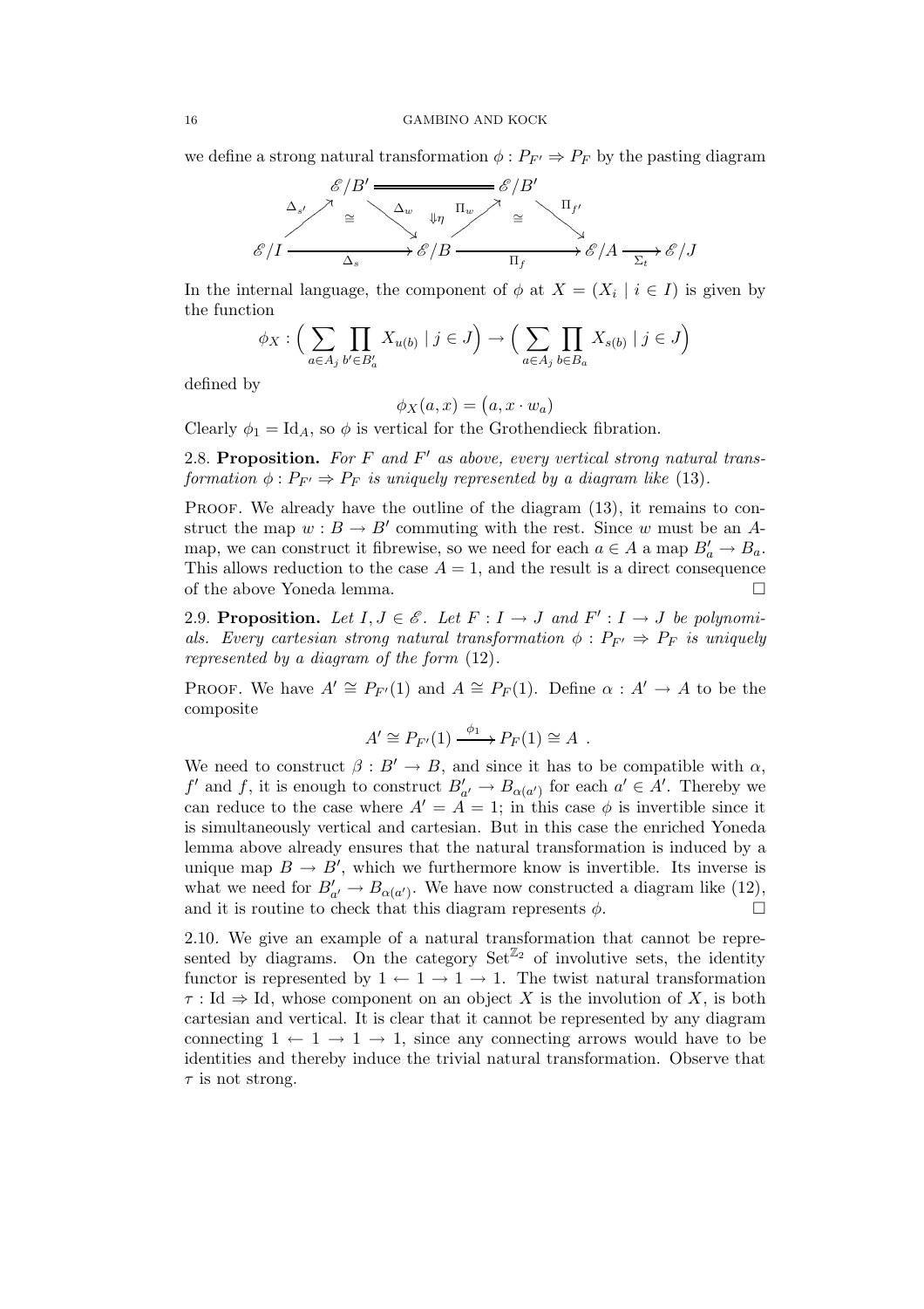we define a strong natural transformation $\phi : P_{F'} \Rightarrow P_F$ by the pasting diagram

$$
\begin{array}{ccccccc}
 & \mathscr{E}/B' & = = = = = & \mathscr{E}/B' & & & \\
\Delta_{s'} \nearrow & \cong & \searrow \Delta_w \quad \Downarrow\eta \quad \Pi_w \nearrow & \cong & \searrow \Pi_{f'} & & \\
\mathscr{E}/I & \xrightarrow{\quad\Delta_s\quad} & \mathscr{E}/B & \xrightarrow{\quad\Pi_f\quad} & \mathscr{E}/A & \xrightarrow{\Sigma_t} & \mathscr{E}/J
\end{array}
$$

In the internal language, the component of $\phi$ at $X = (X_i \mid i \in I)$ is given by the function

$$
\phi_X : \Big( \sum_{a \in A_j} \prod_{b' \in B'_a} X_{u(b)} \mid j \in J \Big) \to \Big( \sum_{a \in A_j} \prod_{b \in B_a} X_{s(b)} \mid j \in J \Big)
$$

defined by

$$
\phi_X(a, x) = \big(a, x \cdot w_a\big)
$$

Clearly $\phi_1 = \mathrm{Id}_A$, so $\phi$ is vertical for the Grothendieck fibration.

2.8. **Proposition.** *For $F$ and $F'$ as above, every vertical strong natural transformation $\phi : P_{F'} \Rightarrow P_F$ is uniquely represented by a diagram like* (13).

Proof. We already have the outline of the diagram (13), it remains to construct the map $w : B \to B'$ commuting with the rest. Since $w$ must be an $A$-map, we can construct it fibrewise, so we need for each $a \in A$ a map $B'_a \to B_a$. This allows reduction to the case $A = 1$, and the result is a direct consequence of the above Yoneda lemma. □

2.9. **Proposition.** *Let $I, J \in \mathscr{E}$. Let $F : I \to J$ and $F' : I \to J$ be polynomials. Every cartesian strong natural transformation $\phi : P_{F'} \Rightarrow P_F$ is uniquely represented by a diagram of the form* (12).

Proof. We have $A' \cong P_{F'}(1)$ and $A \cong P_F(1)$. Define $\alpha : A' \to A$ to be the composite

$$
A' \cong P_{F'}(1) \xrightarrow{\phi_1} P_F(1) \cong A \ .
$$

We need to construct $\beta : B' \to B$, and since it has to be compatible with $\alpha$, $f'$ and $f$, it is enough to construct $B'_{a'} \to B_{\alpha(a')}$ for each $a' \in A'$. Thereby we can reduce to the case where $A' = A = 1$; in this case $\phi$ is invertible since it is simultaneously vertical and cartesian. But in this case the enriched Yoneda lemma above already ensures that the natural transformation is induced by a unique map $B \to B'$, which we furthermore know is invertible. Its inverse is what we need for $B'_{a'} \to B_{\alpha(a')}$. We have now constructed a diagram like (12), and it is routine to check that this diagram represents $\phi$. □

2.10. We give an example of a natural transformation that cannot be represented by diagrams. On the category $\mathrm{Set}^{\mathbb{Z}_2}$ of involutive sets, the identity functor is represented by $1 \leftarrow 1 \to 1 \to 1$. The twist natural transformation $\tau : \mathrm{Id} \Rightarrow \mathrm{Id}$, whose component on an object $X$ is the involution of $X$, is both cartesian and vertical. It is clear that it cannot be represented by any diagram connecting $1 \leftarrow 1 \to 1 \to 1$, since any connecting arrows would have to be identities and thereby induce the trivial natural transformation. Observe that $\tau$ is not strong.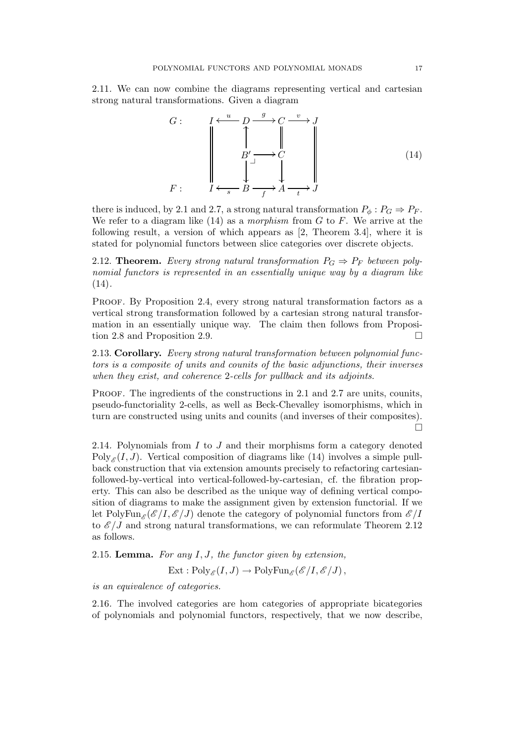2.11. We can now combine the diagrams representing vertical and cartesian strong natural transformations. Given a diagram

$$
\begin{array}{ccccccccc}
G: & I & \xleftarrow{u} & D & \xrightarrow{g} & C & \xrightarrow{v} & J \\
 & \| & & \uparrow & & \| & & \| \\
 & \| & & B' & \longrightarrow & C & & \| \\
 & \| & & \downarrow & & \downarrow & & \| \\
F: & I & \xleftarrow[s]{} & B & \xrightarrow[f]{} & A & \xrightarrow[t]{} & J
\end{array}
\tag{14}
$$

there is induced, by 2.1 and 2.7, a strong natural transformation $P_\phi : P_G \Rightarrow P_F$. We refer to a diagram like (14) as a *morphism* from $G$ to $F$. We arrive at the following result, a version of which appears as [2, Theorem 3.4], where it is stated for polynomial functors between slice categories over discrete objects.

2.12. **Theorem.** *Every strong natural transformation $P_G \Rightarrow P_F$ between polynomial functors is represented in an essentially unique way by a diagram like* (14).

Proof. By Proposition 2.4, every strong natural transformation factors as a vertical strong transformation followed by a cartesian strong natural transformation in an essentially unique way. The claim then follows from Proposition 2.8 and Proposition 2.9. □

2.13. **Corollary.** *Every strong natural transformation between polynomial functors is a composite of units and counits of the basic adjunctions, their inverses when they exist, and coherence 2-cells for pullback and its adjoints.*

Proof. The ingredients of the constructions in 2.1 and 2.7 are units, counits, pseudo-functoriality 2-cells, as well as Beck-Chevalley isomorphisms, which in turn are constructed using units and counits (and inverses of their composites). □

2.14. Polynomials from $I$ to $J$ and their morphisms form a category denoted $\mathrm{Poly}_{\mathscr{E}}(I, J)$. Vertical composition of diagrams like (14) involves a simple pullback construction that via extension amounts precisely to refactoring cartesian-followed-by-vertical into vertical-followed-by-cartesian, cf. the fibration property. This can also be described as the unique way of defining vertical composition of diagrams to make the assignment given by extension functorial. If we let $\mathrm{PolyFun}_{\mathscr{E}}(\mathscr{E}/I, \mathscr{E}/J)$ denote the category of polynomial functors from $\mathscr{E}/I$ to $\mathscr{E}/J$ and strong natural transformations, we can reformulate Theorem 2.12 as follows.

2.15. **Lemma.** *For any $I, J$, the functor given by extension,*

$$\mathrm{Ext} : \mathrm{Poly}_{\mathscr{E}}(I, J) \to \mathrm{PolyFun}_{\mathscr{E}}(\mathscr{E}/I, \mathscr{E}/J)\,,$$

*is an equivalence of categories.*

2.16. The involved categories are hom categories of appropriate bicategories of polynomials and polynomial functors, respectively, that we now describe,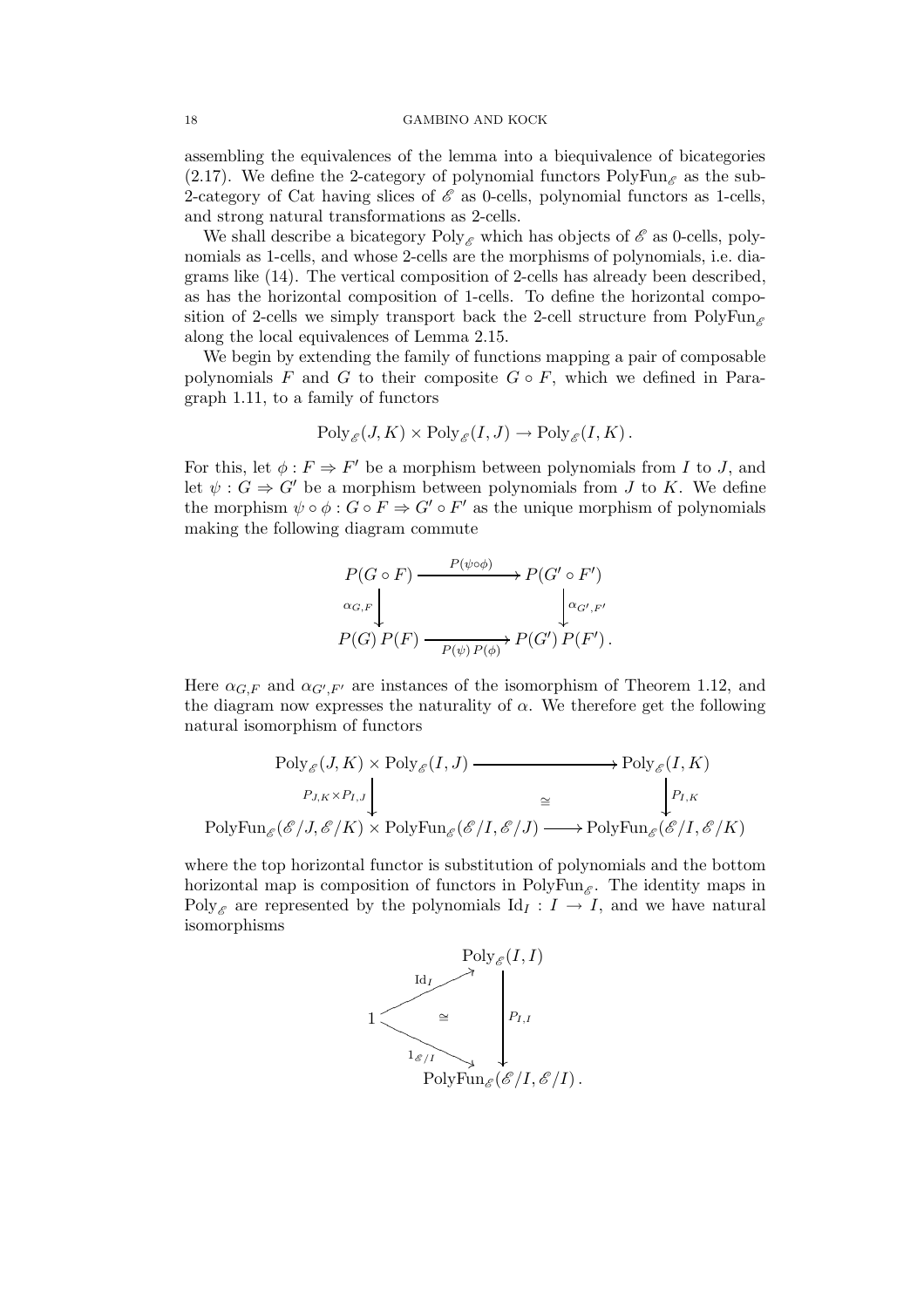assembling the equivalences of the lemma into a biequivalence of bicategories (2.17). We define the 2-category of polynomial functors $\mathrm{PolyFun}_{\mathscr{E}}$ as the sub-2-category of Cat having slices of $\mathscr{E}$ as 0-cells, polynomial functors as 1-cells, and strong natural transformations as 2-cells.

We shall describe a bicategory $\mathrm{Poly}_{\mathscr{E}}$ which has objects of $\mathscr{E}$ as 0-cells, polynomials as 1-cells, and whose 2-cells are the morphisms of polynomials, i.e. diagrams like (14). The vertical composition of 2-cells has already been described, as has the horizontal composition of 1-cells. To define the horizontal composition of 2-cells we simply transport back the 2-cell structure from $\mathrm{PolyFun}_{\mathscr{E}}$ along the local equivalences of Lemma 2.15.

We begin by extending the family of functions mapping a pair of composable polynomials $F$ and $G$ to their composite $G \circ F$, which we defined in Paragraph 1.11, to a family of functors

$$\mathrm{Poly}_{\mathscr{E}}(J, K) \times \mathrm{Poly}_{\mathscr{E}}(I, J) \to \mathrm{Poly}_{\mathscr{E}}(I, K)\,.$$

For this, let $\phi : F \Rightarrow F'$ be a morphism between polynomials from $I$ to $J$, and let $\psi : G \Rightarrow G'$ be a morphism between polynomials from $J$ to $K$. We define the morphism $\psi \circ \phi : G \circ F \Rightarrow G' \circ F'$ as the unique morphism of polynomials making the following diagram commute

$$\begin{array}{ccc} P(G \circ F) & \xrightarrow{P(\psi \circ \phi)} & P(G' \circ F') \\ {\scriptstyle \alpha_{G,F}} \downarrow & & \downarrow {\scriptstyle \alpha_{G',F'}} \\ P(G)\,P(F) & \xrightarrow[P(\psi)\,P(\phi)]{} & P(G')\,P(F')\,. \end{array}$$

Here $\alpha_{G,F}$ and $\alpha_{G',F'}$ are instances of the isomorphism of Theorem 1.12, and the diagram now expresses the naturality of $\alpha$. We therefore get the following natural isomorphism of functors

$$\begin{array}{ccc} \mathrm{Poly}_{\mathscr{E}}(J, K) \times \mathrm{Poly}_{\mathscr{E}}(I, J) & \longrightarrow & \mathrm{Poly}_{\mathscr{E}}(I, K) \\ {\scriptstyle P_{J,K} \times P_{I,J}} \downarrow & \cong & \downarrow {\scriptstyle P_{I,K}} \\ \mathrm{PolyFun}_{\mathscr{E}}(\mathscr{E}/J, \mathscr{E}/K) \times \mathrm{PolyFun}_{\mathscr{E}}(\mathscr{E}/I, \mathscr{E}/J) & \longrightarrow & \mathrm{PolyFun}_{\mathscr{E}}(\mathscr{E}/I, \mathscr{E}/K) \end{array}$$

where the top horizontal functor is substitution of polynomials and the bottom horizontal map is composition of functors in $\mathrm{PolyFun}_{\mathscr{E}}$. The identity maps in $\mathrm{Poly}_{\mathscr{E}}$ are represented by the polynomials $\mathrm{Id}_I : I \to I$, and we have natural isomorphisms

$$\begin{array}{ccc} & & \mathrm{Poly}_{\mathscr{E}}(I, I) \\ & {\scriptstyle \mathrm{Id}_I} \nearrow & \\ 1 & \cong & \downarrow {\scriptstyle P_{I,I}} \\ & {\scriptstyle 1_{\mathscr{E}/I}} \searrow & \\ & & \mathrm{PolyFun}_{\mathscr{E}}(\mathscr{E}/I, \mathscr{E}/I)\,. \end{array}$$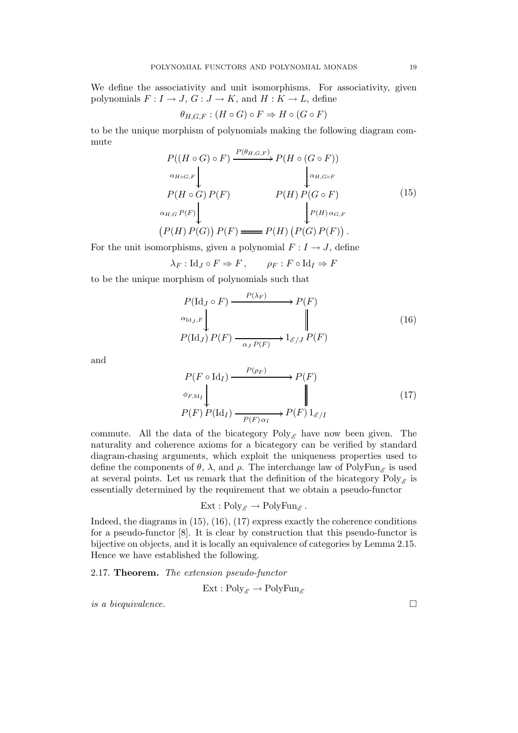We define the associativity and unit isomorphisms. For associativity, given polynomials $F : I \to J$, $G : J \to K$, and $H : K \to L$, define

$$\theta_{H,G,F} : (H \circ G) \circ F \Rightarrow H \circ (G \circ F)$$

to be the unique morphism of polynomials making the following diagram commute

$$\begin{array}{ccc}
P((H \circ G) \circ F) & \xrightarrow{P(\theta_{H,G,F})} & P(H \circ (G \circ F)) \\
\downarrow{\scriptstyle \alpha_{H \circ G, F}} & & \downarrow{\scriptstyle \alpha_{H, G \circ F}} \\
P(H \circ G)\, P(F) & & P(H)\, P(G \circ F) \\
\downarrow{\scriptstyle \alpha_{H,G}\, P(F)} & & \downarrow{\scriptstyle P(H)\, \alpha_{G,F}} \\
\big(P(H)\, P(G)\big)\, P(F) & = & P(H)\, \big(P(G)\, P(F)\big) .
\end{array} \tag{15}$$

For the unit isomorphisms, given a polynomial $F : I \to J$, define

$$\lambda_F : \mathrm{Id}_J \circ F \Rightarrow F \, , \qquad \rho_F : F \circ \mathrm{Id}_I \Rightarrow F$$

to be the unique morphism of polynomials such that

$$\begin{array}{ccc}
P(\mathrm{Id}_J \circ F) & \xrightarrow{P(\lambda_F)} & P(F) \\
\downarrow{\scriptstyle \alpha_{\mathrm{Id}_J, F}} & & \| \\
P(\mathrm{Id}_J)\, P(F) & \xrightarrow[\alpha_J\, P(F)]{} & 1_{\mathscr{E}/J}\, P(F)
\end{array} \tag{16}$$

and

$$\begin{array}{ccc}
P(F \circ \mathrm{Id}_I) & \xrightarrow{P(\rho_F)} & P(F) \\
\downarrow{\scriptstyle \phi_{F, \mathrm{Id}_I}} & & \| \\
P(F)\, P(\mathrm{Id}_I) & \xrightarrow[P(F)\, \alpha_I]{} & P(F)\, 1_{\mathscr{E}/I}
\end{array} \tag{17}$$

commute. All the data of the bicategory $\mathrm{Poly}_{\mathscr{E}}$ have now been given. The naturality and coherence axioms for a bicategory can be verified by standard diagram-chasing arguments, which exploit the uniqueness properties used to define the components of $\theta$, $\lambda$, and $\rho$. The interchange law of $\mathrm{PolyFun}_{\mathscr{E}}$ is used at several points. Let us remark that the definition of the bicategory $\mathrm{Poly}_{\mathscr{E}}$ is essentially determined by the requirement that we obtain a pseudo-functor

$$\mathrm{Ext} : \mathrm{Poly}_{\mathscr{E}} \to \mathrm{PolyFun}_{\mathscr{E}} \, .$$

Indeed, the diagrams in (15), (16), (17) express exactly the coherence conditions for a pseudo-functor [8]. It is clear by construction that this pseudo-functor is bijective on objects, and it is locally an equivalence of categories by Lemma 2.15. Hence we have established the following.

2.17. **Theorem.** *The extension pseudo-functor*

$$\mathrm{Ext} : \mathrm{Poly}_{\mathscr{E}} \to \mathrm{PolyFun}_{\mathscr{E}}$$

*is a biequivalence.* □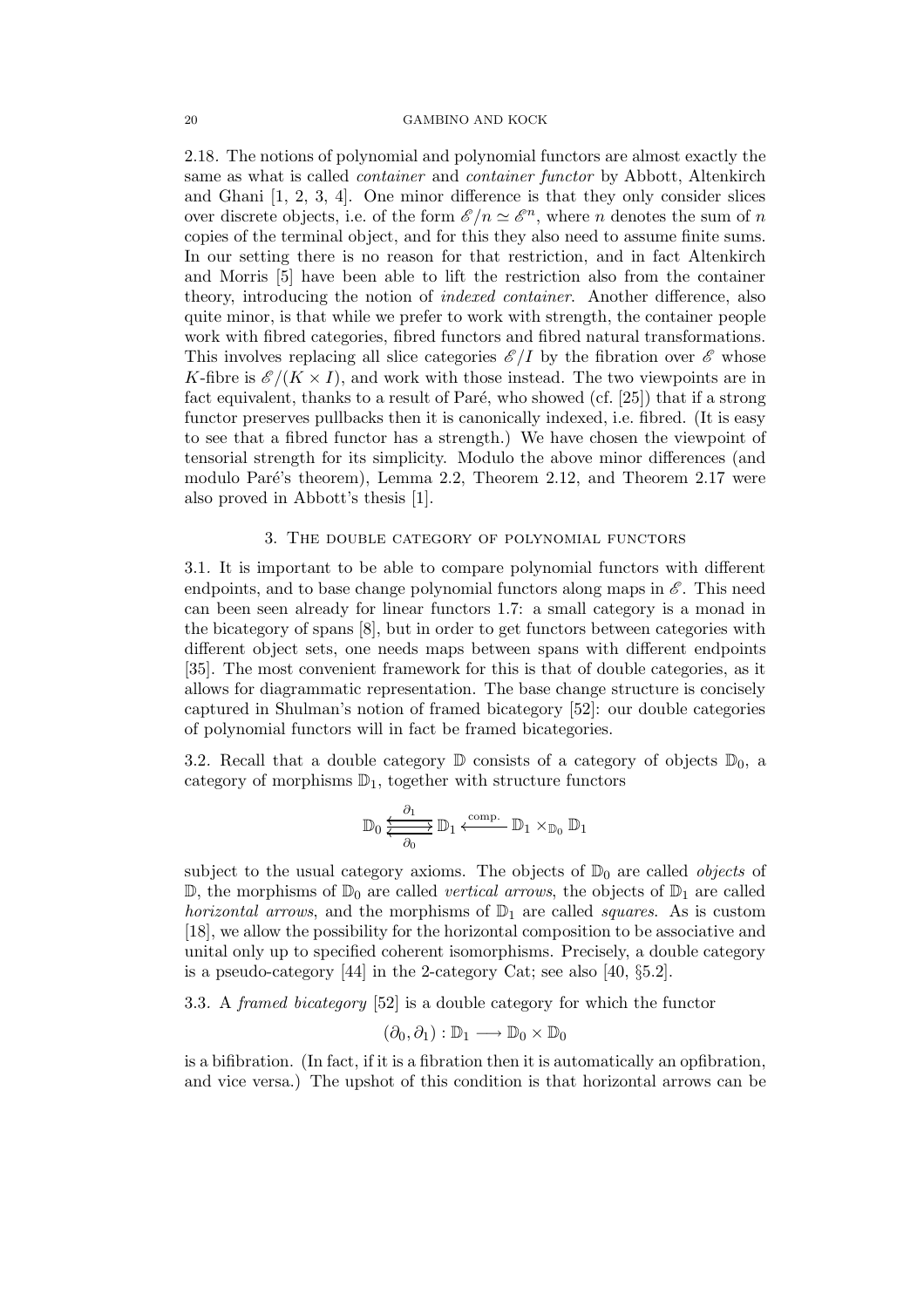2.18. The notions of polynomial and polynomial functors are almost exactly the same as what is called *container* and *container functor* by Abbott, Altenkirch and Ghani [1, 2, 3, 4]. One minor difference is that they only consider slices over discrete objects, i.e. of the form $\mathscr{E}/n \simeq \mathscr{E}^n$, where $n$ denotes the sum of $n$ copies of the terminal object, and for this they also need to assume finite sums. In our setting there is no reason for that restriction, and in fact Altenkirch and Morris [5] have been able to lift the restriction also from the container theory, introducing the notion of *indexed container*. Another difference, also quite minor, is that while we prefer to work with strength, the container people work with fibred categories, fibred functors and fibred natural transformations. This involves replacing all slice categories $\mathscr{E}/I$ by the fibration over $\mathscr{E}$ whose $K$-fibre is $\mathscr{E}/(K \times I)$, and work with those instead. The two viewpoints are in fact equivalent, thanks to a result of Paré, who showed (cf. [25]) that if a strong functor preserves pullbacks then it is canonically indexed, i.e. fibred. (It is easy to see that a fibred functor has a strength.) We have chosen the viewpoint of tensorial strength for its simplicity. Modulo the above minor differences (and modulo Paré's theorem), Lemma 2.2, Theorem 2.12, and Theorem 2.17 were also proved in Abbott's thesis [1].

## 3. The double category of polynomial functors

3.1. It is important to be able to compare polynomial functors with different endpoints, and to base change polynomial functors along maps in $\mathscr{E}$. This need can been seen already for linear functors 1.7: a small category is a monad in the bicategory of spans [8], but in order to get functors between categories with different object sets, one needs maps between spans with different endpoints [35]. The most convenient framework for this is that of double categories, as it allows for diagrammatic representation. The base change structure is concisely captured in Shulman's notion of framed bicategory [52]: our double categories of polynomial functors will in fact be framed bicategories.

3.2. Recall that a double category $\mathbb{D}$ consists of a category of objects $\mathbb{D}_0$, a category of morphisms $\mathbb{D}_1$, together with structure functors

$$\mathbb{D}_0 \underset{\partial_0}{\overset{\partial_1}{\leftleftarrows}} \mathbb{D}_1 \xleftarrow{\text{comp.}} \mathbb{D}_1 \times_{\mathbb{D}_0} \mathbb{D}_1$$

subject to the usual category axioms. The objects of $\mathbb{D}_0$ are called *objects* of $\mathbb{D}$, the morphisms of $\mathbb{D}_0$ are called *vertical arrows*, the objects of $\mathbb{D}_1$ are called *horizontal arrows*, and the morphisms of $\mathbb{D}_1$ are called *squares*. As is custom [18], we allow the possibility for the horizontal composition to be associative and unital only up to specified coherent isomorphisms. Precisely, a double category is a pseudo-category [44] in the 2-category Cat; see also [40, §5.2].

3.3. A *framed bicategory* [52] is a double category for which the functor

$$(\partial_0, \partial_1) : \mathbb{D}_1 \longrightarrow \mathbb{D}_0 \times \mathbb{D}_0$$

is a bifibration. (In fact, if it is a fibration then it is automatically an opfibration, and vice versa.) The upshot of this condition is that horizontal arrows can be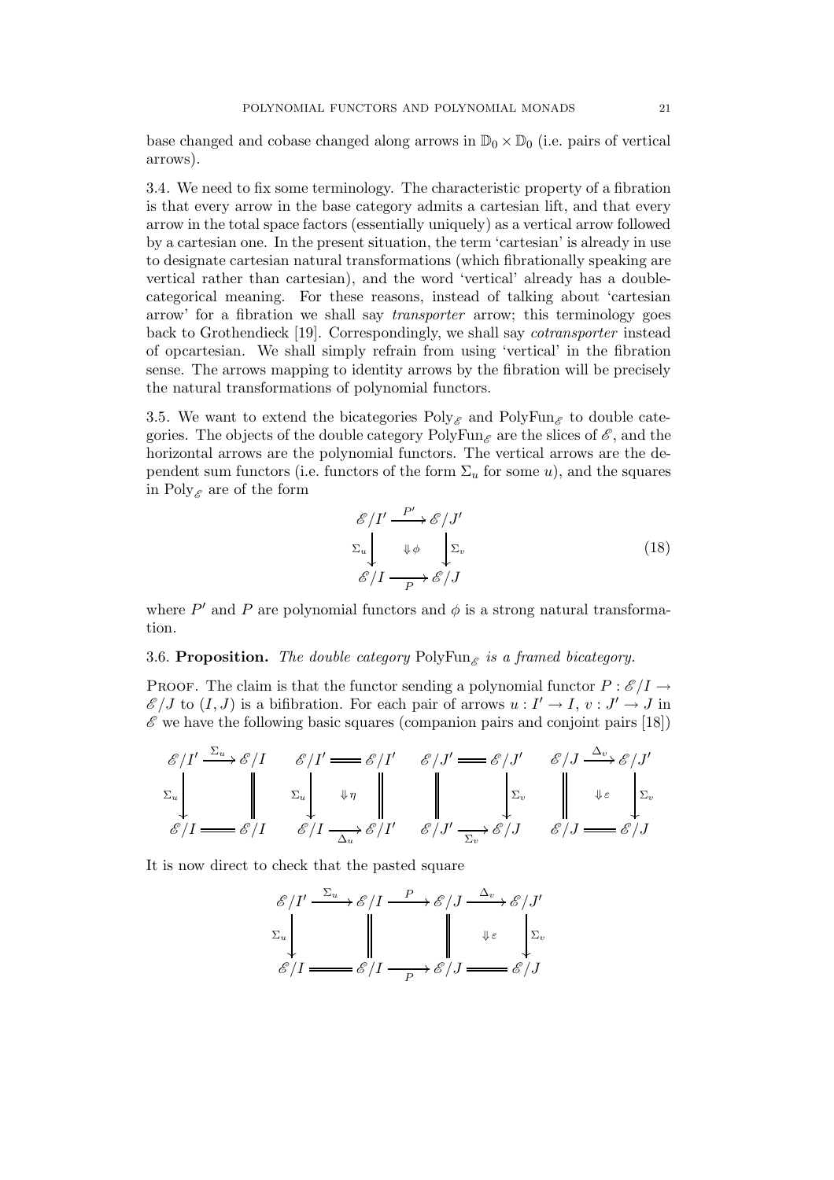base changed and cobase changed along arrows in $\mathbb{D}_0 \times \mathbb{D}_0$ (i.e. pairs of vertical arrows).

3.4. We need to fix some terminology. The characteristic property of a fibration is that every arrow in the base category admits a cartesian lift, and that every arrow in the total space factors (essentially uniquely) as a vertical arrow followed by a cartesian one. In the present situation, the term 'cartesian' is already in use to designate cartesian natural transformations (which fibrationally speaking are vertical rather than cartesian), and the word 'vertical' already has a double-categorical meaning. For these reasons, instead of talking about 'cartesian arrow' for a fibration we shall say *transporter* arrow; this terminology goes back to Grothendieck [19]. Correspondingly, we shall say *cotransporter* instead of opcartesian. We shall simply refrain from using 'vertical' in the fibration sense. The arrows mapping to identity arrows by the fibration will be precisely the natural transformations of polynomial functors.

3.5. We want to extend the bicategories $\mathrm{Poly}_{\mathscr{E}}$ and $\mathrm{PolyFun}_{\mathscr{E}}$ to double categories. The objects of the double category $\mathrm{PolyFun}_{\mathscr{E}}$ are the slices of $\mathscr{E}$, and the horizontal arrows are the polynomial functors. The vertical arrows are the dependent sum functors (i.e. functors of the form $\Sigma_u$ for some $u$), and the squares in $\mathrm{Poly}_{\mathscr{E}}$ are of the form

$$\begin{array}{ccc} \mathscr{E}/I' & \xrightarrow{P'} & \mathscr{E}/J' \\ {\scriptstyle\Sigma_u}\downarrow & \Downarrow\phi & \downarrow{\scriptstyle\Sigma_v} \\ \mathscr{E}/I & \xrightarrow[P]{} & \mathscr{E}/J \end{array} \tag{18}$$

where $P'$ and $P$ are polynomial functors and $\phi$ is a strong natural transformation.

3.6. **Proposition.** *The double category* $\mathrm{PolyFun}_{\mathscr{E}}$ *is a framed bicategory.*

Proof. The claim is that the functor sending a polynomial functor $P : \mathscr{E}/I \to \mathscr{E}/J$ to $(I, J)$ is a bifibration. For each pair of arrows $u : I' \to I$, $v : J' \to J$ in $\mathscr{E}$ we have the following basic squares (companion pairs and conjoint pairs [18])

$$\begin{array}{ccc} \mathscr{E}/I' & \xrightarrow{\Sigma_u} & \mathscr{E}/I \\ {\scriptstyle\Sigma_u}\downarrow & & \| \\ \mathscr{E}/I & = & \mathscr{E}/I \end{array} \qquad \begin{array}{ccc} \mathscr{E}/I' & = & \mathscr{E}/I' \\ {\scriptstyle\Sigma_u}\downarrow & \Downarrow\eta & \| \\ \mathscr{E}/I & \xrightarrow[\Delta_u]{} & \mathscr{E}/I' \end{array} \qquad \begin{array}{ccc} \mathscr{E}/J' & = & \mathscr{E}/J' \\ \| & & \downarrow{\scriptstyle\Sigma_v} \\ \mathscr{E}/J' & \xrightarrow[\Sigma_v]{} & \mathscr{E}/J \end{array} \qquad \begin{array}{ccc} \mathscr{E}/J & \xrightarrow{\Delta_v} & \mathscr{E}/J' \\ \| & \Downarrow\varepsilon & \downarrow{\scriptstyle\Sigma_v} \\ \mathscr{E}/J & = & \mathscr{E}/J \end{array}$$

It is now direct to check that the pasted square

$$\begin{array}{ccccccc} \mathscr{E}/I' & \xrightarrow{\Sigma_u} & \mathscr{E}/I & \xrightarrow{P} & \mathscr{E}/J & \xrightarrow{\Delta_v} & \mathscr{E}/J' \\ {\scriptstyle\Sigma_u}\downarrow & & \| & & \| & \Downarrow\varepsilon & \downarrow{\scriptstyle\Sigma_v} \\ \mathscr{E}/I & = & \mathscr{E}/I & \xrightarrow[P]{} & \mathscr{E}/J & = & \mathscr{E}/J \end{array}$$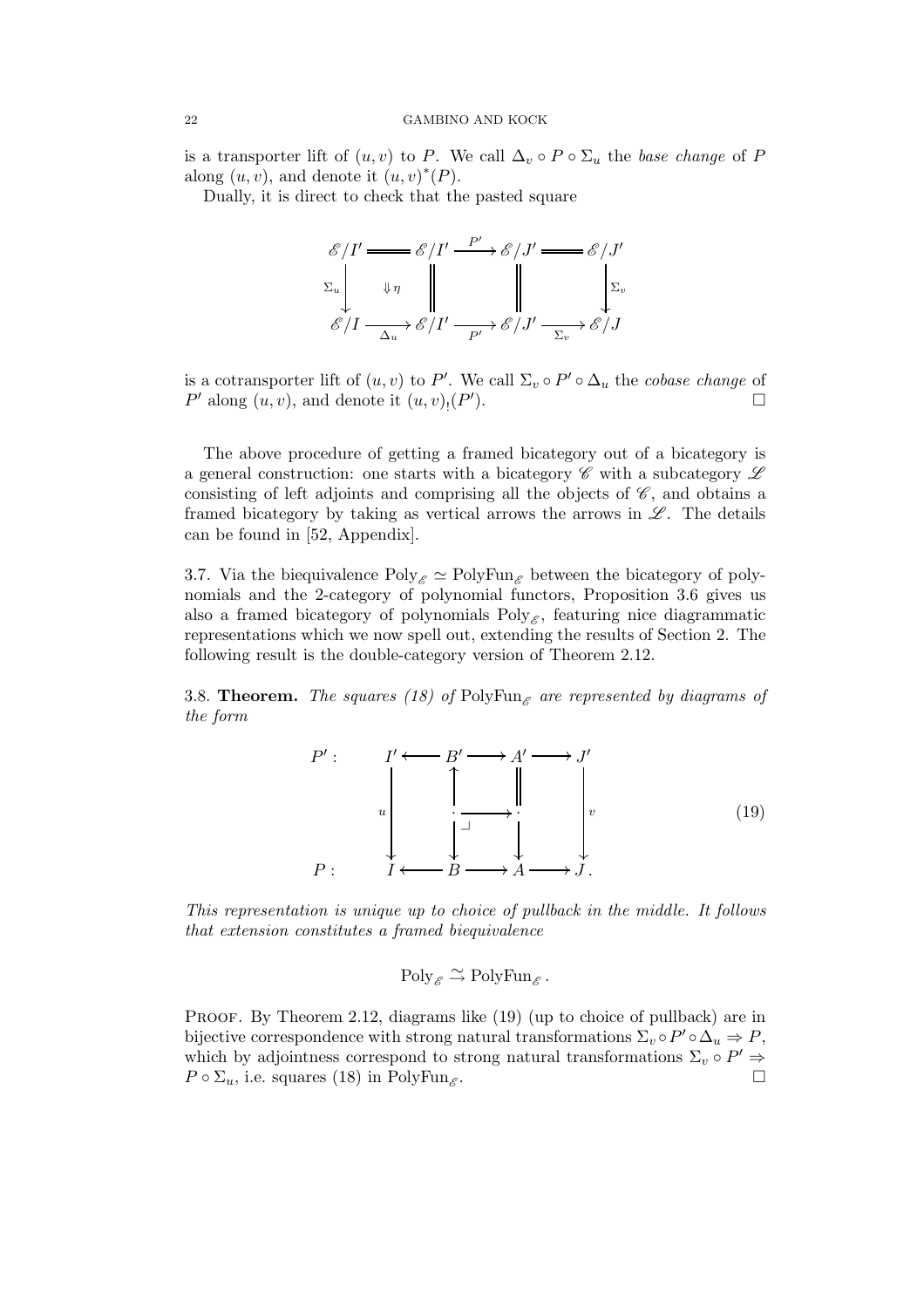is a transporter lift of $(u, v)$ to $P$. We call $\Delta_v \circ P \circ \Sigma_u$ the *base change* of $P$ along $(u, v)$, and denote it $(u, v)^*(P)$.

Dually, it is direct to check that the pasted square

$$
\begin{array}{ccccccc}
\mathscr{E}/I' & = & \mathscr{E}/I' & \xrightarrow{P'} & \mathscr{E}/J' & = & \mathscr{E}/J' \\
\Sigma_u \downarrow & \Downarrow \eta & \| & & \| & & \downarrow \Sigma_v \\
\mathscr{E}/I & \xrightarrow[\Delta_u]{} & \mathscr{E}/I' & \xrightarrow[P']{} & \mathscr{E}/J' & \xrightarrow[\Sigma_v]{} & \mathscr{E}/J
\end{array}
$$

is a cotransporter lift of $(u, v)$ to $P'$. We call $\Sigma_v \circ P' \circ \Delta_u$ the *cobase change* of $P'$ along $(u, v)$, and denote it $(u, v)_!(P')$. □

The above procedure of getting a framed bicategory out of a bicategory is a general construction: one starts with a bicategory $\mathscr{C}$ with a subcategory $\mathscr{L}$ consisting of left adjoints and comprising all the objects of $\mathscr{C}$, and obtains a framed bicategory by taking as vertical arrows the arrows in $\mathscr{L}$. The details can be found in [52, Appendix].

3.7. Via the biequivalence $\mathrm{Poly}_{\mathscr{E}} \simeq \mathrm{PolyFun}_{\mathscr{E}}$ between the bicategory of polynomials and the 2-category of polynomial functors, Proposition 3.6 gives us also a framed bicategory of polynomials $\mathrm{Poly}_{\mathscr{E}}$, featuring nice diagrammatic representations which we now spell out, extending the results of Section 2. The following result is the double-category version of Theorem 2.12.

3.8. **Theorem.** *The squares (18) of* $\mathrm{PolyFun}_{\mathscr{E}}$ *are represented by diagrams of the form*

$$
\begin{array}{lccccccc}
P': & I' & \longleftarrow & B' & \longrightarrow & A' & \longrightarrow & J' \\
& & & \uparrow & & \| & & \\
& u \downarrow & & \cdot & \longrightarrow & \cdot & & \downarrow v \\
& & & \downarrow & \lrcorner & \downarrow & & \\
P: & I & \longleftarrow & B & \longrightarrow & A & \longrightarrow & J.
\end{array}
\qquad (19)
$$

*This representation is unique up to choice of pullback in the middle. It follows that extension constitutes a framed biequivalence*

$$\mathrm{Poly}_{\mathscr{E}} \xrightarrow{\simeq} \mathrm{PolyFun}_{\mathscr{E}}.$$

Proof. By Theorem 2.12, diagrams like (19) (up to choice of pullback) are in bijective correspondence with strong natural transformations $\Sigma_v \circ P' \circ \Delta_u \Rightarrow P$, which by adjointness correspond to strong natural transformations $\Sigma_v \circ P' \Rightarrow P \circ \Sigma_u$, i.e. squares (18) in $\mathrm{PolyFun}_{\mathscr{E}}$. □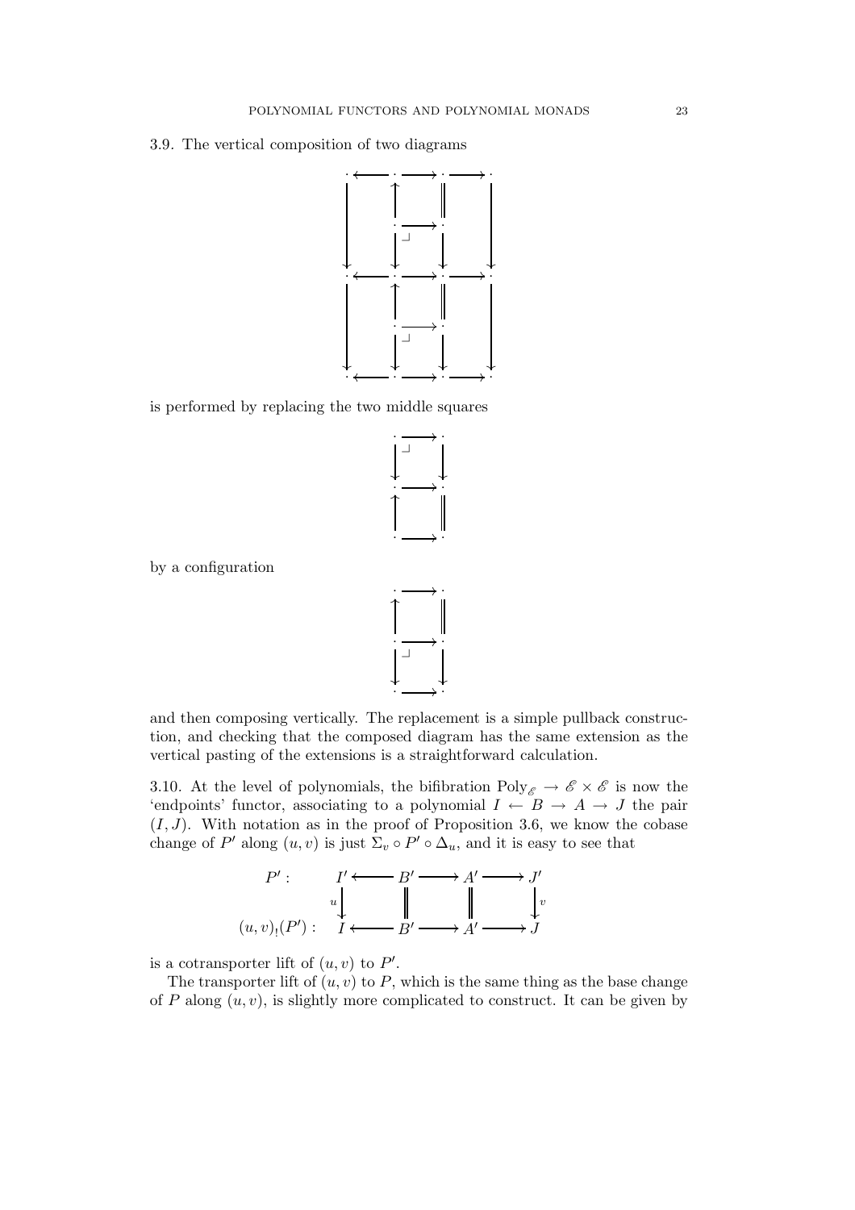3.9. The vertical composition of two diagrams

$$
\begin{array}{ccccccc}
\cdot & \longleftarrow & \cdot & \longrightarrow & \cdot & \longrightarrow & \cdot \\
\big\downarrow & & \big\uparrow & & \big\| & & \big\downarrow \\
 & & \cdot & \longrightarrow & \cdot & & \\
 & & \big\downarrow \lrcorner & & \big\downarrow & & \\
\cdot & \longleftarrow & \cdot & \longrightarrow & \cdot & \longrightarrow & \cdot \\
\big\downarrow & & \big\uparrow & & \big\| & & \big\downarrow \\
 & & \cdot & \longrightarrow & \cdot & & \\
 & & \big\downarrow \lrcorner & & \big\downarrow & & \\
\cdot & \longleftarrow & \cdot & \longrightarrow & \cdot & \longrightarrow & \cdot
\end{array}
$$

is performed by replacing the two middle squares

$$
\begin{array}{ccc}
\cdot & \longrightarrow & \cdot \\
\big\downarrow \lrcorner & & \big\downarrow \\
\cdot & \longrightarrow & \cdot \\
\big\uparrow & & \big\| \\
\cdot & \longrightarrow & \cdot
\end{array}
$$

by a configuration

$$
\begin{array}{ccc}
\cdot & \longrightarrow & \cdot \\
\big\uparrow & & \big\| \\
\cdot & \longrightarrow & \cdot \\
\big\downarrow \lrcorner & & \big\downarrow \\
\cdot & \longrightarrow & \cdot
\end{array}
$$

and then composing vertically. The replacement is a simple pullback construction, and checking that the composed diagram has the same extension as the vertical pasting of the extensions is a straightforward calculation.

3.10. At the level of polynomials, the bifibration $\mathrm{Poly}_{\mathscr{E}} \to \mathscr{E} \times \mathscr{E}$ is now the 'endpoints' functor, associating to a polynomial $I \leftarrow B \to A \to J$ the pair $(I, J)$. With notation as in the proof of Proposition 3.6, we know the cobase change of $P'$ along $(u, v)$ is just $\Sigma_v \circ P' \circ \Delta_u$, and it is easy to see that

$$
\begin{array}{rccccccc}
P': & I' & \longleftarrow & B' & \longrightarrow & A' & \longrightarrow & J' \\
 & {\scriptstyle u}\big\downarrow & & \big\| & & \big\| & & \big\downarrow{\scriptstyle v} \\
(u,v)_!(P'): & I & \longleftarrow & B' & \longrightarrow & A' & \longrightarrow & J
\end{array}
$$

is a cotransporter lift of $(u, v)$ to $P'$.

The transporter lift of $(u, v)$ to $P$, which is the same thing as the base change of $P$ along $(u, v)$, is slightly more complicated to construct. It can be given by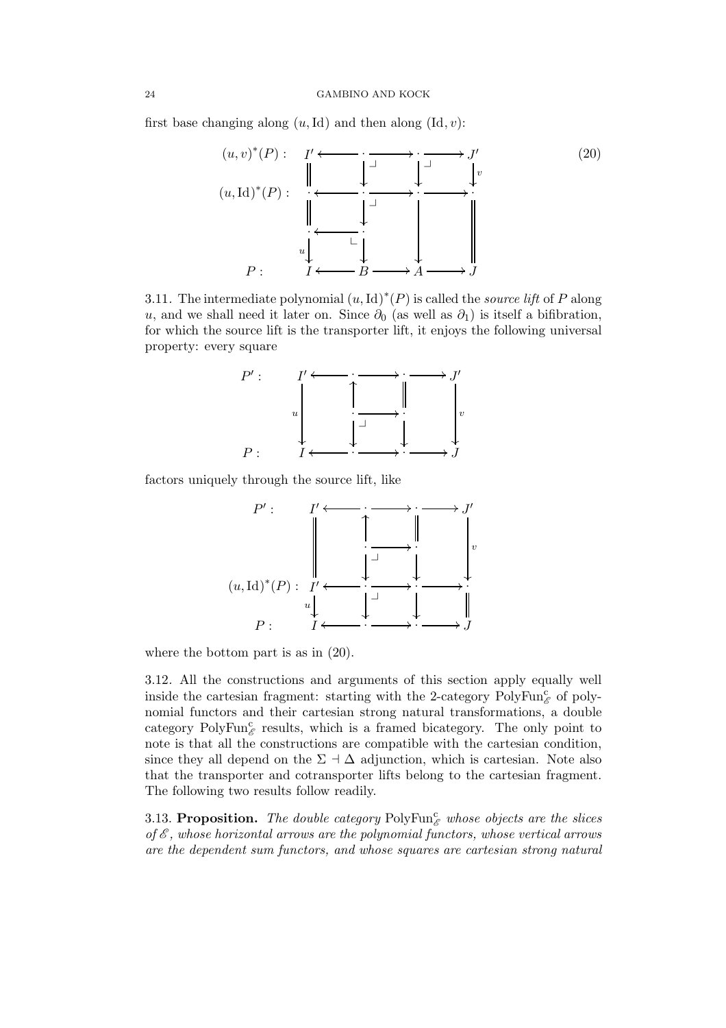first base changing along $(u, \mathrm{Id})$ and then along $(\mathrm{Id}, v)$:

$$
\begin{array}{lccccccc}
(u,v)^*(P): & I' & \longleftarrow & \cdot & \longrightarrow & \cdot & \longrightarrow & J' \\
& \| & & \downarrow \lrcorner & & \downarrow \lrcorner & & \downarrow v \\
(u,\mathrm{Id})^*(P): & \cdot & \longleftarrow & \cdot & \longrightarrow & \cdot & \longrightarrow & \cdot \\
& \| & & \downarrow \lrcorner & & \downarrow & & \| \\
& \cdot & \longleftarrow & \cdot & & & & \\
& u\downarrow & \llcorner & \downarrow & & & & \\
P: & I & \longleftarrow & B & \longrightarrow & A & \longrightarrow & J
\end{array}
\tag{20}
$$

3.11. The intermediate polynomial $(u, \mathrm{Id})^*(P)$ is called the *source lift* of $P$ along $u$, and we shall need it later on. Since $\partial_0$ (as well as $\partial_1$) is itself a bifibration, for which the source lift is the transporter lift, it enjoys the following universal property: every square

$$
\begin{array}{lccccccc}
P': & I' & \longleftarrow & \cdot & \longrightarrow & \cdot & \longrightarrow & J' \\
& & & \uparrow & & \| & & \\
& u\downarrow & & \cdot & \longrightarrow & \cdot & & \downarrow v \\
& & & \downarrow \lrcorner & & \downarrow & & \\
P: & I & \longleftarrow & \cdot & \longrightarrow & \cdot & \longrightarrow & J
\end{array}
$$

factors uniquely through the source lift, like

$$
\begin{array}{lccccccc}
P': & I' & \longleftarrow & \cdot & \longrightarrow & \cdot & \longrightarrow & J' \\
& \| & & \uparrow & & \| & & \\
& & & \cdot & \longrightarrow & \cdot & & \downarrow v \\
& & & \downarrow \lrcorner & & \downarrow & & \\
(u,\mathrm{Id})^*(P): & I' & \longleftarrow & \cdot & \longrightarrow & \cdot & \longrightarrow & \cdot \\
& u\downarrow & & \downarrow \lrcorner & & \downarrow & & \| \\
P: & I & \longleftarrow & \cdot & \longrightarrow & \cdot & \longrightarrow & J
\end{array}
$$

where the bottom part is as in (20).

3.12. All the constructions and arguments of this section apply equally well inside the cartesian fragment: starting with the 2-category $\mathrm{PolyFun}^{\mathrm{c}}_{\mathscr{E}}$ of polynomial functors and their cartesian strong natural transformations, a double category $\mathbb{P}\mathrm{olyFun}^{\mathrm{c}}_{\mathscr{E}}$ results, which is a framed bicategory. The only point to note is that all the constructions are compatible with the cartesian condition, since they all depend on the $\Sigma \dashv \Delta$ adjunction, which is cartesian. Note also that the transporter and cotransporter lifts belong to the cartesian fragment. The following two results follow readily.

3.13. **Proposition.** *The double category* $\mathbb{P}\mathrm{olyFun}^{\mathrm{c}}_{\mathscr{E}}$ *whose objects are the slices of* $\mathscr{E}$*, whose horizontal arrows are the polynomial functors, whose vertical arrows are the dependent sum functors, and whose squares are cartesian strong natural*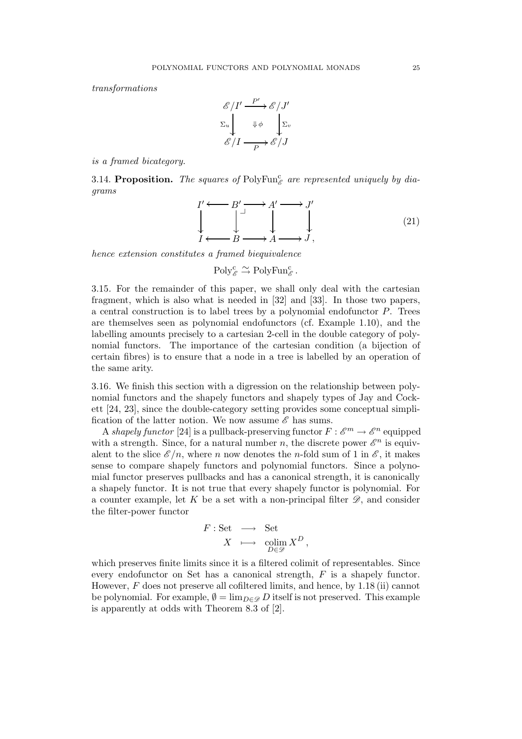*transformations*

$$\begin{array}{ccc} \mathscr{E}/I' & \xrightarrow{P'} & \mathscr{E}/J' \\ {\scriptstyle \Sigma_u}\downarrow & \Downarrow \phi & \downarrow{\scriptstyle \Sigma_v} \\ \mathscr{E}/I & \xrightarrow[P]{} & \mathscr{E}/J \end{array}$$

*is a framed bicategory.*

3.14. **Proposition.** *The squares of* $\mathrm{PolyFun}^{\mathrm{c}}_{\mathscr{E}}$ *are represented uniquely by diagrams*

$$\begin{array}{ccccccc} I' & \longleftarrow & B' & \longrightarrow & A' & \longrightarrow & J' \\ \downarrow & & \downarrow \lrcorner & & \downarrow & & \downarrow \\ I & \longleftarrow & B & \longrightarrow & A & \longrightarrow & J\,, \end{array} \tag{21}$$

*hence extension constitutes a framed biequivalence*

$$\mathrm{Poly}^{\mathrm{c}}_{\mathscr{E}} \xrightarrow{\sim} \mathrm{PolyFun}^{\mathrm{c}}_{\mathscr{E}}\,.$$

3.15. For the remainder of this paper, we shall only deal with the cartesian fragment, which is also what is needed in [32] and [33]. In those two papers, a central construction is to label trees by a polynomial endofunctor $P$. Trees are themselves seen as polynomial endofunctors (cf. Example 1.10), and the labelling amounts precisely to a cartesian 2-cell in the double category of polynomial functors. The importance of the cartesian condition (a bijection of certain fibres) is to ensure that a node in a tree is labelled by an operation of the same arity.

3.16. We finish this section with a digression on the relationship between polynomial functors and the shapely functors and shapely types of Jay and Cockett [24, 23], since the double-category setting provides some conceptual simplification of the latter notion. We now assume $\mathscr{E}$ has sums.

A *shapely functor* [24] is a pullback-preserving functor $F : \mathscr{E}^m \to \mathscr{E}^n$ equipped with a strength. Since, for a natural number $n$, the discrete power $\mathscr{E}^n$ is equivalent to the slice $\mathscr{E}/n$, where $n$ now denotes the $n$-fold sum of 1 in $\mathscr{E}$, it makes sense to compare shapely functors and polynomial functors. Since a polynomial functor preserves pullbacks and has a canonical strength, it is canonically a shapely functor. It is not true that every shapely functor is polynomial. For a counter example, let $K$ be a set with a non-principal filter $\mathscr{D}$, and consider the filter-power functor

$$\begin{array}{rcl} F : \mathrm{Set} & \longrightarrow & \mathrm{Set} \\ X & \longmapsto & \operatorname*{colim}_{D \in \mathscr{D}} X^D\,, \end{array}$$

which preserves finite limits since it is a filtered colimit of representables. Since every endofunctor on Set has a canonical strength, $F$ is a shapely functor. However, $F$ does not preserve all cofiltered limits, and hence, by 1.18 (ii) cannot be polynomial. For example, $\emptyset = \lim_{D \in \mathscr{D}} D$ itself is not preserved. This example is apparently at odds with Theorem 8.3 of [2].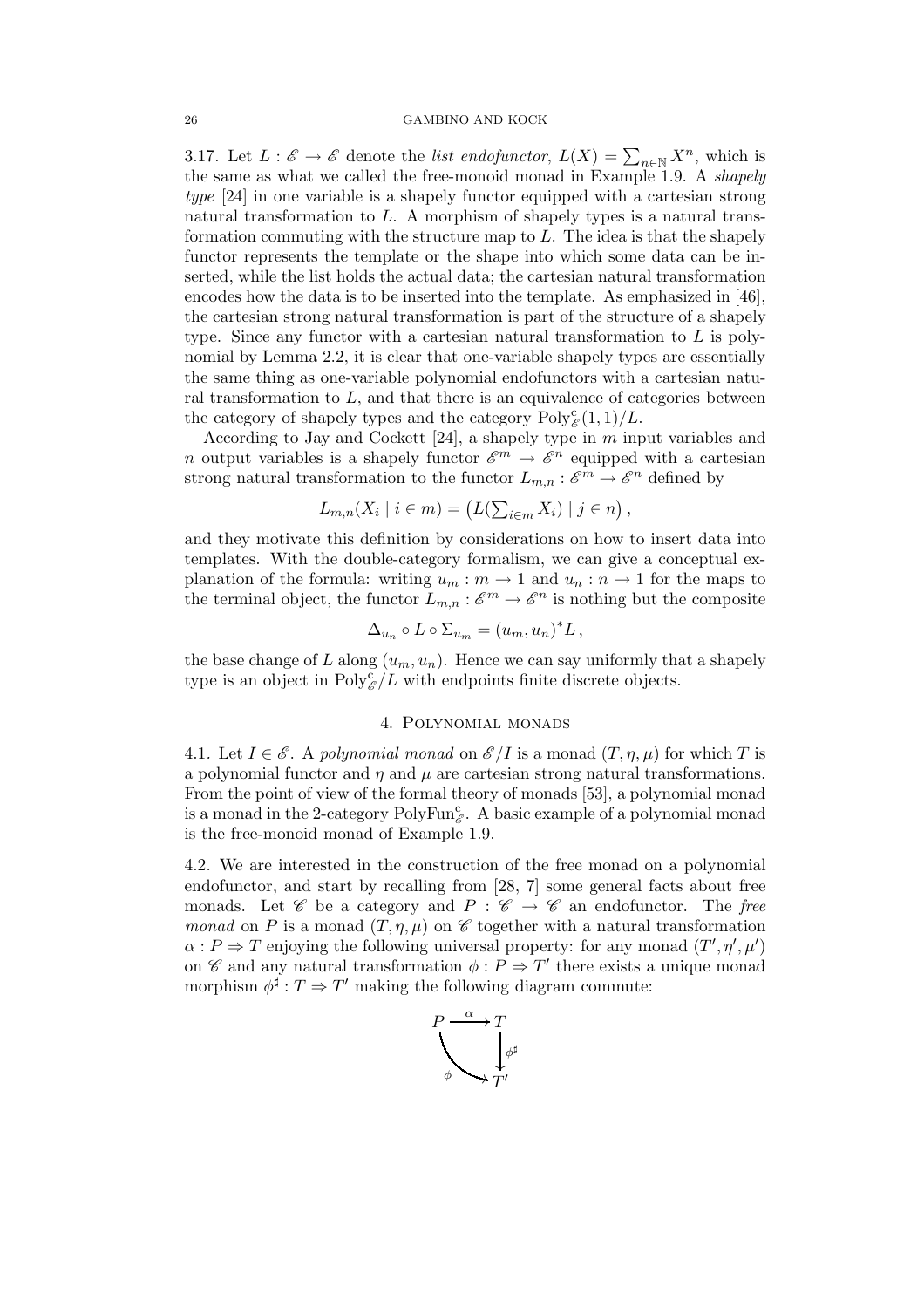3.17. Let $L : \mathscr{E} \to \mathscr{E}$ denote the *list endofunctor*, $L(X) = \sum_{n \in \mathbb{N}} X^n$, which is the same as what we called the free-monoid monad in Example 1.9. A *shapely type* [24] in one variable is a shapely functor equipped with a cartesian strong natural transformation to $L$. A morphism of shapely types is a natural transformation commuting with the structure map to $L$. The idea is that the shapely functor represents the template or the shape into which some data can be inserted, while the list holds the actual data; the cartesian natural transformation encodes how the data is to be inserted into the template. As emphasized in [46], the cartesian strong natural transformation is part of the structure of a shapely type. Since any functor with a cartesian natural transformation to $L$ is polynomial by Lemma 2.2, it is clear that one-variable shapely types are essentially the same thing as one-variable polynomial endofunctors with a cartesian natural transformation to $L$, and that there is an equivalence of categories between the category of shapely types and the category $\mathrm{Poly}^{\mathrm{c}}_{\mathscr{E}}(1,1)/L$.

According to Jay and Cockett [24], a shapely type in $m$ input variables and $n$ output variables is a shapely functor $\mathscr{E}^m \to \mathscr{E}^n$ equipped with a cartesian strong natural transformation to the functor $L_{m,n} : \mathscr{E}^m \to \mathscr{E}^n$ defined by

$$L_{m,n}(X_i \mid i \in m) = \big(L(\textstyle\sum_{i \in m} X_i) \mid j \in n\big),$$

and they motivate this definition by considerations on how to insert data into templates. With the double-category formalism, we can give a conceptual explanation of the formula: writing $u_m : m \to 1$ and $u_n : n \to 1$ for the maps to the terminal object, the functor $L_{m,n} : \mathscr{E}^m \to \mathscr{E}^n$ is nothing but the composite

$$\Delta_{u_n} \circ L \circ \Sigma_{u_m} = (u_m, u_n)^* L,$$

the base change of $L$ along $(u_m, u_n)$. Hence we can say uniformly that a shapely type is an object in $\mathrm{Poly}^{\mathrm{c}}_{\mathscr{E}}/L$ with endpoints finite discrete objects.

## 4. Polynomial monads

4.1. Let $I \in \mathscr{E}$. A *polynomial monad* on $\mathscr{E}/I$ is a monad $(T, \eta, \mu)$ for which $T$ is a polynomial functor and $\eta$ and $\mu$ are cartesian strong natural transformations. From the point of view of the formal theory of monads [53], a polynomial monad is a monad in the 2-category $\mathrm{PolyFun}^{\mathrm{c}}_{\mathscr{E}}$. A basic example of a polynomial monad is the free-monoid monad of Example 1.9.

4.2. We are interested in the construction of the free monad on a polynomial endofunctor, and start by recalling from [28, 7] some general facts about free monads. Let $\mathscr{C}$ be a category and $P : \mathscr{C} \to \mathscr{C}$ an endofunctor. The *free monad* on $P$ is a monad $(T, \eta, \mu)$ on $\mathscr{C}$ together with a natural transformation $\alpha : P \Rightarrow T$ enjoying the following universal property: for any monad $(T', \eta', \mu')$ on $\mathscr{C}$ and any natural transformation $\phi : P \Rightarrow T'$ there exists a unique monad morphism $\phi^\sharp : T \Rightarrow T'$ making the following diagram commute:

$$\begin{array}{ccc} P & \xrightarrow{\alpha} & T \\ & \searrow^{\phi} & \downarrow{\scriptstyle \phi^\sharp} \\ & & T' \end{array}$$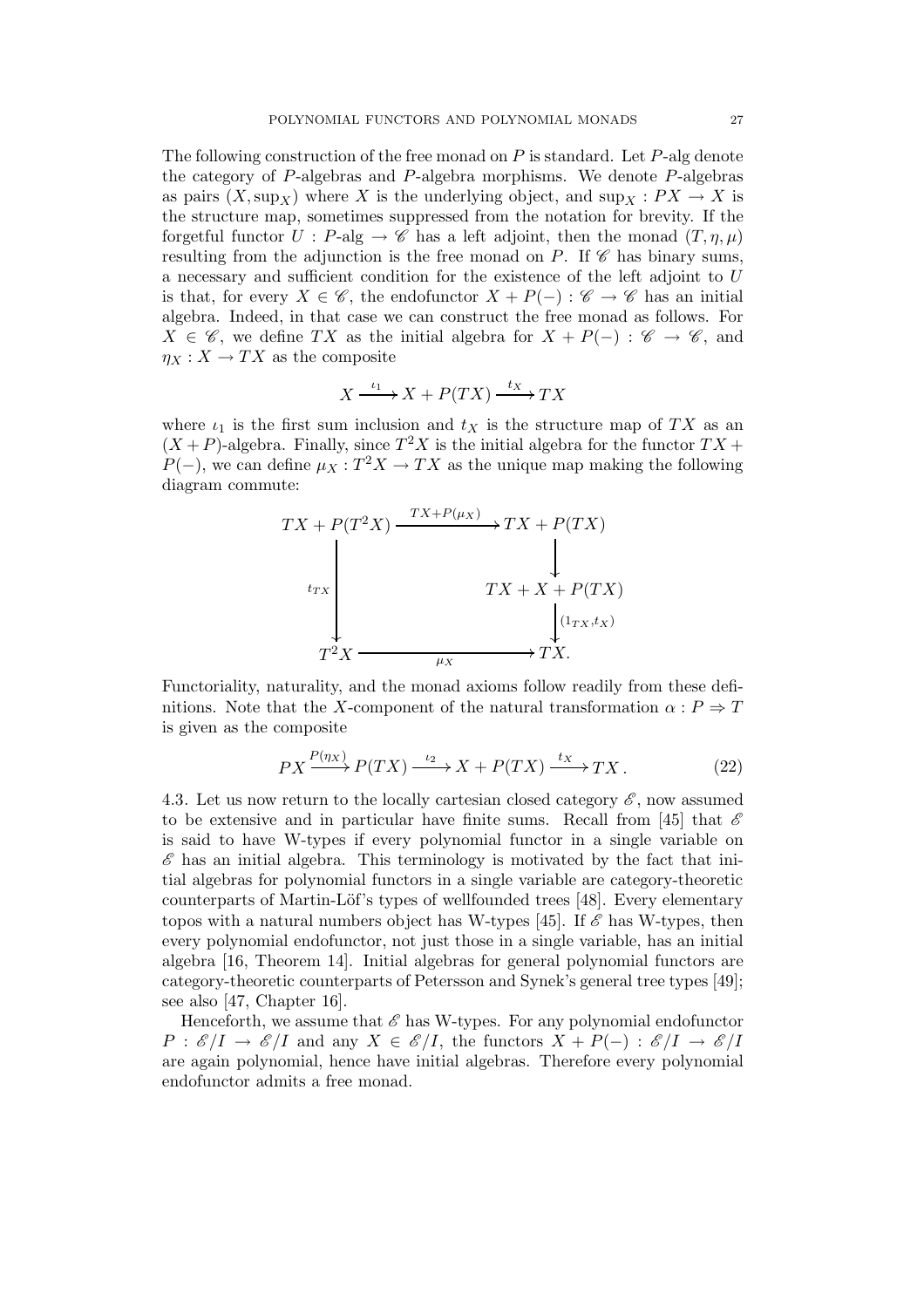The following construction of the free monad on $P$ is standard. Let $P$-alg denote the category of $P$-algebras and $P$-algebra morphisms. We denote $P$-algebras as pairs $(X, \sup_X)$ where $X$ is the underlying object, and $\sup_X : PX \to X$ is the structure map, sometimes suppressed from the notation for brevity. If the forgetful functor $U : P\text{-alg} \to \mathscr{C}$ has a left adjoint, then the monad $(T, \eta, \mu)$ resulting from the adjunction is the free monad on $P$. If $\mathscr{C}$ has binary sums, a necessary and sufficient condition for the existence of the left adjoint to $U$ is that, for every $X \in \mathscr{C}$, the endofunctor $X + P(-) : \mathscr{C} \to \mathscr{C}$ has an initial algebra. Indeed, in that case we can construct the free monad as follows. For $X \in \mathscr{C}$, we define $TX$ as the initial algebra for $X + P(-) : \mathscr{C} \to \mathscr{C}$, and $\eta_X : X \to TX$ as the composite

$$X \xrightarrow{\iota_1} X + P(TX) \xrightarrow{t_X} TX$$

where $\iota_1$ is the first sum inclusion and $t_X$ is the structure map of $TX$ as an $(X + P)$-algebra. Finally, since $T^2X$ is the initial algebra for the functor $TX + P(-)$, we can define $\mu_X : T^2X \to TX$ as the unique map making the following diagram commute:

$$\begin{array}{ccc}
TX + P(T^2X) & \xrightarrow{TX + P(\mu_X)} & TX + P(TX) \\
 & & \downarrow \\
\Big\downarrow{\scriptstyle t_{TX}} & & TX + X + P(TX) \\
 & & \Big\downarrow{\scriptstyle (1_{TX}, t_X)} \\
T^2X & \xrightarrow[\mu_X]{} & TX.
\end{array}$$

Functoriality, naturality, and the monad axioms follow readily from these definitions. Note that the $X$-component of the natural transformation $\alpha : P \Rightarrow T$ is given as the composite

$$PX \xrightarrow{P(\eta_X)} P(TX) \xrightarrow{\iota_2} X + P(TX) \xrightarrow{t_X} TX \,. \tag{22}$$

4.3. Let us now return to the locally cartesian closed category $\mathscr{E}$, now assumed to be extensive and in particular have finite sums. Recall from [45] that $\mathscr{E}$ is said to have W-types if every polynomial functor in a single variable on $\mathscr{E}$ has an initial algebra. This terminology is motivated by the fact that initial algebras for polynomial functors in a single variable are category-theoretic counterparts of Martin-Löf's types of wellfounded trees [48]. Every elementary topos with a natural numbers object has W-types [45]. If $\mathscr{E}$ has W-types, then every polynomial endofunctor, not just those in a single variable, has an initial algebra [16, Theorem 14]. Initial algebras for general polynomial functors are category-theoretic counterparts of Petersson and Synek's general tree types [49]; see also [47, Chapter 16].

Henceforth, we assume that $\mathscr{E}$ has W-types. For any polynomial endofunctor $P : \mathscr{E}/I \to \mathscr{E}/I$ and any $X \in \mathscr{E}/I$, the functors $X + P(-) : \mathscr{E}/I \to \mathscr{E}/I$ are again polynomial, hence have initial algebras. Therefore every polynomial endofunctor admits a free monad.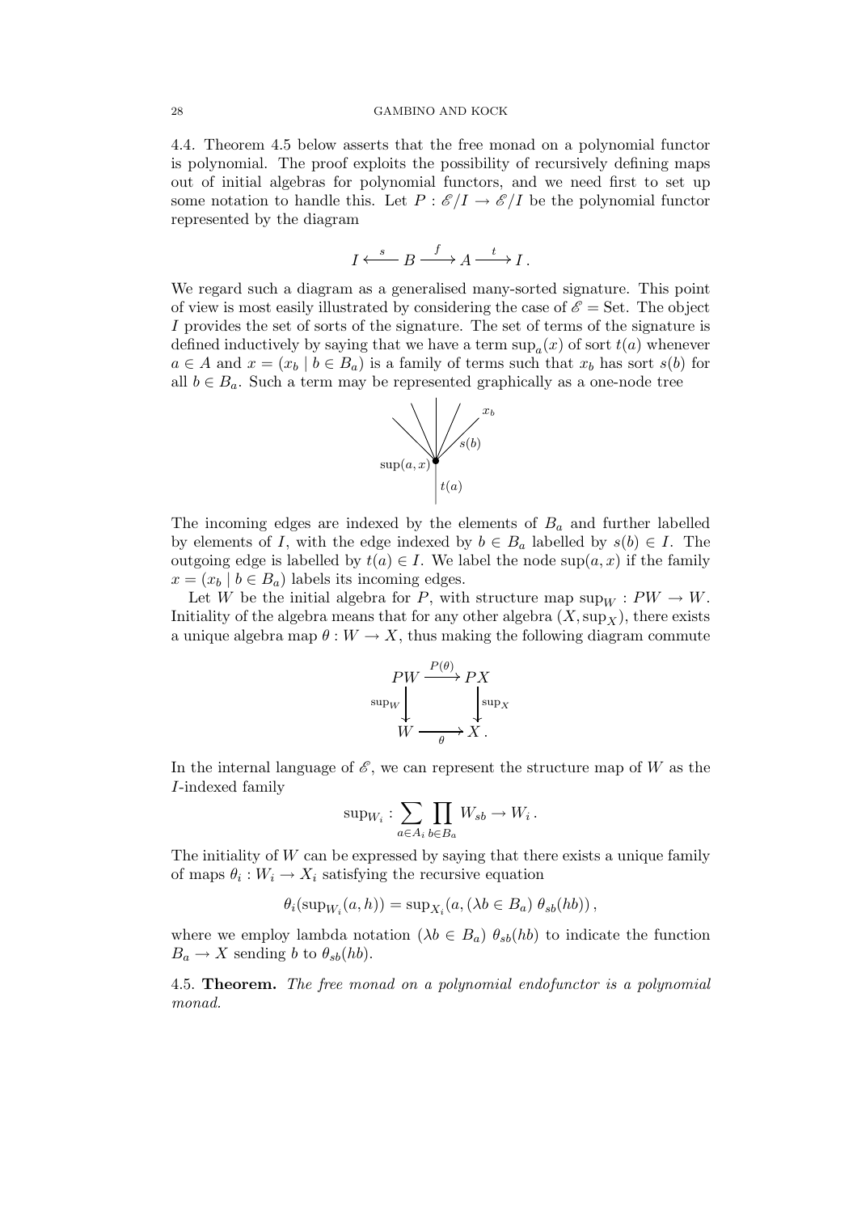4.4. Theorem 4.5 below asserts that the free monad on a polynomial functor is polynomial. The proof exploits the possibility of recursively defining maps out of initial algebras for polynomial functors, and we need first to set up some notation to handle this. Let $P : \mathscr{E}/I \to \mathscr{E}/I$ be the polynomial functor represented by the diagram

$$I \xleftarrow{\ s\ } B \xrightarrow{\ f\ } A \xrightarrow{\ t\ } I\,.$$

We regard such a diagram as a generalised many-sorted signature. This point of view is most easily illustrated by considering the case of $\mathscr{E} = \mathrm{Set}$. The object $I$ provides the set of sorts of the signature. The set of terms of the signature is defined inductively by saying that we have a term $\sup_a(x)$ of sort $t(a)$ whenever $a \in A$ and $x = (x_b \mid b \in B_a)$ is a family of terms such that $x_b$ has sort $s(b)$ for all $b \in B_a$. Such a term may be represented graphically as a one-node tree

The incoming edges are indexed by the elements of $B_a$ and further labelled by elements of $I$, with the edge indexed by $b \in B_a$ labelled by $s(b) \in I$. The outgoing edge is labelled by $t(a) \in I$. We label the node $\sup(a, x)$ if the family $x = (x_b \mid b \in B_a)$ labels its incoming edges.

Let $W$ be the initial algebra for $P$, with structure map $\sup_W : PW \to W$. Initiality of the algebra means that for any other algebra $(X, \sup_X)$, there exists a unique algebra map $\theta : W \to X$, thus making the following diagram commute

$$\begin{array}{ccc} PW & \xrightarrow{P(\theta)} & PX \\ {\scriptstyle \sup_W}\downarrow & & \downarrow{\scriptstyle \sup_X} \\ W & \xrightarrow[\theta]{} & X\,. \end{array}$$

In the internal language of $\mathscr{E}$, we can represent the structure map of $W$ as the $I$-indexed family

$$\sup_{W_i} : \sum_{a \in A_i} \prod_{b \in B_a} W_{sb} \to W_i\,.$$

The initiality of $W$ can be expressed by saying that there exists a unique family of maps $\theta_i : W_i \to X_i$ satisfying the recursive equation

$$\theta_i(\sup_{W_i}(a, h)) = \sup_{X_i}(a, (\lambda b \in B_a)\ \theta_{sb}(hb))\,,$$

where we employ lambda notation $(\lambda b \in B_a)\ \theta_{sb}(hb)$ to indicate the function $B_a \to X$ sending $b$ to $\theta_{sb}(hb)$.

4.5. **Theorem.** *The free monad on a polynomial endofunctor is a polynomial monad.*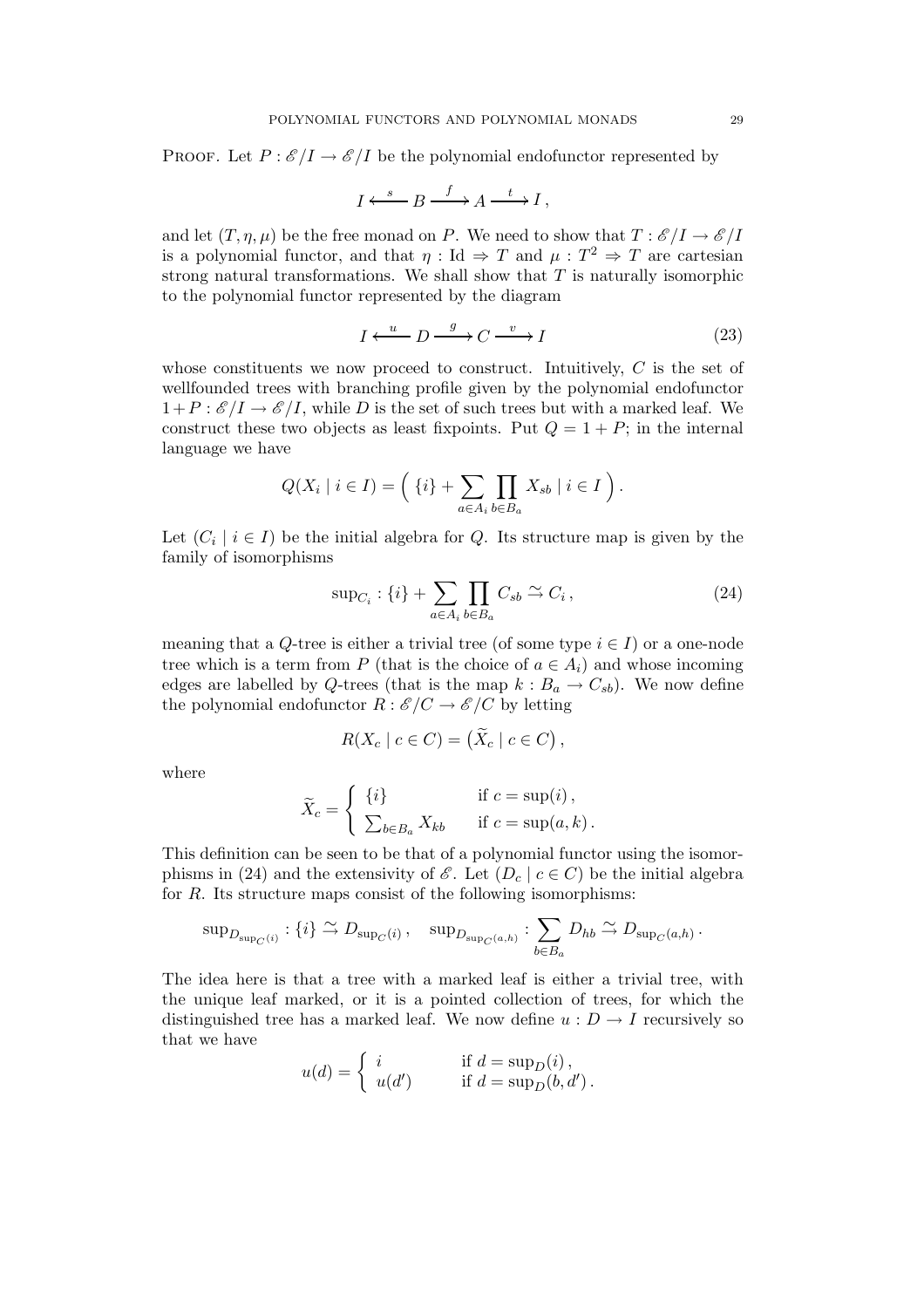PROOF. Let $P : \mathscr{E}/I \to \mathscr{E}/I$ be the polynomial endofunctor represented by

$$I \xleftarrow{\ s\ } B \xrightarrow{\ f\ } A \xrightarrow{\ t\ } I\,,$$

and let $(T, \eta, \mu)$ be the free monad on $P$. We need to show that $T : \mathscr{E}/I \to \mathscr{E}/I$ is a polynomial functor, and that $\eta : \mathrm{Id} \Rightarrow T$ and $\mu : T^2 \Rightarrow T$ are cartesian strong natural transformations. We shall show that $T$ is naturally isomorphic to the polynomial functor represented by the diagram

$$I \xleftarrow{\ u\ } D \xrightarrow{\ g\ } C \xrightarrow{\ v\ } I \tag{23}$$

whose constituents we now proceed to construct. Intuitively, $C$ is the set of wellfounded trees with branching profile given by the polynomial endofunctor $1+P : \mathscr{E}/I \to \mathscr{E}/I$, while $D$ is the set of such trees but with a marked leaf. We construct these two objects as least fixpoints. Put $Q = 1 + P$; in the internal language we have

$$Q(X_i \mid i \in I) = \Big( \{i\} + \sum_{a \in A_i} \prod_{b \in B_a} X_{sb} \mid i \in I \Big)\,.$$

Let $(C_i \mid i \in I)$ be the initial algebra for $Q$. Its structure map is given by the family of isomorphisms

$$\sup_{C_i} : \{i\} + \sum_{a \in A_i} \prod_{b \in B_a} C_{sb} \xrightarrow{\sim} C_i\,, \tag{24}$$

meaning that a $Q$-tree is either a trivial tree (of some type $i \in I$) or a one-node tree which is a term from $P$ (that is the choice of $a \in A_i$) and whose incoming edges are labelled by $Q$-trees (that is the map $k : B_a \to C_{sb}$). We now define the polynomial endofunctor $R : \mathscr{E}/C \to \mathscr{E}/C$ by letting

$$R(X_c \mid c \in C) = \big(\widetilde{X}_c \mid c \in C\big)\,,$$

where

$$\widetilde{X}_c = \begin{cases} \{i\} & \text{if } c = \sup(i)\,, \\ \sum_{b \in B_a} X_{kb} & \text{if } c = \sup(a,k)\,. \end{cases}$$

This definition can be seen to be that of a polynomial functor using the isomorphisms in (24) and the extensivity of $\mathscr{E}$. Let $(D_c \mid c \in C)$ be the initial algebra for $R$. Its structure maps consist of the following isomorphisms:

$$\sup_{D_{\sup_C(i)}} : \{i\} \xrightarrow{\sim} D_{\sup_C(i)}\,, \quad \sup_{D_{\sup_C(a,h)}} : \sum_{b \in B_a} D_{hb} \xrightarrow{\sim} D_{\sup_C(a,h)}\,.$$

The idea here is that a tree with a marked leaf is either a trivial tree, with the unique leaf marked, or it is a pointed collection of trees, for which the distinguished tree has a marked leaf. We now define $u : D \to I$ recursively so that we have

$$u(d) = \begin{cases} i & \text{if } d = \sup_D(i)\,, \\ u(d') & \text{if } d = \sup_D(b, d')\,. \end{cases}$$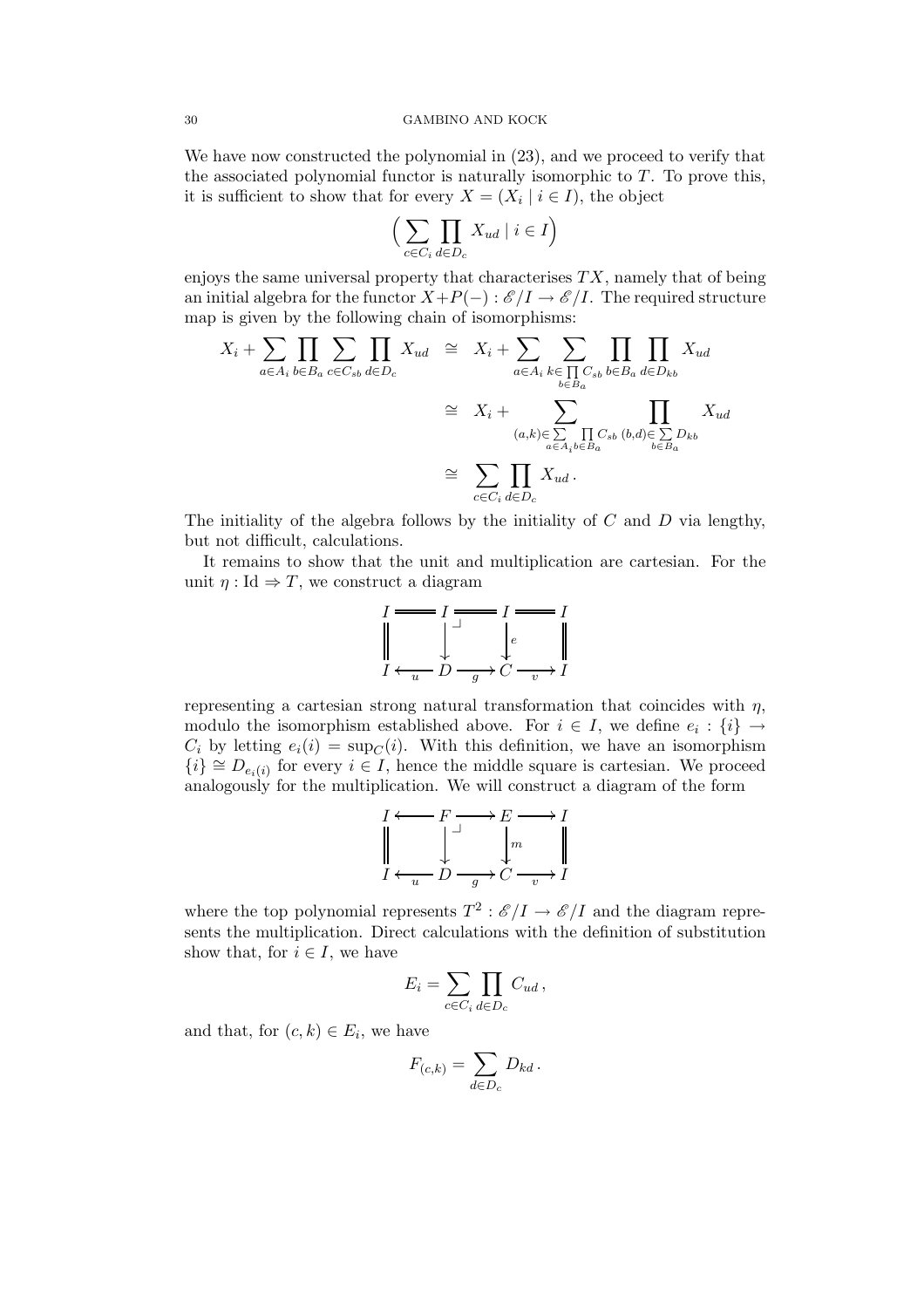We have now constructed the polynomial in (23), and we proceed to verify that the associated polynomial functor is naturally isomorphic to $T$. To prove this, it is sufficient to show that for every $X = (X_i \mid i \in I)$, the object

$$\Big( \sum_{c \in C_i} \prod_{d \in D_c} X_{ud} \mid i \in I \Big)$$

enjoys the same universal property that characterises $TX$, namely that of being an initial algebra for the functor $X + P(-) : \mathscr{E}/I \to \mathscr{E}/I$. The required structure map is given by the following chain of isomorphisms:

$$\begin{aligned}
X_i + \sum_{a \in A_i} \prod_{b \in B_a} \sum_{c \in C_{sb}} \prod_{d \in D_c} X_{ud} &\cong X_i + \sum_{a \in A_i} \sum_{k \in \prod_{b \in B_a} C_{sb}} \prod_{b \in B_a} \prod_{d \in D_{kb}} X_{ud} \\
&\cong X_i + \sum_{(a,k) \in \sum_{a \in A_i} \prod_{b \in B_a} C_{sb}} \; \prod_{(b,d) \in \sum_{b \in B_a} D_{kb}} X_{ud} \\
&\cong \sum_{c \in C_i} \prod_{d \in D_c} X_{ud} \, .
\end{aligned}$$

The initiality of the algebra follows by the initiality of $C$ and $D$ via lengthy, but not difficult, calculations.

It remains to show that the unit and multiplication are cartesian. For the unit $\eta : \mathrm{Id} \Rightarrow T$, we construct a diagram

$$\begin{array}{ccccccc}
I & = & I & = & I & = & I \\
\| & & \downarrow & \lrcorner & \downarrow e & & \| \\
I & \xleftarrow{u} & D & \xrightarrow{g} & C & \xrightarrow{v} & I
\end{array}$$

representing a cartesian strong natural transformation that coincides with $\eta$, modulo the isomorphism established above. For $i \in I$, we define $e_i : \{i\} \to C_i$ by letting $e_i(i) = \sup_C(i)$. With this definition, we have an isomorphism $\{i\} \cong D_{e_i(i)}$ for every $i \in I$, hence the middle square is cartesian. We proceed analogously for the multiplication. We will construct a diagram of the form

$$\begin{array}{ccccccc}
I & \longleftarrow & F & \longrightarrow & E & \longrightarrow & I \\
\| & & \downarrow & \lrcorner & \downarrow m & & \| \\
I & \xleftarrow{u} & D & \xrightarrow{g} & C & \xrightarrow{v} & I
\end{array}$$

where the top polynomial represents $T^2 : \mathscr{E}/I \to \mathscr{E}/I$ and the diagram represents the multiplication. Direct calculations with the definition of substitution show that, for $i \in I$, we have

$$E_i = \sum_{c \in C_i} \prod_{d \in D_c} C_{ud} \, ,$$

and that, for $(c, k) \in E_i$, we have

$$F_{(c,k)} = \sum_{d \in D_c} D_{kd} \, .$$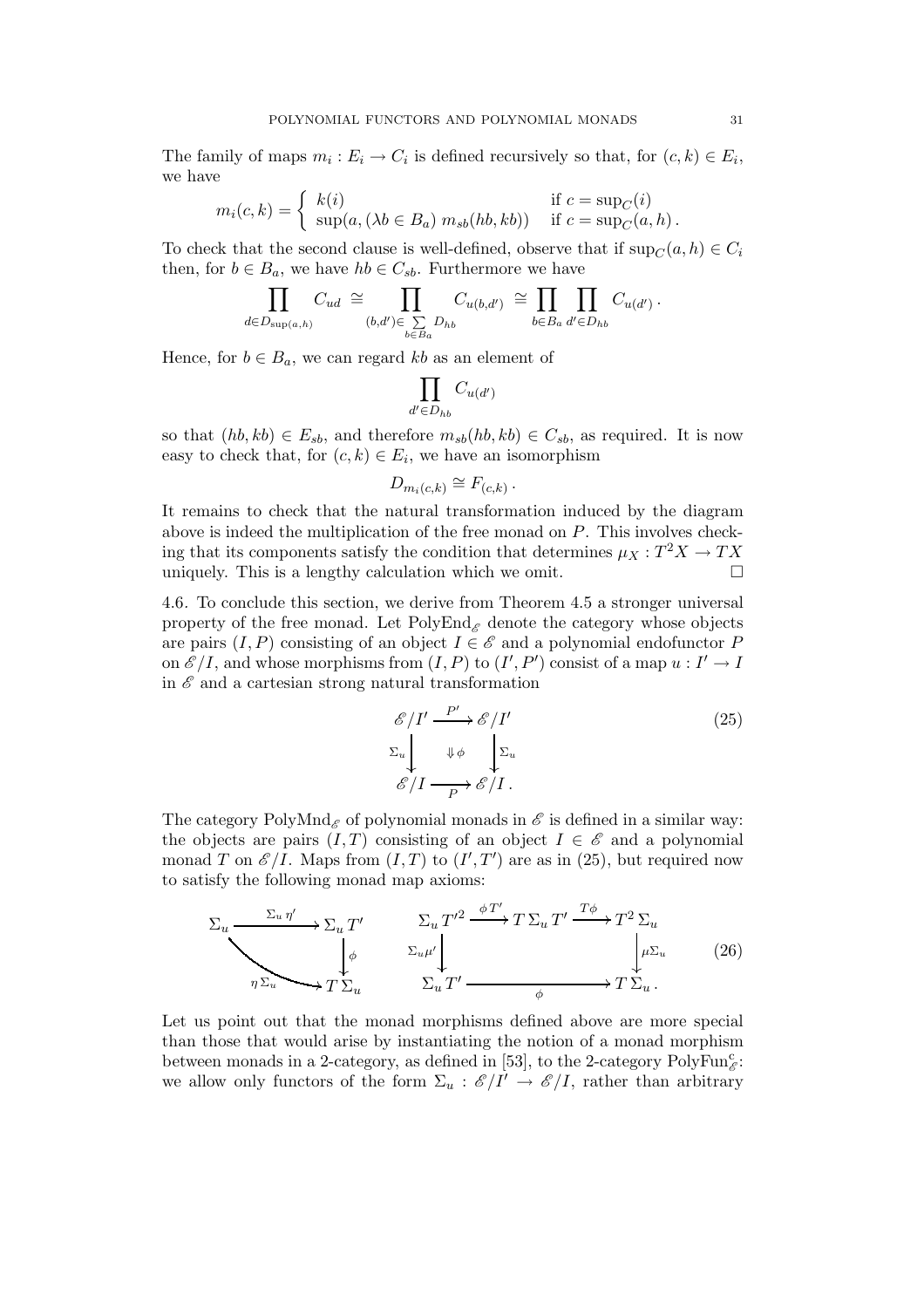The family of maps $m_i : E_i \to C_i$ is defined recursively so that, for $(c, k) \in E_i$, we have

$$m_i(c,k) = \begin{cases} k(i) & \text{if } c = \sup_C(i) \\ \sup(a, (\lambda b \in B_a)\ m_{sb}(hb, kb)) & \text{if } c = \sup_C(a,h)\,. \end{cases}$$

To check that the second clause is well-defined, observe that if $\sup_C(a,h) \in C_i$ then, for $b \in B_a$, we have $hb \in C_{sb}$. Furthermore we have

$$\prod_{d \in D_{\sup(a,h)}} C_{ud} \;\cong \prod_{(b,d') \in \sum\limits_{b \in B_a} D_{hb}} C_{u(b,d')} \;\cong \prod_{b \in B_a} \prod_{d' \in D_{hb}} C_{u(d')}\,.$$

Hence, for $b \in B_a$, we can regard $kb$ as an element of

$$\prod_{d' \in D_{hb}} C_{u(d')}$$

so that $(hb, kb) \in E_{sb}$, and therefore $m_{sb}(hb, kb) \in C_{sb}$, as required. It is now easy to check that, for $(c,k) \in E_i$, we have an isomorphism

$$D_{m_i(c,k)} \cong F_{(c,k)}\,.$$

It remains to check that the natural transformation induced by the diagram above is indeed the multiplication of the free monad on $P$. This involves checking that its components satisfy the condition that determines $\mu_X : T^2X \to TX$ uniquely. This is a lengthy calculation which we omit. $\square$

4.6. To conclude this section, we derive from Theorem 4.5 a stronger universal property of the free monad. Let $\mathrm{PolyEnd}_{\mathscr{E}}$ denote the category whose objects are pairs $(I, P)$ consisting of an object $I \in \mathscr{E}$ and a polynomial endofunctor $P$ on $\mathscr{E}/I$, and whose morphisms from $(I, P)$ to $(I', P')$ consist of a map $u : I' \to I$ in $\mathscr{E}$ and a cartesian strong natural transformation

$$\begin{array}{ccc} \mathscr{E}/I' & \xrightarrow{P'} & \mathscr{E}/I' \\ {\scriptstyle \Sigma_u}\big\downarrow & \Downarrow \phi & \big\downarrow{\scriptstyle \Sigma_u} \\ \mathscr{E}/I & \xrightarrow[P]{} & \mathscr{E}/I\,. \end{array} \tag{25}$$

The category $\mathrm{PolyMnd}_{\mathscr{E}}$ of polynomial monads in $\mathscr{E}$ is defined in a similar way: the objects are pairs $(I, T)$ consisting of an object $I \in \mathscr{E}$ and a polynomial monad $T$ on $\mathscr{E}/I$. Maps from $(I, T)$ to $(I', T')$ are as in (25), but required now to satisfy the following monad map axioms:

$$\begin{array}{ccc} \Sigma_u & \xrightarrow{\Sigma_u \eta'} & \Sigma_u T' \\ & {\scriptstyle \eta \Sigma_u} \searrow & \big\downarrow{\scriptstyle \phi} \\ & & T\,\Sigma_u \end{array} \qquad \begin{array}{ccccc} \Sigma_u T'^2 & \xrightarrow{\phi T'} & T\,\Sigma_u T' & \xrightarrow{T\phi} & T^2 \Sigma_u \\ {\scriptstyle \Sigma_u \mu'}\big\downarrow & & & & \big\downarrow{\scriptstyle \mu \Sigma_u} \\ \Sigma_u T' & & \xrightarrow[\phi]{} & & T\,\Sigma_u\,. \end{array} \tag{26}$$

Let us point out that the monad morphisms defined above are more special than those that would arise by instantiating the notion of a monad morphism between monads in a 2-category, as defined in [53], to the 2-category $\mathrm{PolyFun}^{\mathrm{c}}_{\mathscr{E}}$: we allow only functors of the form $\Sigma_u : \mathscr{E}/I' \to \mathscr{E}/I$, rather than arbitrary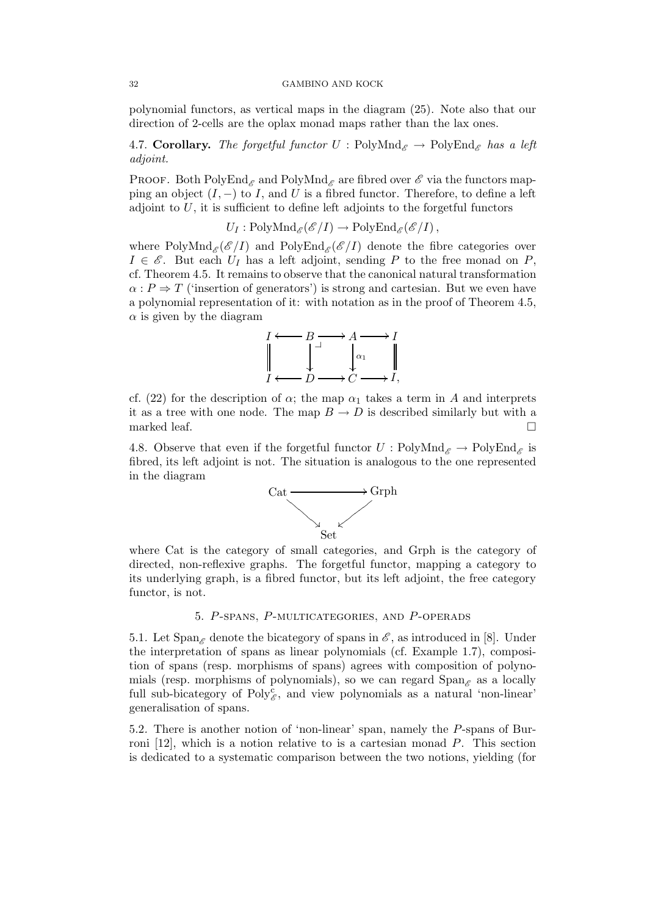polynomial functors, as vertical maps in the diagram (25). Note also that our direction of 2-cells are the oplax monad maps rather than the lax ones.

4.7. **Corollary.** *The forgetful functor $U : \mathrm{PolyMnd}_{\mathscr{E}} \to \mathrm{PolyEnd}_{\mathscr{E}}$ has a left adjoint.*

Proof. Both $\mathrm{PolyEnd}_{\mathscr{E}}$ and $\mathrm{PolyMnd}_{\mathscr{E}}$ are fibred over $\mathscr{E}$ via the functors mapping an object $(I, -)$ to $I$, and $U$ is a fibred functor. Therefore, to define a left adjoint to $U$, it is sufficient to define left adjoints to the forgetful functors

$$U_I : \mathrm{PolyMnd}_{\mathscr{E}}(\mathscr{E}/I) \to \mathrm{PolyEnd}_{\mathscr{E}}(\mathscr{E}/I)\,,$$

where $\mathrm{PolyMnd}_{\mathscr{E}}(\mathscr{E}/I)$ and $\mathrm{PolyEnd}_{\mathscr{E}}(\mathscr{E}/I)$ denote the fibre categories over $I \in \mathscr{E}$. But each $U_I$ has a left adjoint, sending $P$ to the free monad on $P$, cf. Theorem 4.5. It remains to observe that the canonical natural transformation $\alpha : P \Rightarrow T$ ('insertion of generators') is strong and cartesian. But we even have a polynomial representation of it: with notation as in the proof of Theorem 4.5, $\alpha$ is given by the diagram

$$\begin{array}{ccccccc}
I & \longleftarrow & B & \longrightarrow & A & \longrightarrow & I \\
\| & & \downarrow \lrcorner & & \downarrow \alpha_1 & & \| \\
I & \longleftarrow & D & \longrightarrow & C & \longrightarrow & I,
\end{array}$$

cf. (22) for the description of $\alpha$; the map $\alpha_1$ takes a term in $A$ and interprets it as a tree with one node. The map $B \to D$ is described similarly but with a marked leaf. $\square$

4.8. Observe that even if the forgetful functor $U : \mathrm{PolyMnd}_{\mathscr{E}} \to \mathrm{PolyEnd}_{\mathscr{E}}$ is fibred, its left adjoint is not. The situation is analogous to the one represented in the diagram

$$\begin{array}{ccc}
\mathrm{Cat} & \longrightarrow & \mathrm{Grph} \\
& \searrow \quad \swarrow & \\
& \mathrm{Set} &
\end{array}$$

where Cat is the category of small categories, and Grph is the category of directed, non-reflexive graphs. The forgetful functor, mapping a category to its underlying graph, is a fibred functor, but its left adjoint, the free category functor, is not.

## 5. $P$-spans, $P$-multicategories, and $P$-operads

5.1. Let $\mathrm{Span}_{\mathscr{E}}$ denote the bicategory of spans in $\mathscr{E}$, as introduced in [8]. Under the interpretation of spans as linear polynomials (cf. Example 1.7), composition of spans (resp. morphisms of spans) agrees with composition of polynomials (resp. morphisms of polynomials), so we can regard $\mathrm{Span}_{\mathscr{E}}$ as a locally full sub-bicategory of $\mathrm{Poly}^{c}_{\mathscr{E}}$, and view polynomials as a natural 'non-linear' generalisation of spans.

5.2. There is another notion of 'non-linear' span, namely the $P$-spans of Burroni [12], which is a notion relative to is a cartesian monad $P$. This section is dedicated to a systematic comparison between the two notions, yielding (for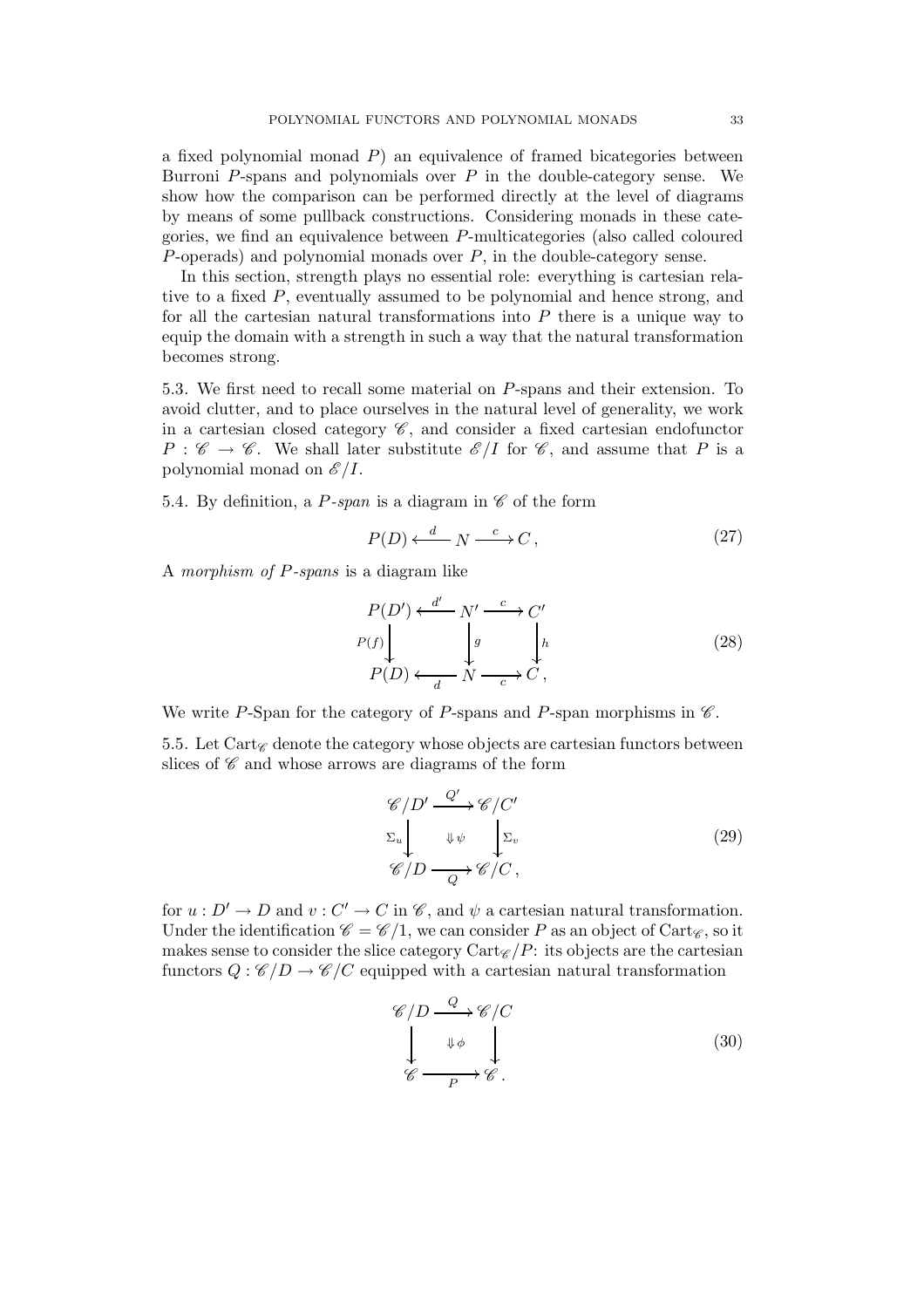a fixed polynomial monad $P$) an equivalence of framed bicategories between Burroni $P$-spans and polynomials over $P$ in the double-category sense. We show how the comparison can be performed directly at the level of diagrams by means of some pullback constructions. Considering monads in these categories, we find an equivalence between $P$-multicategories (also called coloured $P$-operads) and polynomial monads over $P$, in the double-category sense.

In this section, strength plays no essential role: everything is cartesian relative to a fixed $P$, eventually assumed to be polynomial and hence strong, and for all the cartesian natural transformations into $P$ there is a unique way to equip the domain with a strength in such a way that the natural transformation becomes strong.

5.3. We first need to recall some material on $P$-spans and their extension. To avoid clutter, and to place ourselves in the natural level of generality, we work in a cartesian closed category $\mathscr{C}$, and consider a fixed cartesian endofunctor $P : \mathscr{C} \to \mathscr{C}$. We shall later substitute $\mathscr{E}/I$ for $\mathscr{C}$, and assume that $P$ is a polynomial monad on $\mathscr{E}/I$.

5.4. By definition, a *$P$-span* is a diagram in $\mathscr{C}$ of the form

$$P(D) \xleftarrow{\;d\;} N \xrightarrow{\;c\;} C\,, \tag{27}$$

A *morphism of $P$-spans* is a diagram like

$$\begin{array}{ccccc} P(D') & \xleftarrow{\;d'\;} & N' & \xrightarrow{\;c\;} & C' \\ {\scriptstyle P(f)}\big\downarrow & & \big\downarrow{\scriptstyle g} & & \big\downarrow{\scriptstyle h} \\ P(D) & \xleftarrow[\;d\;]{} & N & \xrightarrow[\;c\;]{} & C\,, \end{array} \tag{28}$$

We write $P$-Span for the category of $P$-spans and $P$-span morphisms in $\mathscr{C}$.

5.5. Let $\mathrm{Cart}_{\mathscr{C}}$ denote the category whose objects are cartesian functors between slices of $\mathscr{C}$ and whose arrows are diagrams of the form

$$\begin{array}{ccc} \mathscr{C}/D' & \xrightarrow{\;Q'\;} & \mathscr{C}/C' \\ {\scriptstyle \Sigma_u}\big\downarrow & \Downarrow\psi & \big\downarrow{\scriptstyle \Sigma_v} \\ \mathscr{C}/D & \xrightarrow[\;Q\;]{} & \mathscr{C}/C\,, \end{array} \tag{29}$$

for $u : D' \to D$ and $v : C' \to C$ in $\mathscr{C}$, and $\psi$ a cartesian natural transformation. Under the identification $\mathscr{C} = \mathscr{C}/1$, we can consider $P$ as an object of $\mathrm{Cart}_{\mathscr{C}}$, so it makes sense to consider the slice category $\mathrm{Cart}_{\mathscr{C}}/P$: its objects are the cartesian functors $Q : \mathscr{C}/D \to \mathscr{C}/C$ equipped with a cartesian natural transformation

$$\begin{array}{ccc} \mathscr{C}/D & \xrightarrow{\;Q\;} & \mathscr{C}/C \\ \big\downarrow & \Downarrow\phi & \big\downarrow \\ \mathscr{C} & \xrightarrow[\;P\;]{} & \mathscr{C}\,. \end{array} \tag{30}$$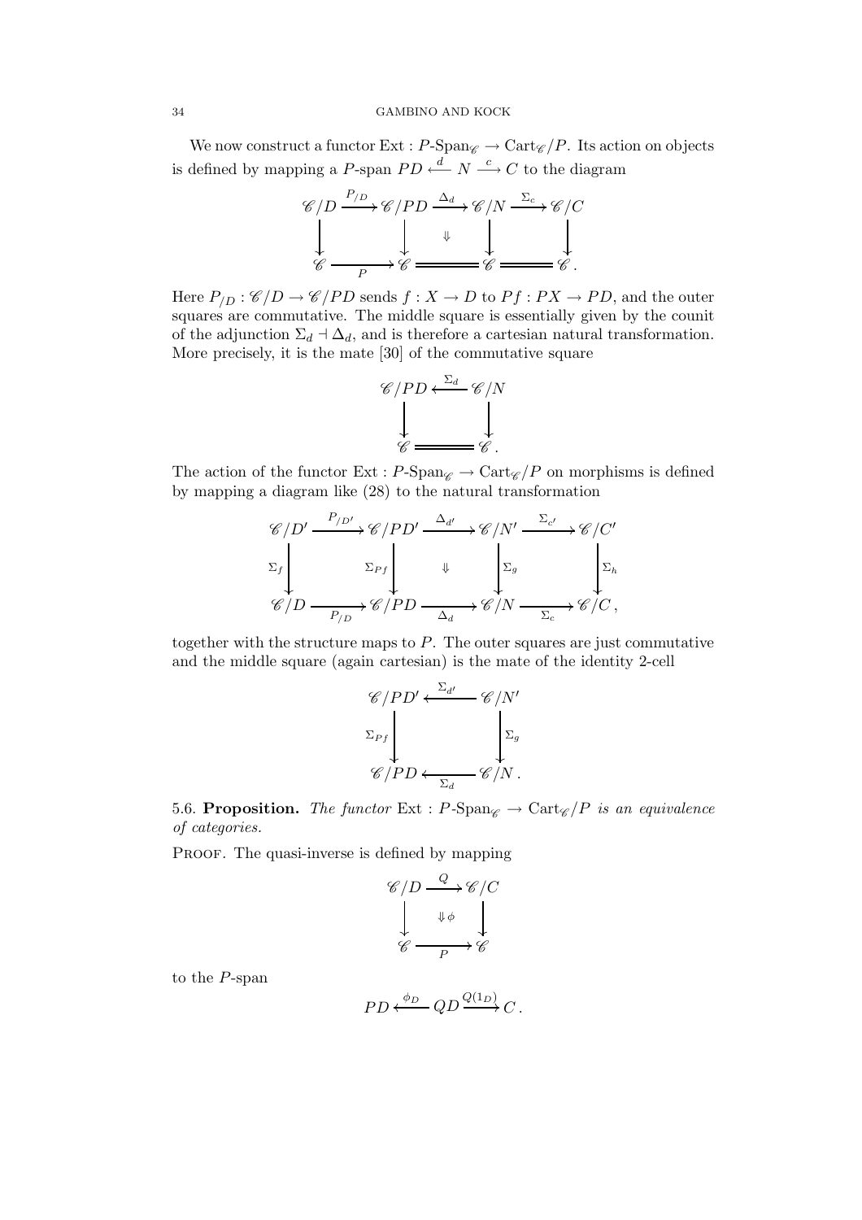We now construct a functor $\mathrm{Ext} : P\text{-Span}_{\mathscr{C}} \to \mathrm{Cart}_{\mathscr{C}}/P$. Its action on objects is defined by mapping a $P$-span $PD \xleftarrow{d} N \xrightarrow{c} C$ to the diagram

$$\begin{array}{ccccccc}
\mathscr{C}/D & \xrightarrow{P_{/D}} & \mathscr{C}/PD & \xrightarrow{\Delta_d} & \mathscr{C}/N & \xrightarrow{\Sigma_c} & \mathscr{C}/C \\
\downarrow & & \downarrow & \Downarrow & \downarrow & & \downarrow \\
\mathscr{C} & \xrightarrow[P]{} & \mathscr{C} & = & \mathscr{C} & = & \mathscr{C}\,.
\end{array}$$

Here $P_{/D} : \mathscr{C}/D \to \mathscr{C}/PD$ sends $f : X \to D$ to $Pf : PX \to PD$, and the outer squares are commutative. The middle square is essentially given by the counit of the adjunction $\Sigma_d \dashv \Delta_d$, and is therefore a cartesian natural transformation. More precisely, it is the mate [30] of the commutative square

$$\begin{array}{ccc}
\mathscr{C}/PD & \xleftarrow{\Sigma_d} & \mathscr{C}/N \\
\downarrow & & \downarrow \\
\mathscr{C} & = & \mathscr{C}\,.
\end{array}$$

The action of the functor $\mathrm{Ext} : P\text{-Span}_{\mathscr{C}} \to \mathrm{Cart}_{\mathscr{C}}/P$ on morphisms is defined by mapping a diagram like (28) to the natural transformation

$$\begin{array}{ccccccc}
\mathscr{C}/D' & \xrightarrow{P_{/D'}} & \mathscr{C}/PD' & \xrightarrow{\Delta_{d'}} & \mathscr{C}/N' & \xrightarrow{\Sigma_{c'}} & \mathscr{C}/C' \\
{\scriptstyle \Sigma_f}\downarrow & & {\scriptstyle \Sigma_{Pf}}\downarrow & \Downarrow & \downarrow{\scriptstyle \Sigma_g} & & \downarrow{\scriptstyle \Sigma_h} \\
\mathscr{C}/D & \xrightarrow[P_{/D}]{} & \mathscr{C}/PD & \xrightarrow[\Delta_d]{} & \mathscr{C}/N & \xrightarrow[\Sigma_c]{} & \mathscr{C}/C\,,
\end{array}$$

together with the structure maps to $P$. The outer squares are just commutative and the middle square (again cartesian) is the mate of the identity 2-cell

$$\begin{array}{ccc}
\mathscr{C}/PD' & \xleftarrow{\Sigma_{d'}} & \mathscr{C}/N' \\
{\scriptstyle \Sigma_{Pf}}\downarrow & & \downarrow{\scriptstyle \Sigma_g} \\
\mathscr{C}/PD & \xleftarrow[\Sigma_d]{} & \mathscr{C}/N\,.
\end{array}$$

5.6. **Proposition.** *The functor* $\mathrm{Ext} : P\text{-Span}_{\mathscr{C}} \to \mathrm{Cart}_{\mathscr{C}}/P$ *is an equivalence of categories.*

Proof. The quasi-inverse is defined by mapping

$$\begin{array}{ccc}
\mathscr{C}/D & \xrightarrow{Q} & \mathscr{C}/C \\
\downarrow & \Downarrow \phi & \downarrow \\
\mathscr{C} & \xrightarrow[P]{} & \mathscr{C}
\end{array}$$

to the $P$-span

$$PD \xleftarrow{\phi_D} QD \xrightarrow{Q(1_D)} C\,.$$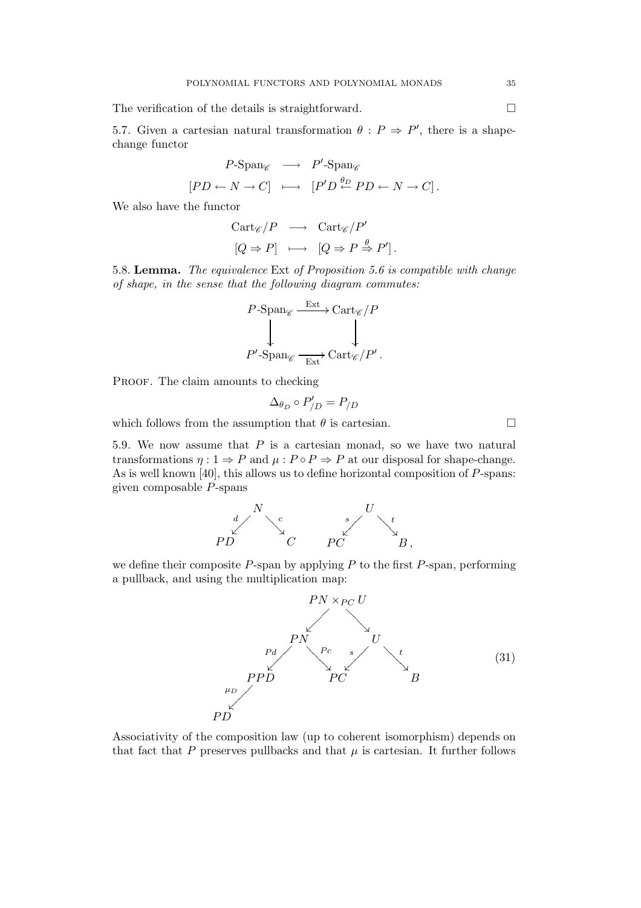The verification of the details is straightforward. $\square$

5.7. Given a cartesian natural transformation $\theta : P \Rightarrow P'$, there is a shape-change functor

$$\begin{array}{rcl} P\text{-Span}_{\mathscr{C}} & \longrightarrow & P'\text{-Span}_{\mathscr{C}} \\ [PD \leftarrow N \rightarrow C] & \longmapsto & [P'D \stackrel{\theta_D}{\leftarrow} PD \leftarrow N \rightarrow C]\,. \end{array}$$

We also have the functor

$$\begin{array}{rcl} \mathrm{Cart}_{\mathscr{C}}/P & \longrightarrow & \mathrm{Cart}_{\mathscr{C}}/P' \\ [Q \Rightarrow P] & \longmapsto & [Q \Rightarrow P \stackrel{\theta}{\Rightarrow} P']\,. \end{array}$$

5.8. **Lemma.** *The equivalence* Ext *of Proposition 5.6 is compatible with change of shape, in the sense that the following diagram commutes:*

$$\begin{array}{ccc} P\text{-Span}_{\mathscr{C}} & \xrightarrow{\mathrm{Ext}} & \mathrm{Cart}_{\mathscr{C}}/P \\ \downarrow & & \downarrow \\ P'\text{-Span}_{\mathscr{C}} & \xrightarrow[\mathrm{Ext}]{} & \mathrm{Cart}_{\mathscr{C}}/P'\,. \end{array}$$

Proof. The claim amounts to checking

$$\Delta_{\theta_D} \circ P'_{/D} = P_{/D}$$

which follows from the assumption that $\theta$ is cartesian. $\square$

5.9. We now assume that $P$ is a cartesian monad, so we have two natural transformations $\eta : 1 \Rightarrow P$ and $\mu : P \circ P \Rightarrow P$ at our disposal for shape-change. As is well known [40], this allows us to define horizontal composition of $P$-spans: given composable $P$-spans

$$PD \xleftarrow{d} N \xrightarrow{c} C \qquad\qquad PC \xleftarrow{s} U \xrightarrow{t} B\,,$$

we define their composite $P$-span by applying $P$ to the first $P$-span, performing a pullback, and using the multiplication map:

$$\begin{array}{c} PN \times_{PC} U \\ \swarrow \qquad \searrow \\ PPD \xleftarrow{Pd} PN \xrightarrow{Pc} PC \xleftarrow{s} U \xrightarrow{t} B \\ \mu_D \downarrow \\ PD \end{array} \tag{31}$$

Associativity of the composition law (up to coherent isomorphism) depends on that fact that $P$ preserves pullbacks and that $\mu$ is cartesian. It further follows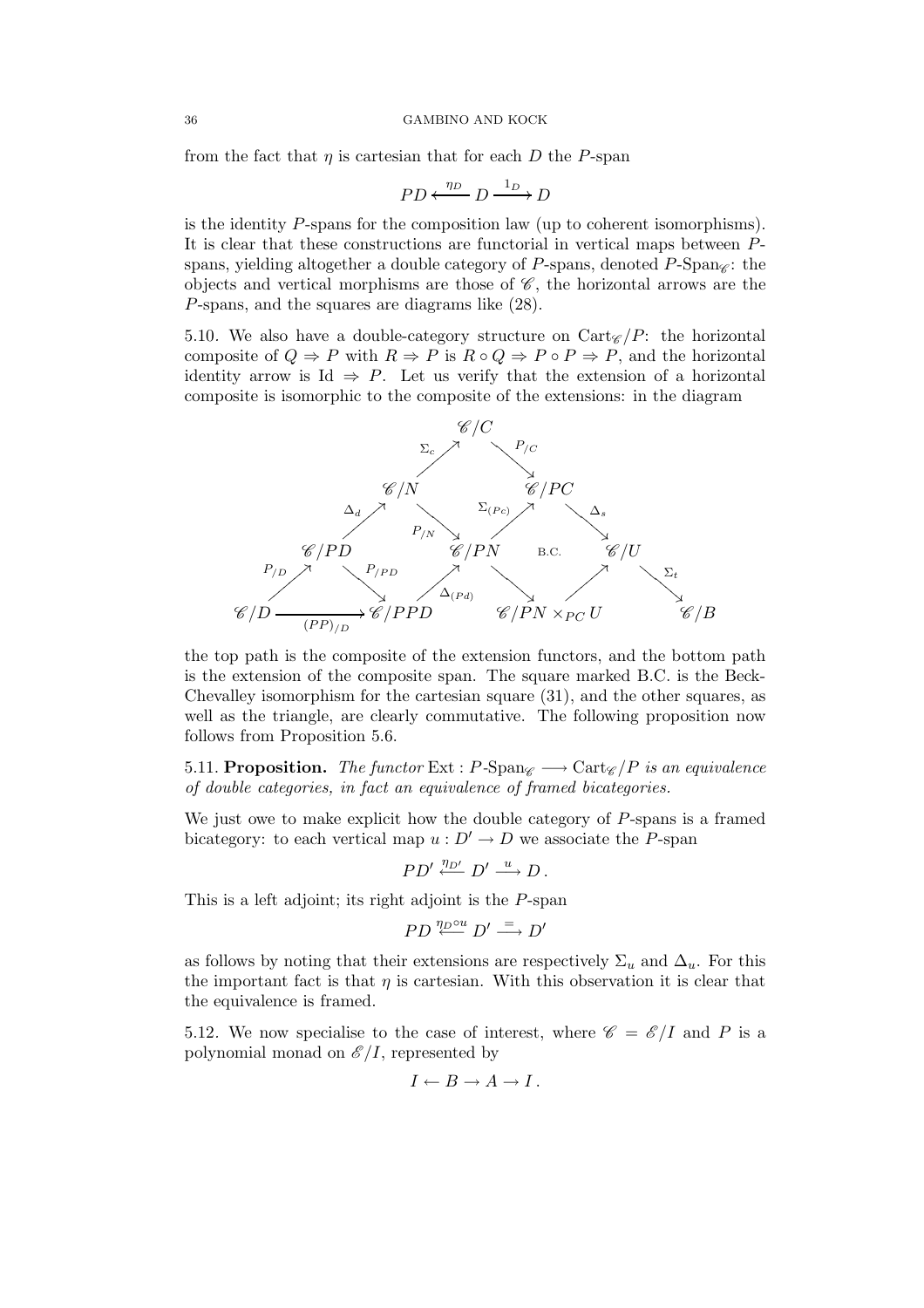from the fact that $\eta$ is cartesian that for each $D$ the $P$-span

$$PD \xleftarrow{\eta_D} D \xrightarrow{1_D} D$$

is the identity $P$-spans for the composition law (up to coherent isomorphisms). It is clear that these constructions are functorial in vertical maps between $P$-spans, yielding altogether a double category of $P$-spans, denoted $P\text{-Span}_{\mathscr{C}}$: the objects and vertical morphisms are those of $\mathscr{C}$, the horizontal arrows are the $P$-spans, and the squares are diagrams like (28).

5.10. We also have a double-category structure on $\mathrm{Cart}_{\mathscr{C}}/P$: the horizontal composite of $Q \Rightarrow P$ with $R \Rightarrow P$ is $R \circ Q \Rightarrow P \circ P \Rightarrow P$, and the horizontal identity arrow is $\mathrm{Id} \Rightarrow P$. Let us verify that the extension of a horizontal composite is isomorphic to the composite of the extensions: in the diagram

$$\begin{array}{ccccccccccc}
 & & & & \mathscr{C}/C & & & & & & \\
 & & & \overset{\Sigma_c}{\nearrow} & & \overset{P_{/C}}{\searrow} & & & & & \\
 & & \mathscr{C}/N & & & & \mathscr{C}/PC & & & & \\
 & \overset{\Delta_d}{\nearrow} & & \overset{P_{/N}}{\searrow} & & \overset{\Sigma_{(Pc)}}{\nearrow} & & \overset{\Delta_s}{\searrow} & & & \\
\mathscr{C}/PD & & & & \mathscr{C}/PN & \text{B.C.} & & & \mathscr{C}/U & & \\
\overset{P_{/D}}{\nearrow} & \overset{P_{/PD}}{\searrow} & & \overset{\Delta_{(Pd)}}{\nearrow} & & \searrow & & \nearrow & & \overset{\Sigma_t}{\searrow} & \\
\mathscr{C}/D \xrightarrow[(PP)_{/D}]{} & \mathscr{C}/PPD & & & & \mathscr{C}/PN \times_{PC} U & & & & & \mathscr{C}/B
\end{array}$$

the top path is the composite of the extension functors, and the bottom path is the extension of the composite span. The square marked B.C. is the Beck-Chevalley isomorphism for the cartesian square (31), and the other squares, as well as the triangle, are clearly commutative. The following proposition now follows from Proposition 5.6.

5.11. **Proposition.** *The functor* $\mathrm{Ext} : P\text{-Span}_{\mathscr{C}} \longrightarrow \mathrm{Cart}_{\mathscr{C}}/P$ *is an equivalence of double categories, in fact an equivalence of framed bicategories.*

We just owe to make explicit how the double category of $P$-spans is a framed bicategory: to each vertical map $u : D' \to D$ we associate the $P$-span

$$PD' \xleftarrow{\eta_{D'}} D' \xrightarrow{u} D\,.$$

This is a left adjoint; its right adjoint is the $P$-span

$$PD \xleftarrow{\eta_D \circ u} D' \xrightarrow{=} D'$$

as follows by noting that their extensions are respectively $\Sigma_u$ and $\Delta_u$. For this the important fact is that $\eta$ is cartesian. With this observation it is clear that the equivalence is framed.

5.12. We now specialise to the case of interest, where $\mathscr{C} = \mathscr{E}/I$ and $P$ is a polynomial monad on $\mathscr{E}/I$, represented by

$$I \leftarrow B \rightarrow A \rightarrow I\,.$$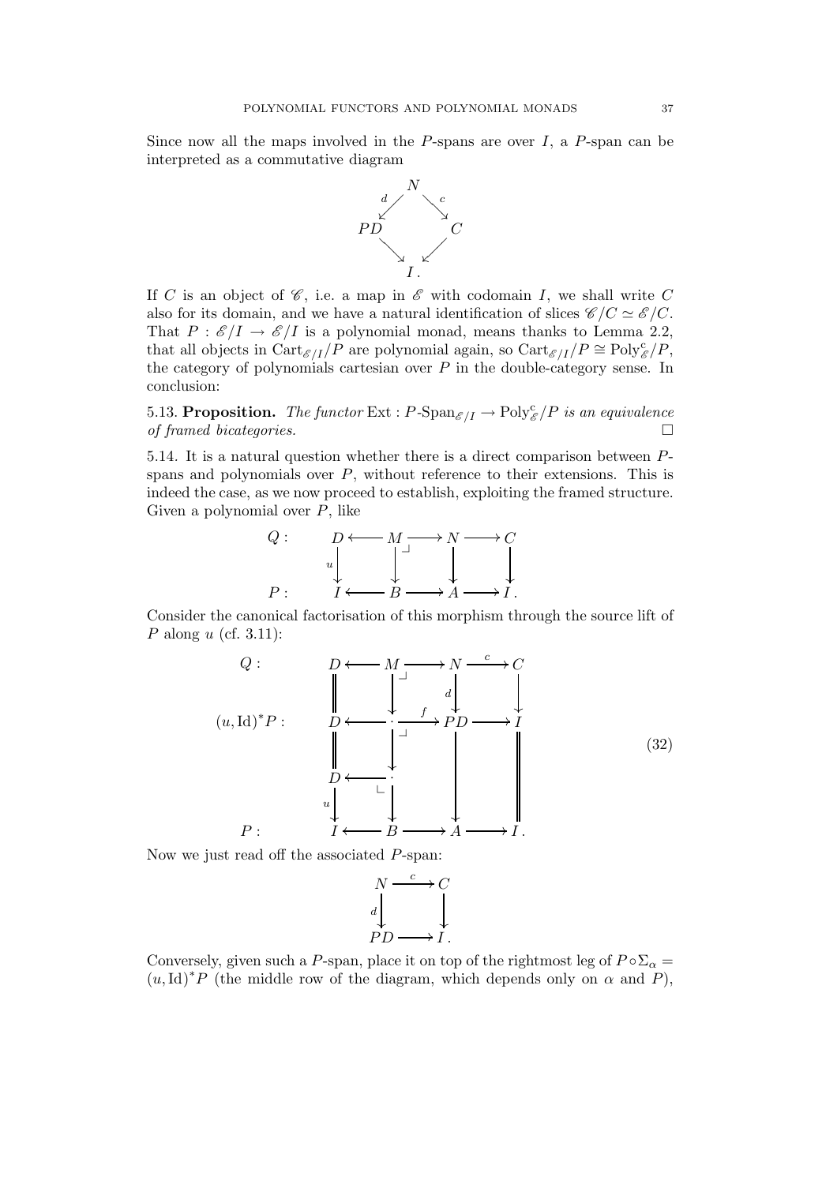Since now all the maps involved in the $P$-spans are over $I$, a $P$-span can be interpreted as a commutative diagram

$$\begin{array}{ccccc} & & N & & \\ & \swarrow^{d} & & \searrow^{c} & \\ PD & & & & C \\ & \searrow & & \swarrow & \\ & & I. & & \end{array}$$

If $C$ is an object of $\mathscr{C}$, i.e. a map in $\mathscr{E}$ with codomain $I$, we shall write $C$ also for its domain, and we have a natural identification of slices $\mathscr{C}/C \simeq \mathscr{E}/C$. That $P : \mathscr{E}/I \to \mathscr{E}/I$ is a polynomial monad, means thanks to Lemma 2.2, that all objects in $\mathrm{Cart}_{\mathscr{E}/I}/P$ are polynomial again, so $\mathrm{Cart}_{\mathscr{E}/I}/P \cong \mathrm{Poly}^{\mathrm{c}}_{\mathscr{E}}/P$, the category of polynomials cartesian over $P$ in the double-category sense. In conclusion:

**5.13. Proposition.** *The functor* $\mathrm{Ext} : P\text{-}\mathrm{Span}_{\mathscr{E}/I} \to \mathrm{Poly}^{\mathrm{c}}_{\mathscr{E}}/P$ *is an equivalence of framed bicategories.* $\square$

5.14. It is a natural question whether there is a direct comparison between $P$-spans and polynomials over $P$, without reference to their extensions. This is indeed the case, as we now proceed to establish, exploiting the framed structure. Given a polynomial over $P$, like

$$\begin{array}{lccccccc} Q: & D & \longleftarrow & M & \longrightarrow & N & \longrightarrow & C \\ & {\scriptstyle u}\downarrow & & \downarrow & \lrcorner & \downarrow & & \downarrow \\ P: & I & \longleftarrow & B & \longrightarrow & A & \longrightarrow & I. \end{array}$$

Consider the canonical factorisation of this morphism through the source lift of $P$ along $u$ (cf. 3.11):

$$\begin{array}{lccccccc} Q: & D & \longleftarrow & M & \longrightarrow & N & \xrightarrow{c} & C \\ & \| & & \downarrow & \lrcorner & {\scriptstyle d}\downarrow & & \downarrow \\ (u,\mathrm{Id})^*P: & D & \longleftarrow & \cdot & \xrightarrow{f} & PD & \longrightarrow & I \\ & \| & & \downarrow & \lrcorner & & & \| \\ & D & \longleftarrow & \cdot & & \downarrow & & \| \\ & {\scriptstyle u}\downarrow & \llcorner & \downarrow & & & & \| \\ P: & I & \longleftarrow & B & \longrightarrow & A & \longrightarrow & I. \end{array} \tag{32}$$

Now we just read off the associated $P$-span:

$$\begin{array}{ccc} N & \xrightarrow{c} & C \\ {\scriptstyle d}\downarrow & & \downarrow \\ PD & \longrightarrow & I. \end{array}$$

Conversely, given such a $P$-span, place it on top of the rightmost leg of $P \circ \Sigma_\alpha = (u, \mathrm{Id})^*P$ (the middle row of the diagram, which depends only on $\alpha$ and $P$),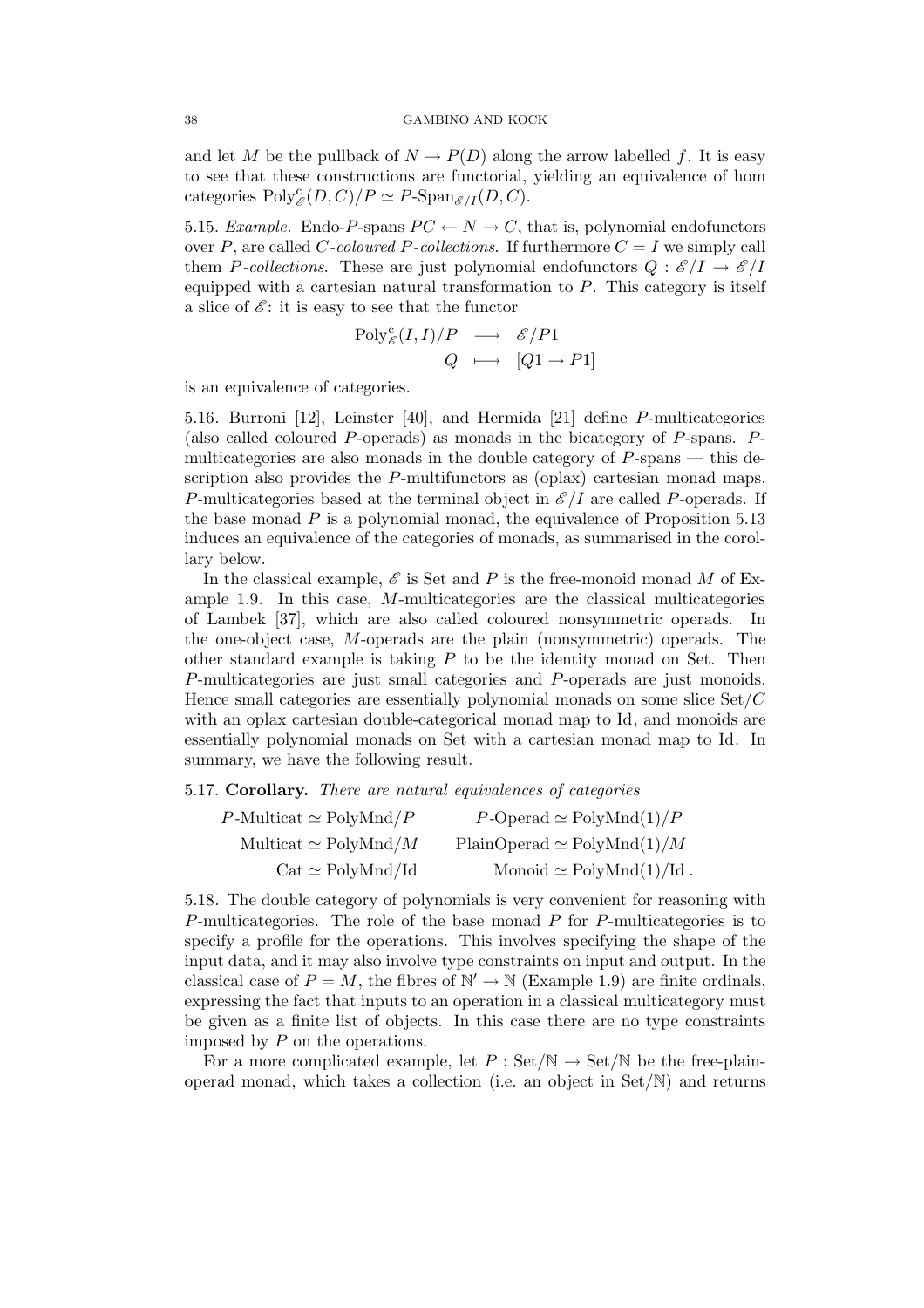and let $M$ be the pullback of $N \to P(D)$ along the arrow labelled $f$. It is easy to see that these constructions are functorial, yielding an equivalence of hom categories $\mathrm{Poly}^{\mathrm{c}}_{\mathscr{E}}(D,C)/P \simeq P\text{-}\mathrm{Span}_{\mathscr{E}/I}(D,C)$.

5.15. *Example.* Endo-$P$-spans $PC \leftarrow N \to C$, that is, polynomial endofunctors over $P$, are called *$C$-coloured $P$-collections*. If furthermore $C = I$ we simply call them *$P$-collections*. These are just polynomial endofunctors $Q : \mathscr{E}/I \to \mathscr{E}/I$ equipped with a cartesian natural transformation to $P$. This category is itself a slice of $\mathscr{E}$: it is easy to see that the functor

$$\begin{array}{rcl} \mathrm{Poly}^{\mathrm{c}}_{\mathscr{E}}(I,I)/P & \longrightarrow & \mathscr{E}/P1 \\ Q & \longmapsto & [Q1 \to P1] \end{array}$$

is an equivalence of categories.

5.16. Burroni [12], Leinster [40], and Hermida [21] define $P$-multicategories (also called coloured $P$-operads) as monads in the bicategory of $P$-spans. $P$-multicategories are also monads in the double category of $P$-spans — this description also provides the $P$-multifunctors as (oplax) cartesian monad maps. $P$-multicategories based at the terminal object in $\mathscr{E}/I$ are called $P$-operads. If the base monad $P$ is a polynomial monad, the equivalence of Proposition 5.13 induces an equivalence of the categories of monads, as summarised in the corollary below.

In the classical example, $\mathscr{E}$ is Set and $P$ is the free-monoid monad $M$ of Example 1.9. In this case, $M$-multicategories are the classical multicategories of Lambek [37], which are also called coloured nonsymmetric operads. In the one-object case, $M$-operads are the plain (nonsymmetric) operads. The other standard example is taking $P$ to be the identity monad on Set. Then $P$-multicategories are just small categories and $P$-operads are just monoids. Hence small categories are essentially polynomial monads on some slice $\mathrm{Set}/C$ with an oplax cartesian double-categorical monad map to Id, and monoids are essentially polynomial monads on Set with a cartesian monad map to Id. In summary, we have the following result.

5.17. **Corollary.** *There are natural equivalences of categories*

$$\begin{array}{rr} P\text{-}\mathrm{Multicat} \simeq \mathrm{PolyMnd}/P & P\text{-}\mathrm{Operad} \simeq \mathrm{PolyMnd}(1)/P \\ \mathrm{Multicat} \simeq \mathrm{PolyMnd}/M & \mathrm{PlainOperad} \simeq \mathrm{PolyMnd}(1)/M \\ \mathrm{Cat} \simeq \mathrm{PolyMnd}/\mathrm{Id} & \mathrm{Monoid} \simeq \mathrm{PolyMnd}(1)/\mathrm{Id}\,. \end{array}$$

5.18. The double category of polynomials is very convenient for reasoning with $P$-multicategories. The role of the base monad $P$ for $P$-multicategories is to specify a profile for the operations. This involves specifying the shape of the input data, and it may also involve type constraints on input and output. In the classical case of $P = M$, the fibres of $\mathbb{N}' \to \mathbb{N}$ (Example 1.9) are finite ordinals, expressing the fact that inputs to an operation in a classical multicategory must be given as a finite list of objects. In this case there are no type constraints imposed by $P$ on the operations.

For a more complicated example, let $P : \mathrm{Set}/\mathbb{N} \to \mathrm{Set}/\mathbb{N}$ be the free-plain-operad monad, which takes a collection (i.e. an object in $\mathrm{Set}/\mathbb{N}$) and returns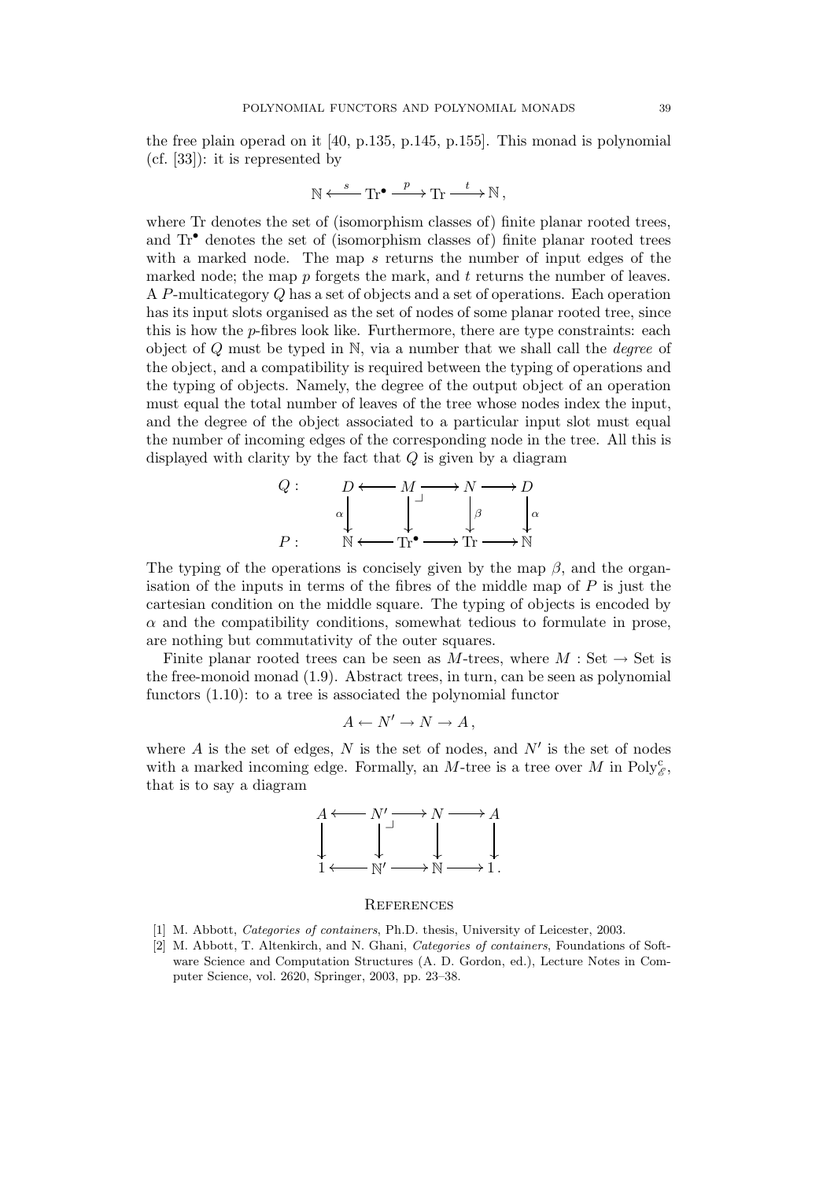the free plain operad on it [40, p.135, p.145, p.155]. This monad is polynomial (cf. [33]): it is represented by

$$\mathbb{N} \xleftarrow{\;s\;} \mathrm{Tr}^{\bullet} \xrightarrow{\;p\;} \mathrm{Tr} \xrightarrow{\;t\;} \mathbb{N}\,,$$

where Tr denotes the set of (isomorphism classes of) finite planar rooted trees, and $\mathrm{Tr}^{\bullet}$ denotes the set of (isomorphism classes of) finite planar rooted trees with a marked node. The map $s$ returns the number of input edges of the marked node; the map $p$ forgets the mark, and $t$ returns the number of leaves. A $P$-multicategory $Q$ has a set of objects and a set of operations. Each operation has its input slots organised as the set of nodes of some planar rooted tree, since this is how the $p$-fibres look like. Furthermore, there are type constraints: each object of $Q$ must be typed in $\mathbb{N}$, via a number that we shall call the *degree* of the object, and a compatibility is required between the typing of operations and the typing of objects. Namely, the degree of the output object of an operation must equal the total number of leaves of the tree whose nodes index the input, and the degree of the object associated to a particular input slot must equal the number of incoming edges of the corresponding node in the tree. All this is displayed with clarity by the fact that $Q$ is given by a diagram

$$\begin{array}{lccccccc}
Q: & D & \longleftarrow & M & \longrightarrow & N & \longrightarrow & D \\
 & {\scriptstyle\alpha}\big\downarrow & & \big\downarrow\lrcorner & & \big\downarrow{\scriptstyle\beta} & & \big\downarrow{\scriptstyle\alpha} \\
P: & \mathbb{N} & \longleftarrow & \mathrm{Tr}^{\bullet} & \longrightarrow & \mathrm{Tr} & \longrightarrow & \mathbb{N}
\end{array}$$

The typing of the operations is concisely given by the map $\beta$, and the organisation of the inputs in terms of the fibres of the middle map of $P$ is just the cartesian condition on the middle square. The typing of objects is encoded by $\alpha$ and the compatibility conditions, somewhat tedious to formulate in prose, are nothing but commutativity of the outer squares.

Finite planar rooted trees can be seen as $M$-trees, where $M : \mathrm{Set} \to \mathrm{Set}$ is the free-monoid monad (1.9). Abstract trees, in turn, can be seen as polynomial functors (1.10): to a tree is associated the polynomial functor

$$A \leftarrow N' \to N \to A\,,$$

where $A$ is the set of edges, $N$ is the set of nodes, and $N'$ is the set of nodes with a marked incoming edge. Formally, an $M$-tree is a tree over $M$ in $\mathrm{Poly}^{\mathrm{c}}_{\mathscr{E}}$, that is to say a diagram

$$\begin{array}{ccccccc}
A & \longleftarrow & N' & \longrightarrow & N & \longrightarrow & A \\
\big\downarrow & & \big\downarrow\lrcorner & & \big\downarrow & & \big\downarrow \\
1 & \longleftarrow & \mathbb{N}' & \longrightarrow & \mathbb{N} & \longrightarrow & 1\,.
\end{array}$$

## References

[1] M. Abbott, *Categories of containers*, Ph.D. thesis, University of Leicester, 2003.

[2] M. Abbott, T. Altenkirch, and N. Ghani, *Categories of containers*, Foundations of Software Science and Computation Structures (A. D. Gordon, ed.), Lecture Notes in Computer Science, vol. 2620, Springer, 2003, pp. 23–38.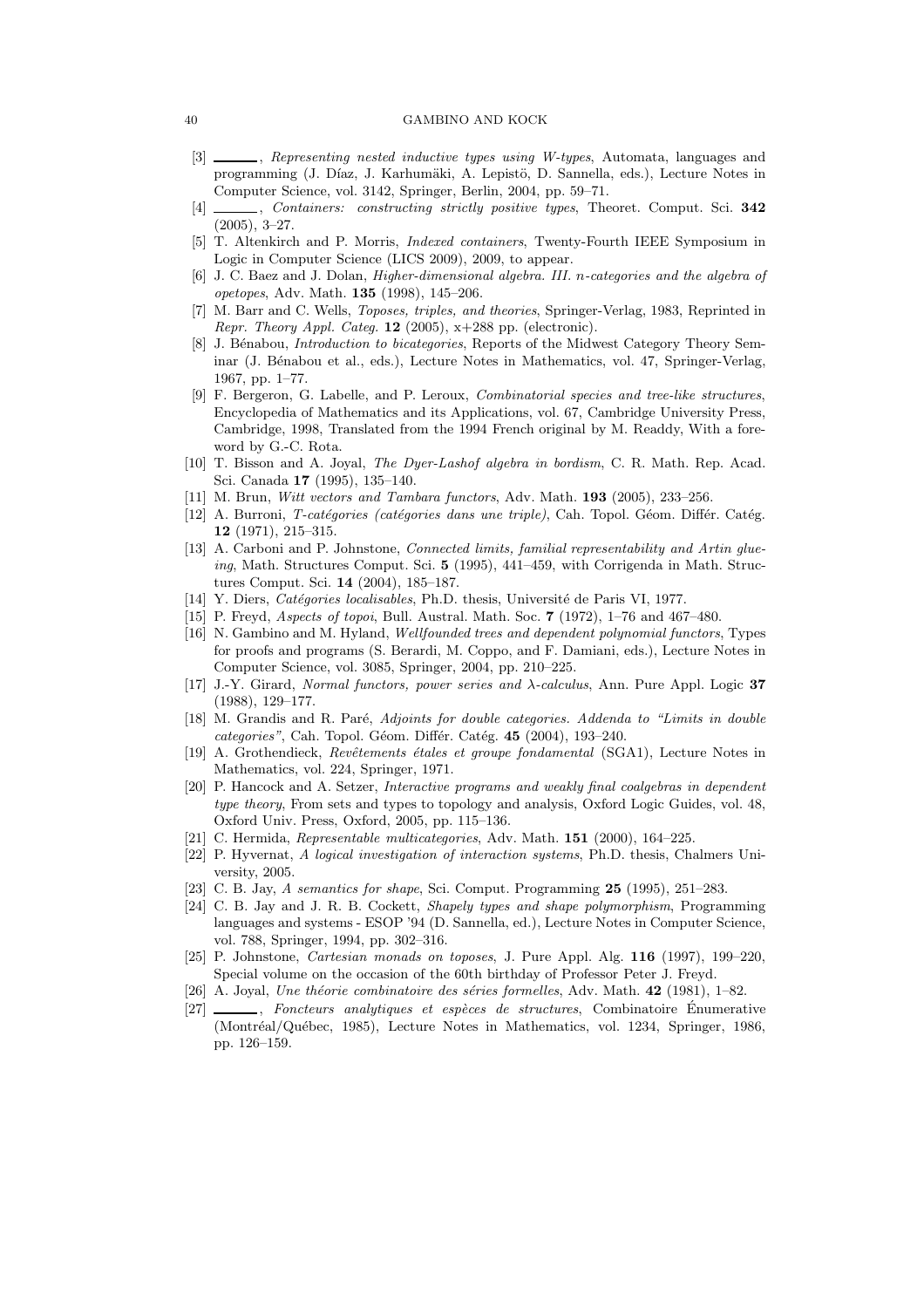- [3] ______, *Representing nested inductive types using W-types*, Automata, languages and programming (J. Díaz, J. Karhumäki, A. Lepistö, D. Sannella, eds.), Lecture Notes in Computer Science, vol. 3142, Springer, Berlin, 2004, pp. 59–71.
- [4] ______, *Containers: constructing strictly positive types*, Theoret. Comput. Sci. **342** (2005), 3–27.
- [5] T. Altenkirch and P. Morris, *Indexed containers*, Twenty-Fourth IEEE Symposium in Logic in Computer Science (LICS 2009), 2009, to appear.
- [6] J. C. Baez and J. Dolan, *Higher-dimensional algebra. III. n-categories and the algebra of opetopes*, Adv. Math. **135** (1998), 145–206.
- [7] M. Barr and C. Wells, *Toposes, triples, and theories*, Springer-Verlag, 1983, Reprinted in *Repr. Theory Appl. Categ.* **12** (2005), x+288 pp. (electronic).
- [8] J. Bénabou, *Introduction to bicategories*, Reports of the Midwest Category Theory Seminar (J. Bénabou et al., eds.), Lecture Notes in Mathematics, vol. 47, Springer-Verlag, 1967, pp. 1–77.
- [9] F. Bergeron, G. Labelle, and P. Leroux, *Combinatorial species and tree-like structures*, Encyclopedia of Mathematics and its Applications, vol. 67, Cambridge University Press, Cambridge, 1998, Translated from the 1994 French original by M. Readdy, With a foreword by G.-C. Rota.
- [10] T. Bisson and A. Joyal, *The Dyer-Lashof algebra in bordism*, C. R. Math. Rep. Acad. Sci. Canada **17** (1995), 135–140.
- [11] M. Brun, *Witt vectors and Tambara functors*, Adv. Math. **193** (2005), 233–256.
- [12] A. Burroni, *T-catégories (catégories dans une triple)*, Cah. Topol. Géom. Différ. Catég. **12** (1971), 215–315.
- [13] A. Carboni and P. Johnstone, *Connected limits, familial representability and Artin glueing*, Math. Structures Comput. Sci. **5** (1995), 441–459, with Corrigenda in Math. Structures Comput. Sci. **14** (2004), 185–187.
- [14] Y. Diers, *Catégories localisables*, Ph.D. thesis, Université de Paris VI, 1977.
- [15] P. Freyd, *Aspects of topoi*, Bull. Austral. Math. Soc. **7** (1972), 1–76 and 467–480.
- [16] N. Gambino and M. Hyland, *Wellfounded trees and dependent polynomial functors*, Types for proofs and programs (S. Berardi, M. Coppo, and F. Damiani, eds.), Lecture Notes in Computer Science, vol. 3085, Springer, 2004, pp. 210–225.
- [17] J.-Y. Girard, *Normal functors, power series and λ-calculus*, Ann. Pure Appl. Logic **37** (1988), 129–177.
- [18] M. Grandis and R. Paré, *Adjoints for double categories. Addenda to "Limits in double categories"*, Cah. Topol. Géom. Différ. Catég. **45** (2004), 193–240.
- [19] A. Grothendieck, *Revêtements étales et groupe fondamental* (SGA1), Lecture Notes in Mathematics, vol. 224, Springer, 1971.
- [20] P. Hancock and A. Setzer, *Interactive programs and weakly final coalgebras in dependent type theory*, From sets and types to topology and analysis, Oxford Logic Guides, vol. 48, Oxford Univ. Press, Oxford, 2005, pp. 115–136.
- [21] C. Hermida, *Representable multicategories*, Adv. Math. **151** (2000), 164–225.
- [22] P. Hyvernat, *A logical investigation of interaction systems*, Ph.D. thesis, Chalmers University, 2005.
- [23] C. B. Jay, *A semantics for shape*, Sci. Comput. Programming **25** (1995), 251–283.
- [24] C. B. Jay and J. R. B. Cockett, *Shapely types and shape polymorphism*, Programming languages and systems - ESOP '94 (D. Sannella, ed.), Lecture Notes in Computer Science, vol. 788, Springer, 1994, pp. 302–316.
- [25] P. Johnstone, *Cartesian monads on toposes*, J. Pure Appl. Alg. **116** (1997), 199–220, Special volume on the occasion of the 60th birthday of Professor Peter J. Freyd.
- [26] A. Joyal, *Une théorie combinatoire des séries formelles*, Adv. Math. **42** (1981), 1–82.
- [27] ______, *Foncteurs analytiques et espèces de structures*, Combinatoire Énumerative (Montréal/Québec, 1985), Lecture Notes in Mathematics, vol. 1234, Springer, 1986, pp. 126–159.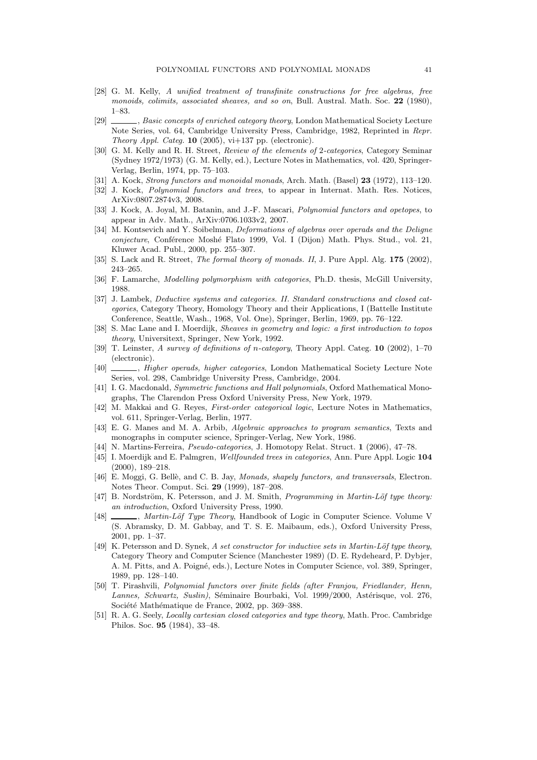[28] G. M. Kelly, *A unified treatment of transfinite constructions for free algebras, free monoids, colimits, associated sheaves, and so on*, Bull. Austral. Math. Soc. **22** (1980), 1–83.

[29] ______, *Basic concepts of enriched category theory*, London Mathematical Society Lecture Note Series, vol. 64, Cambridge University Press, Cambridge, 1982, Reprinted in *Repr. Theory Appl. Categ.* **10** (2005), vi+137 pp. (electronic).

[30] G. M. Kelly and R. H. Street, *Review of the elements of 2-categories*, Category Seminar (Sydney 1972/1973) (G. M. Kelly, ed.), Lecture Notes in Mathematics, vol. 420, Springer-Verlag, Berlin, 1974, pp. 75–103.

[31] A. Kock, *Strong functors and monoidal monads*, Arch. Math. (Basel) **23** (1972), 113–120.

[32] J. Kock, *Polynomial functors and trees*, to appear in Internat. Math. Res. Notices, ArXiv:0807.2874v3, 2008.

[33] J. Kock, A. Joyal, M. Batanin, and J.-F. Mascari, *Polynomial functors and opetopes*, to appear in Adv. Math., ArXiv:0706.1033v2, 2007.

[34] M. Kontsevich and Y. Soibelman, *Deformations of algebras over operads and the Deligne conjecture*, Conférence Moshé Flato 1999, Vol. I (Dijon) Math. Phys. Stud., vol. 21, Kluwer Acad. Publ., 2000, pp. 255–307.

[35] S. Lack and R. Street, *The formal theory of monads. II*, J. Pure Appl. Alg. **175** (2002), 243–265.

[36] F. Lamarche, *Modelling polymorphism with categories*, Ph.D. thesis, McGill University, 1988.

[37] J. Lambek, *Deductive systems and categories. II. Standard constructions and closed categories*, Category Theory, Homology Theory and their Applications, I (Battelle Institute Conference, Seattle, Wash., 1968, Vol. One), Springer, Berlin, 1969, pp. 76–122.

[38] S. Mac Lane and I. Moerdijk, *Sheaves in geometry and logic: a first introduction to topos theory*, Universitext, Springer, New York, 1992.

[39] T. Leinster, *A survey of definitions of n-category*, Theory Appl. Categ. **10** (2002), 1–70 (electronic).

[40] ______, *Higher operads, higher categories*, London Mathematical Society Lecture Note Series, vol. 298, Cambridge University Press, Cambridge, 2004.

[41] I. G. Macdonald, *Symmetric functions and Hall polynomials*, Oxford Mathematical Monographs, The Clarendon Press Oxford University Press, New York, 1979.

[42] M. Makkai and G. Reyes, *First-order categorical logic*, Lecture Notes in Mathematics, vol. 611, Springer-Verlag, Berlin, 1977.

[43] E. G. Manes and M. A. Arbib, *Algebraic approaches to program semantics*, Texts and monographs in computer science, Springer-Verlag, New York, 1986.

[44] N. Martins-Ferreira, *Pseudo-categories*, J. Homotopy Relat. Struct. **1** (2006), 47–78.

[45] I. Moerdijk and E. Palmgren, *Wellfounded trees in categories*, Ann. Pure Appl. Logic **104** (2000), 189–218.

[46] E. Moggi, G. Bellè, and C. B. Jay, *Monads, shapely functors, and transversals*, Electron. Notes Theor. Comput. Sci. **29** (1999), 187–208.

[47] B. Nordström, K. Petersson, and J. M. Smith, *Programming in Martin-Löf type theory: an introduction*, Oxford University Press, 1990.

[48] ______, *Martin-Löf Type Theory*, Handbook of Logic in Computer Science. Volume V (S. Abramsky, D. M. Gabbay, and T. S. E. Maibaum, eds.), Oxford University Press, 2001, pp. 1–37.

[49] K. Petersson and D. Synek, *A set constructor for inductive sets in Martin-Löf type theory*, Category Theory and Computer Science (Manchester 1989) (D. E. Rydeheard, P. Dybjer, A. M. Pitts, and A. Poigné, eds.), Lecture Notes in Computer Science, vol. 389, Springer, 1989, pp. 128–140.

[50] T. Pirashvili, *Polynomial functors over finite fields (after Franjou, Friedlander, Henn, Lannes, Schwartz, Suslin)*, Séminaire Bourbaki, Vol. 1999/2000, Astérisque, vol. 276, Société Mathématique de France, 2002, pp. 369–388.

[51] R. A. G. Seely, *Locally cartesian closed categories and type theory*, Math. Proc. Cambridge Philos. Soc. **95** (1984), 33–48.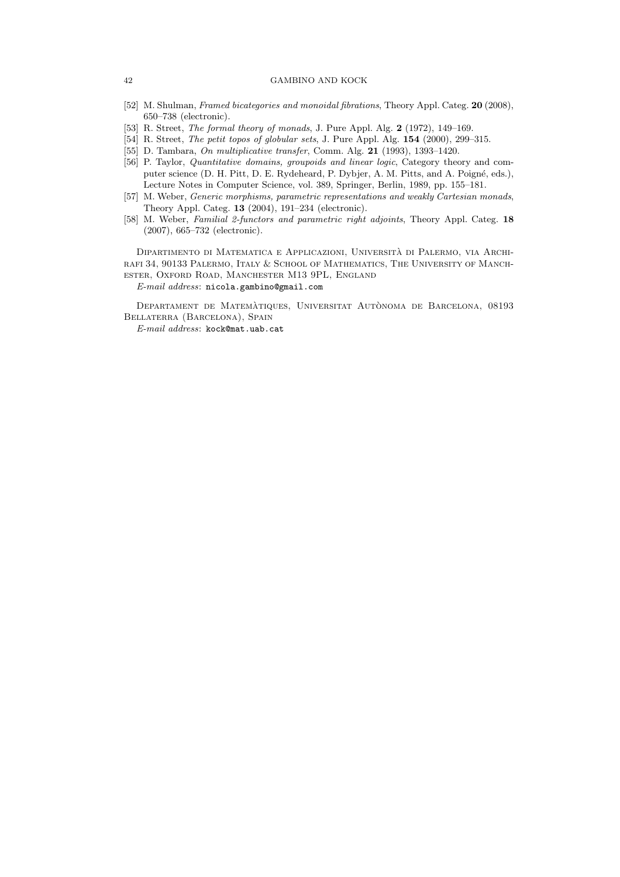[52] M. Shulman, *Framed bicategories and monoidal fibrations*, Theory Appl. Categ. **20** (2008), 650–738 (electronic).

[53] R. Street, *The formal theory of monads*, J. Pure Appl. Alg. **2** (1972), 149–169.

[54] R. Street, *The petit topos of globular sets*, J. Pure Appl. Alg. **154** (2000), 299–315.

[55] D. Tambara, *On multiplicative transfer*, Comm. Alg. **21** (1993), 1393–1420.

[56] P. Taylor, *Quantitative domains, groupoids and linear logic*, Category theory and computer science (D. H. Pitt, D. E. Rydeheard, P. Dybjer, A. M. Pitts, and A. Poigné, eds.), Lecture Notes in Computer Science, vol. 389, Springer, Berlin, 1989, pp. 155–181.

[57] M. Weber, *Generic morphisms, parametric representations and weakly Cartesian monads*, Theory Appl. Categ. **13** (2004), 191–234 (electronic).

[58] M. Weber, *Familial 2-functors and parametric right adjoints*, Theory Appl. Categ. **18** (2007), 665–732 (electronic).

Dipartimento di Matematica e Applicazioni, Università di Palermo, via Archirafi 34, 90133 Palermo, Italy & School of Mathematics, The University of Manchester, Oxford Road, Manchester M13 9PL, England

*E-mail address*: nicola.gambino@gmail.com

Departament de Matemàtiques, Universitat Autònoma de Barcelona, 08193 Bellaterra (Barcelona), Spain

*E-mail address*: kock@mat.uab.cat